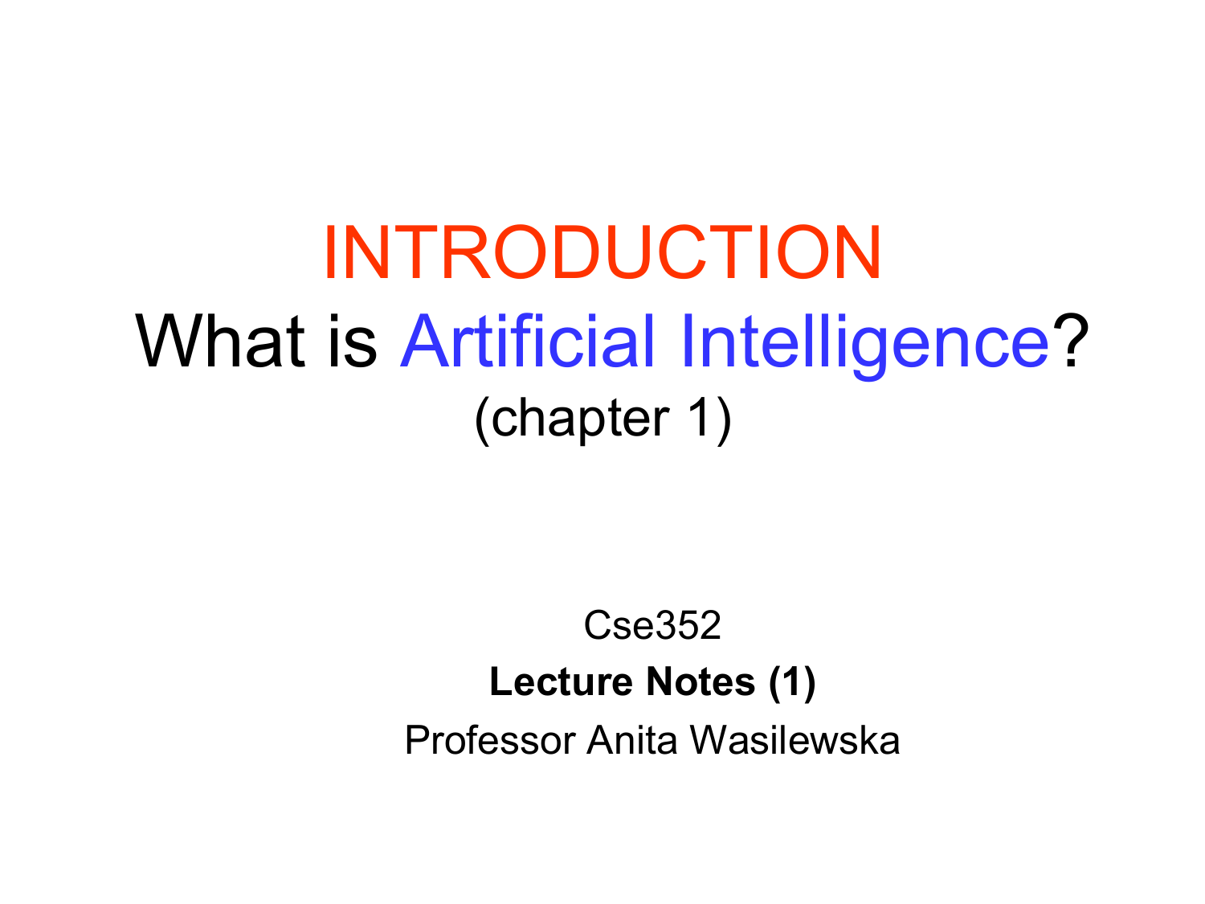# INTRODUCTION
## What is Artificial Intelligence?
(chapter 1)

Cse352

**Lecture Notes (1)**

Professor Anita Wasilewska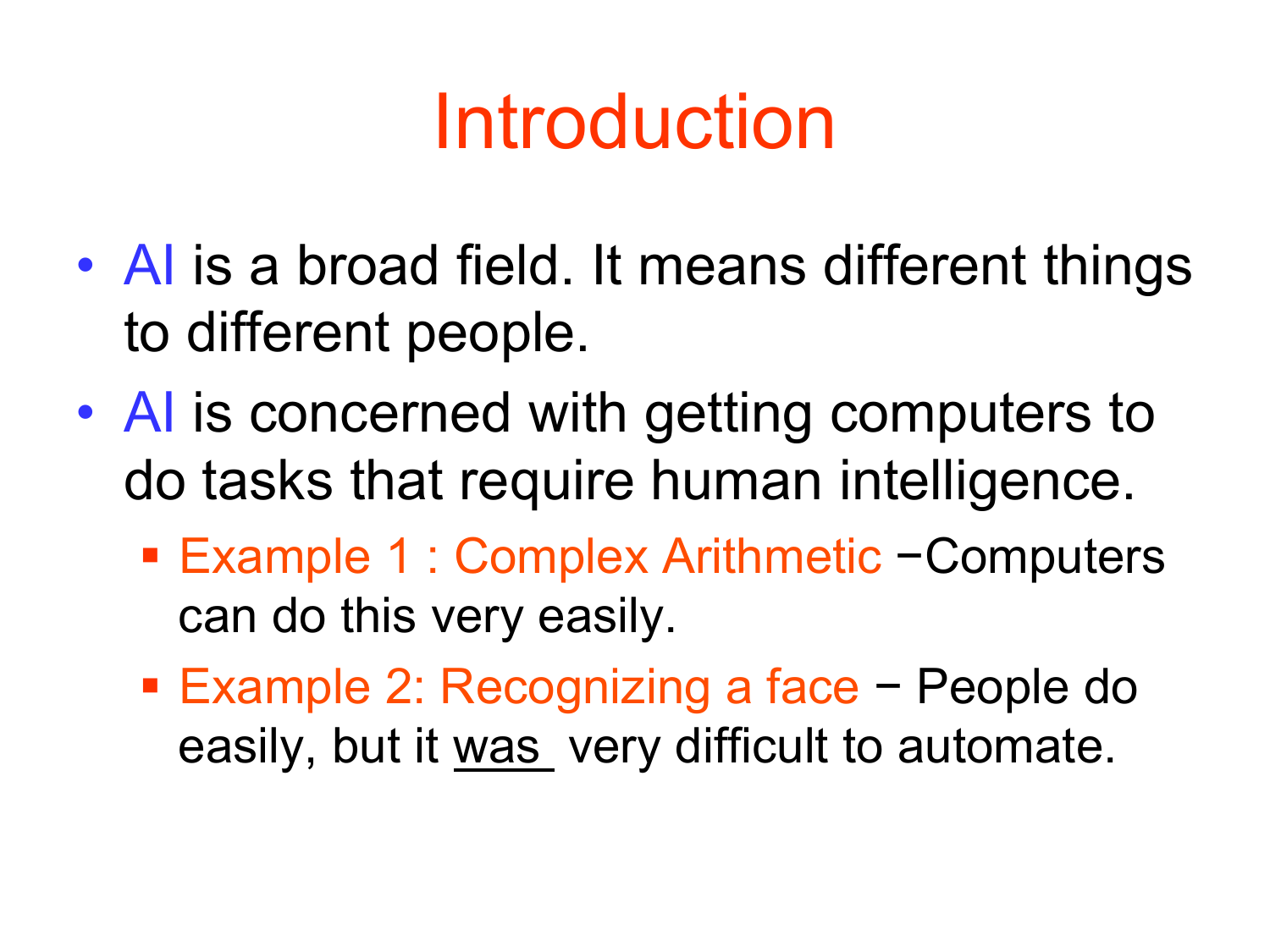# Introduction

- AI is a broad field. It means different things to different people.
- AI is concerned with getting computers to do tasks that require human intelligence.
  - Example 1 : Complex Arithmetic −Computers can do this very easily.
  - Example 2: Recognizing a face − People do easily, but it <u>was</u> very difficult to automate.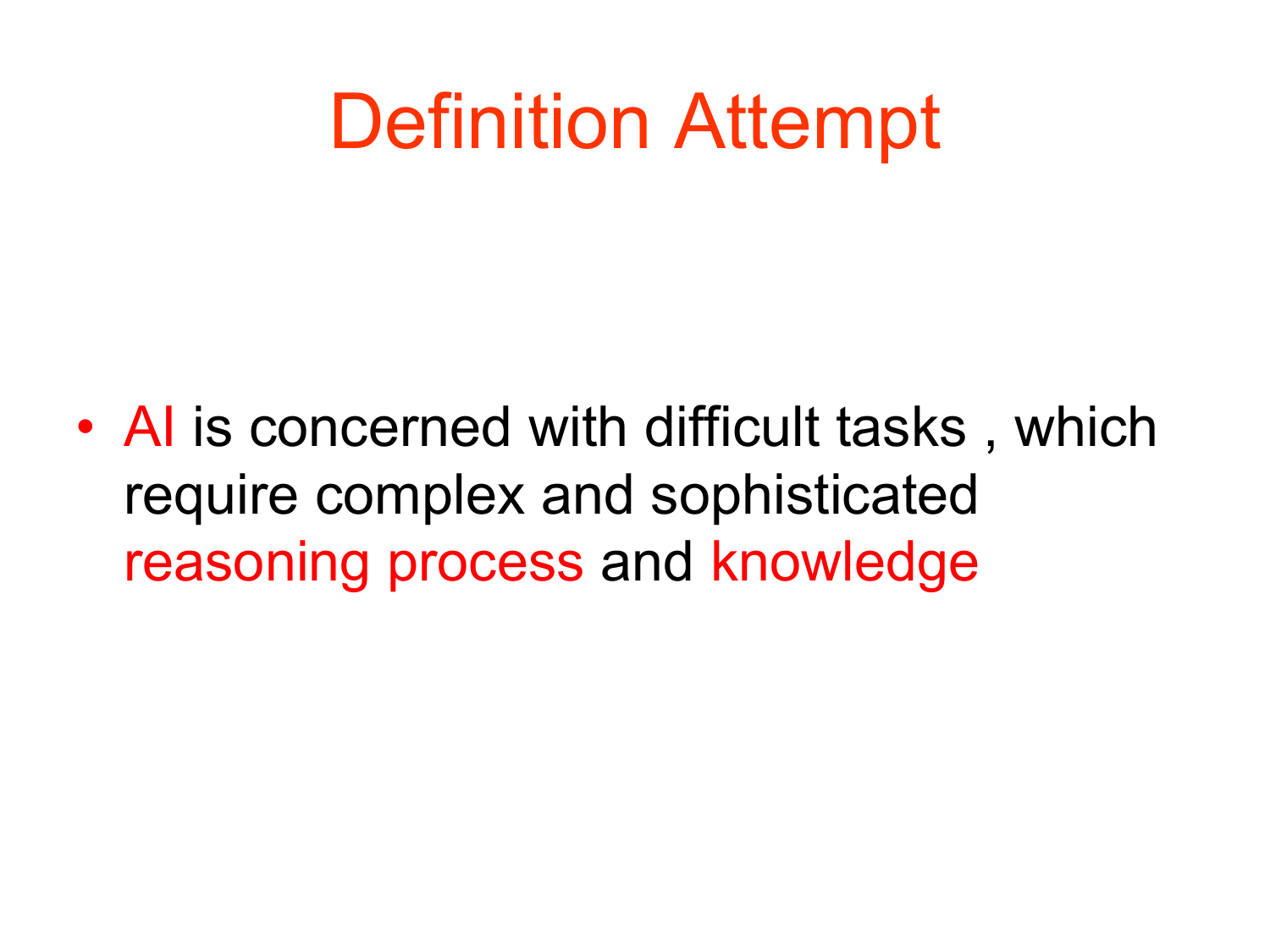# Definition Attempt

- AI is concerned with difficult tasks , which require complex and sophisticated reasoning process and knowledge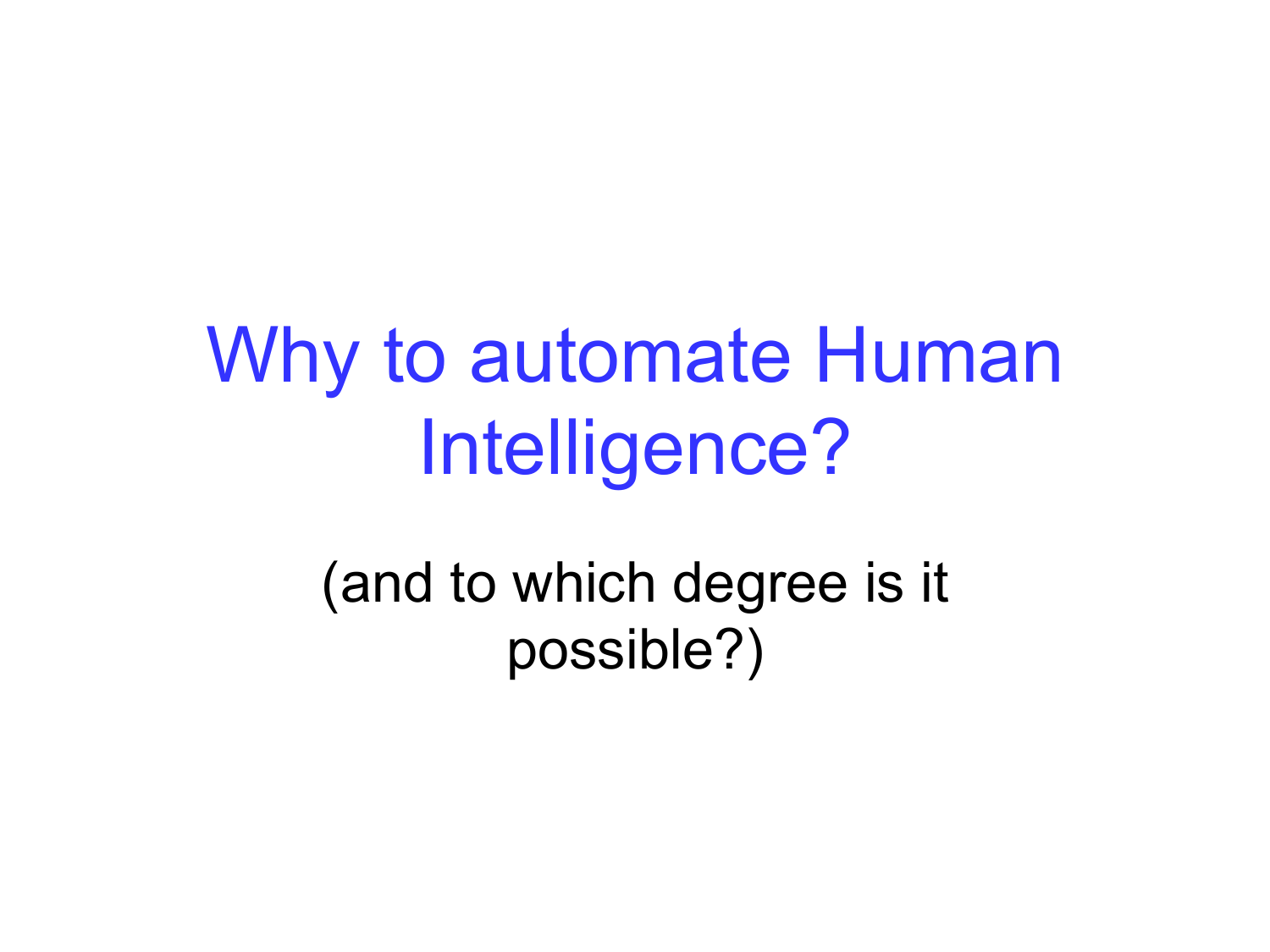# Why to automate Human Intelligence?

(and to which degree is it possible?)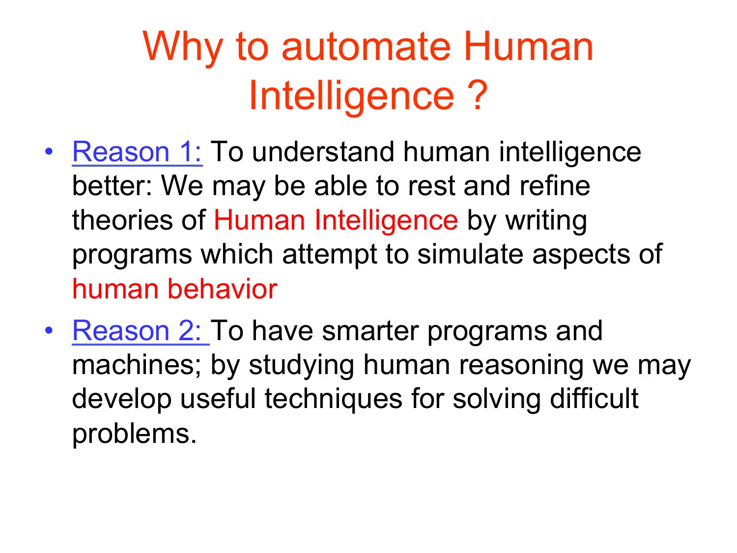# Why to automate Human Intelligence ?

- Reason 1: To understand human intelligence better: We may be able to rest and refine theories of Human Intelligence by writing programs which attempt to simulate aspects of human behavior
- Reason 2: To have smarter programs and machines; by studying human reasoning we may develop useful techniques for solving difficult problems.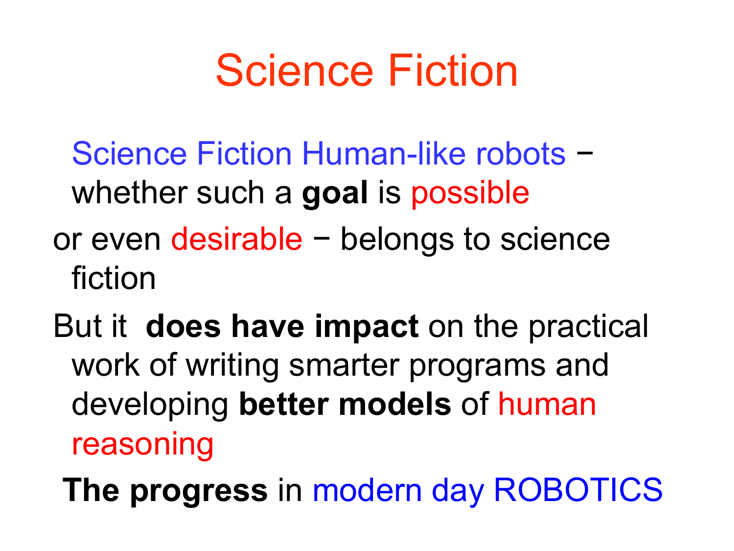# Science Fiction

Science Fiction Human-like robots − whether such a **goal** is possible

or even desirable − belongs to science fiction

But it **does have impact** on the practical work of writing smarter programs and developing **better models** of human reasoning

**The progress** in modern day ROBOTICS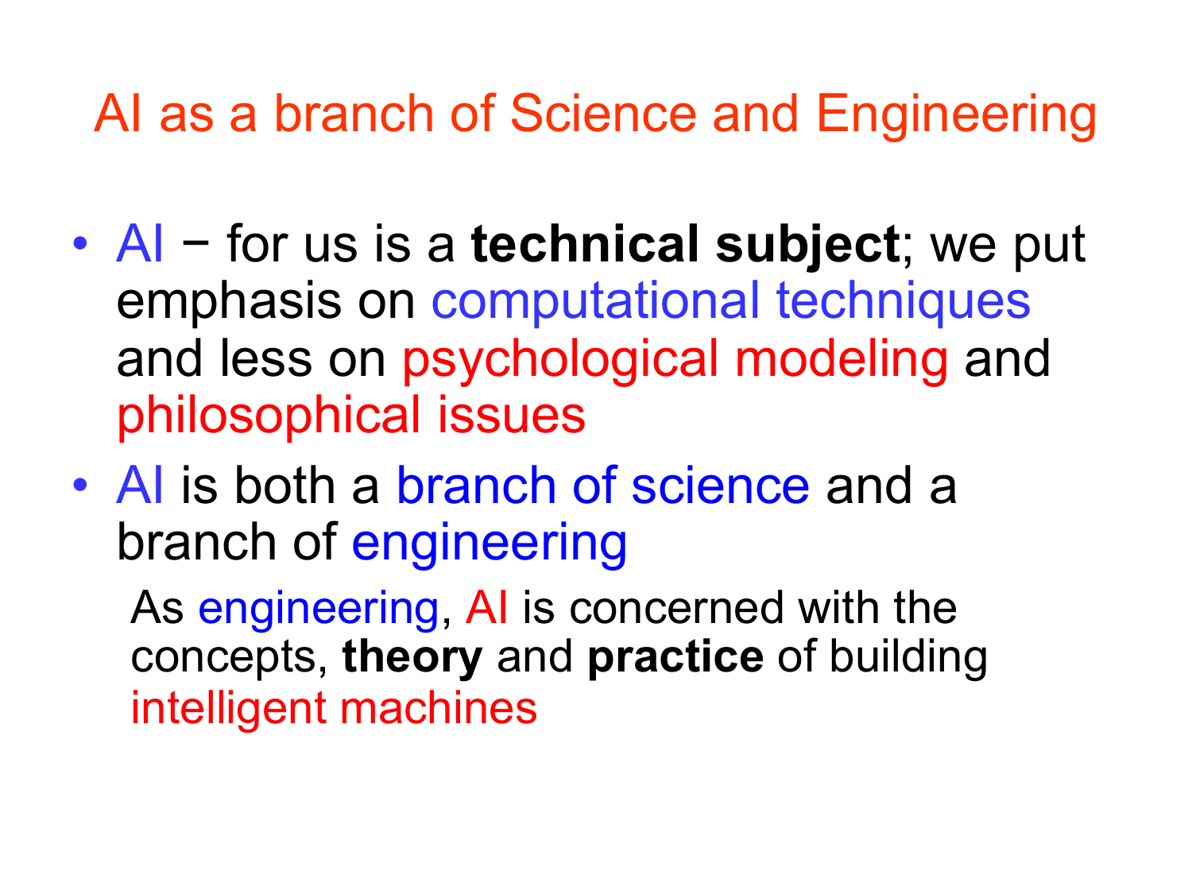# AI as a branch of Science and Engineering

- AI − for us is a **technical subject**; we put emphasis on computational techniques and less on psychological modeling and philosophical issues
- AI is both a branch of science and a branch of engineering

  As engineering, AI is concerned with the concepts, **theory** and **practice** of building intelligent machines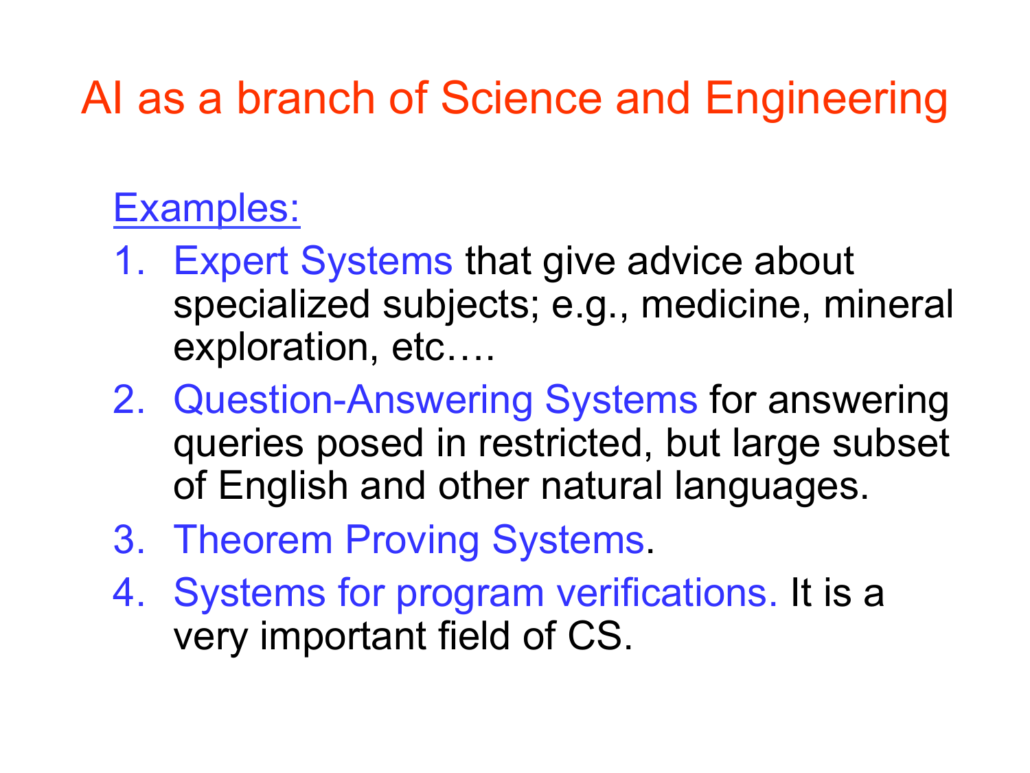# AI as a branch of Science and Engineering

Examples:

1. Expert Systems that give advice about specialized subjects; e.g., medicine, mineral exploration, etc….
2. Question-Answering Systems for answering queries posed in restricted, but large subset of English and other natural languages.
3. Theorem Proving Systems.
4. Systems for program verifications. It is a very important field of CS.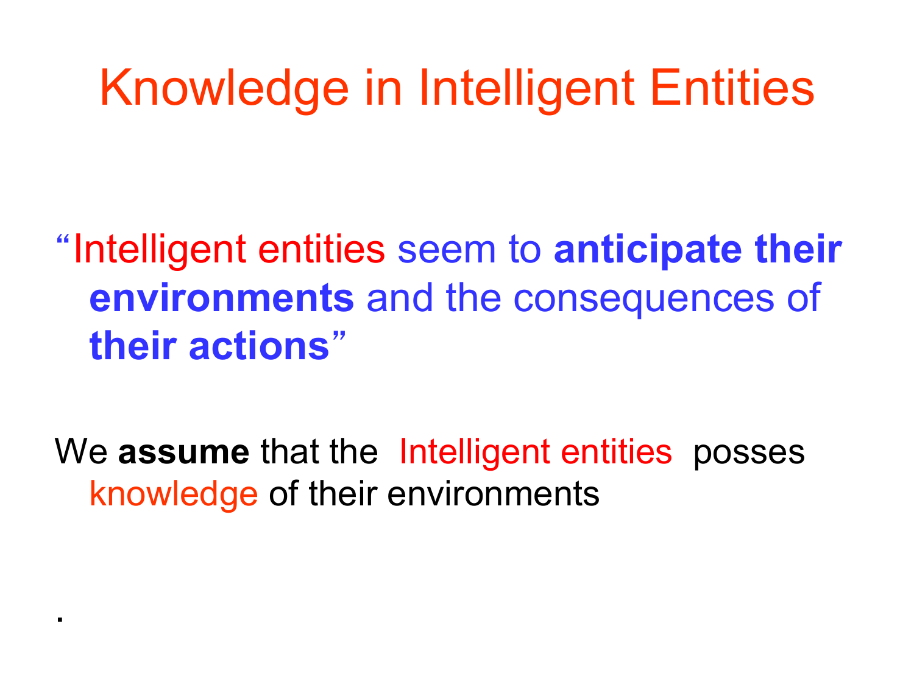# Knowledge in Intelligent Entities

"Intelligent entities seem to **anticipate their environments** and the consequences of **their actions**"

We **assume** that the Intelligent entities posses knowledge of their environments

.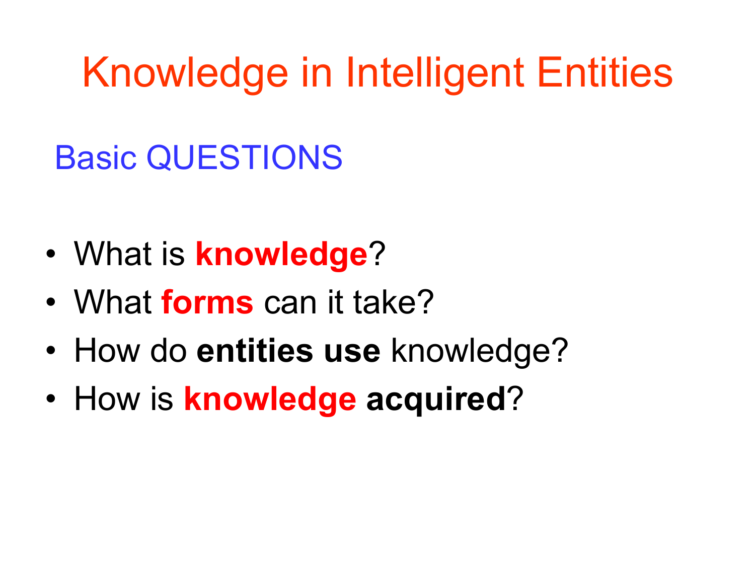# Knowledge in Intelligent Entities

## Basic QUESTIONS

- What is **knowledge**?
- What **forms** can it take?
- How do **entities use** knowledge?
- How is **knowledge acquired**?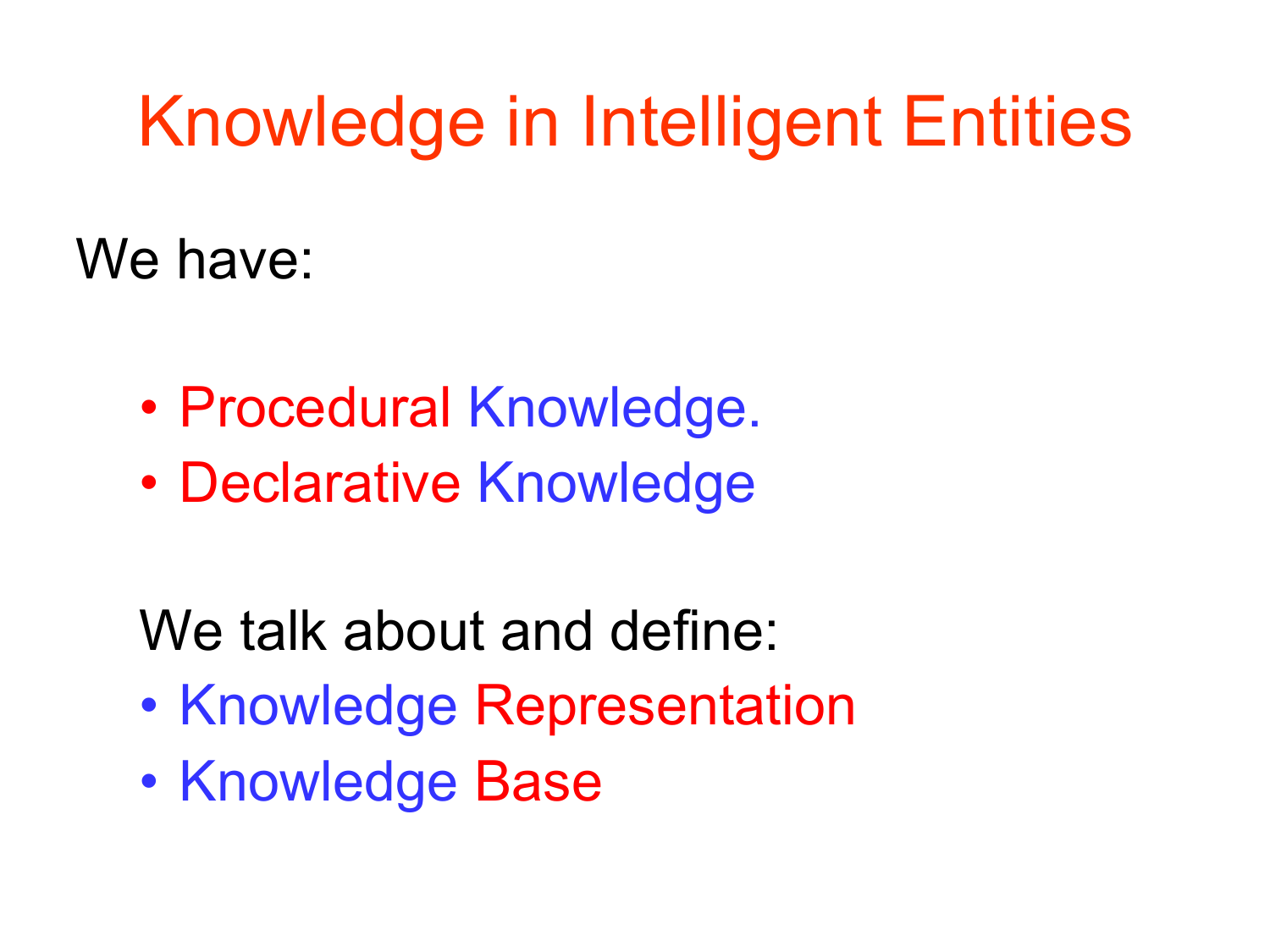# Knowledge in Intelligent Entities

We have:

- Procedural Knowledge.
- Declarative Knowledge

We talk about and define:

- Knowledge Representation
- Knowledge Base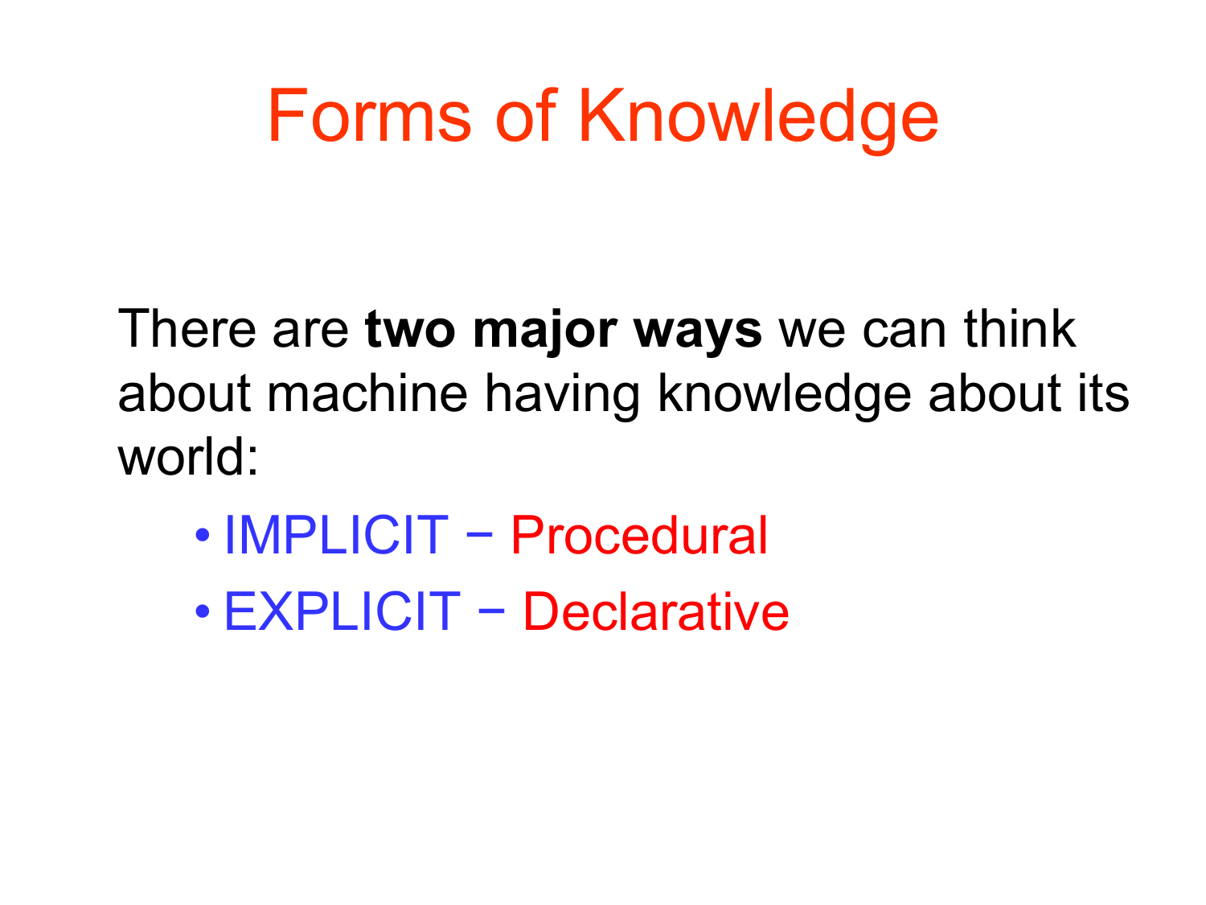# Forms of Knowledge

There are **two major ways** we can think about machine having knowledge about its world:

- IMPLICIT – Procedural
- EXPLICIT – Declarative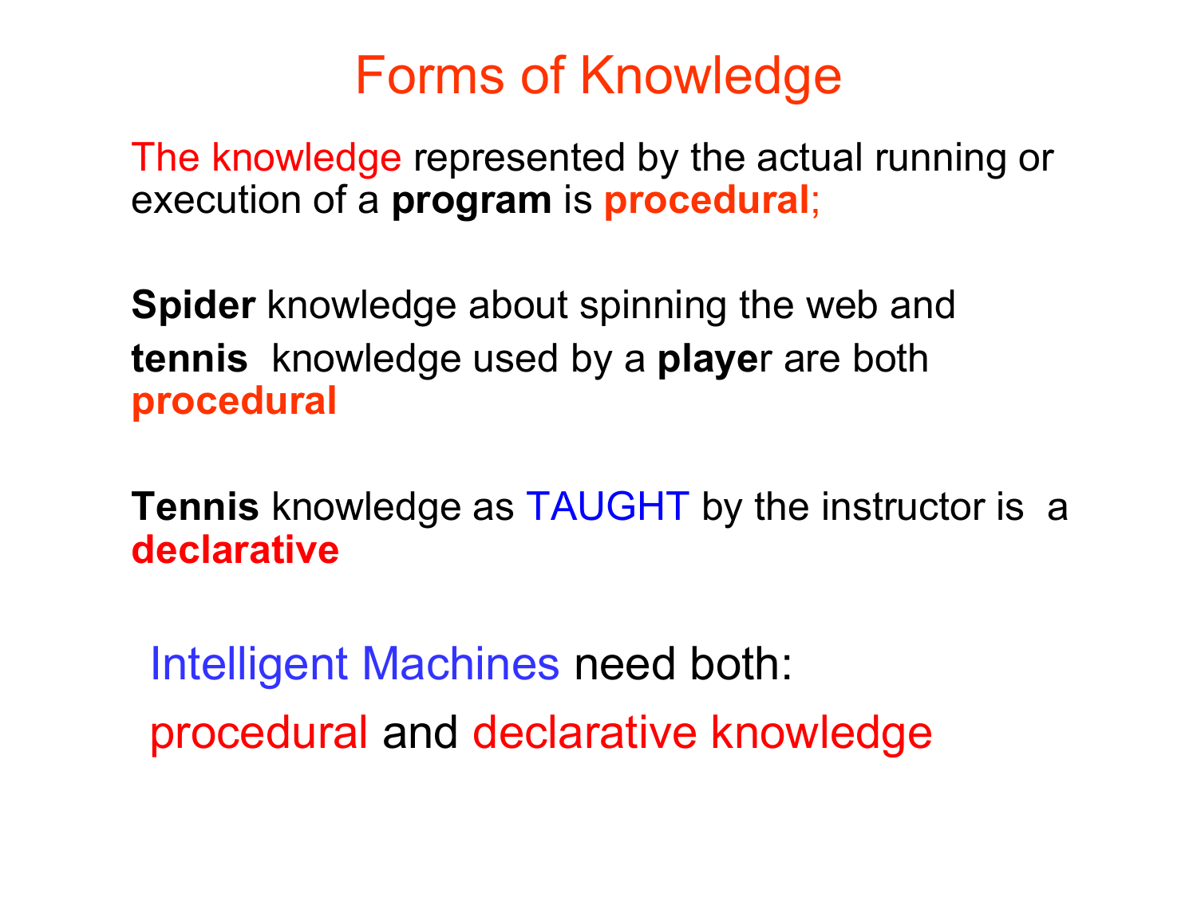# Forms of Knowledge

The knowledge represented by the actual running or execution of a **program** is **procedural**;

**Spider** knowledge about spinning the web and **tennis** knowledge used by a **player** are both **procedural**

**Tennis** knowledge as TAUGHT by the instructor is a **declarative**

Intelligent Machines need both:

procedural and declarative knowledge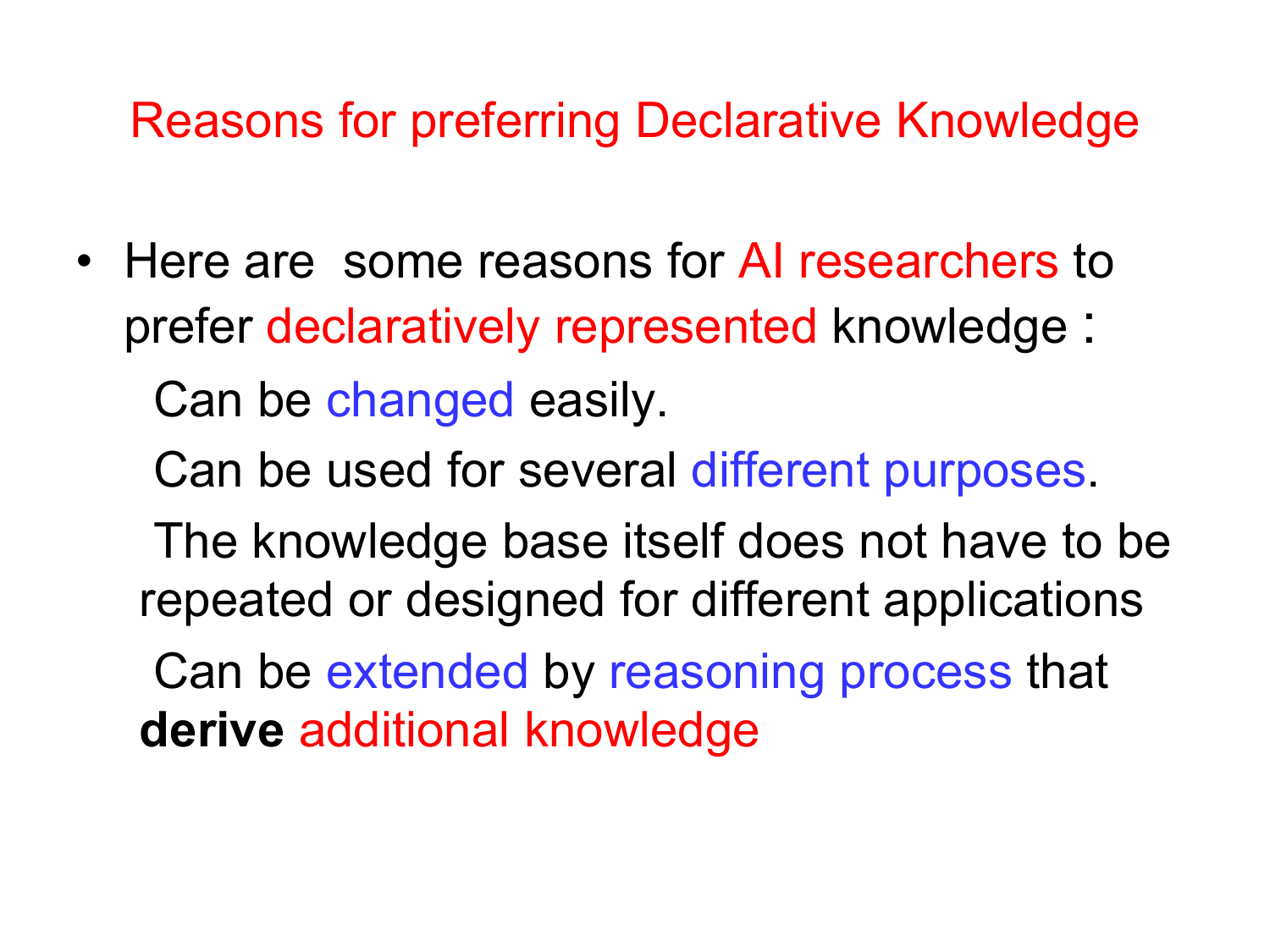# Reasons for preferring Declarative Knowledge

- Here are some reasons for AI researchers to prefer declaratively represented knowledge :

  Can be changed easily.

  Can be used for several different purposes.

  The knowledge base itself does not have to be repeated or designed for different applications

  Can be extended by reasoning process that **derive** additional knowledge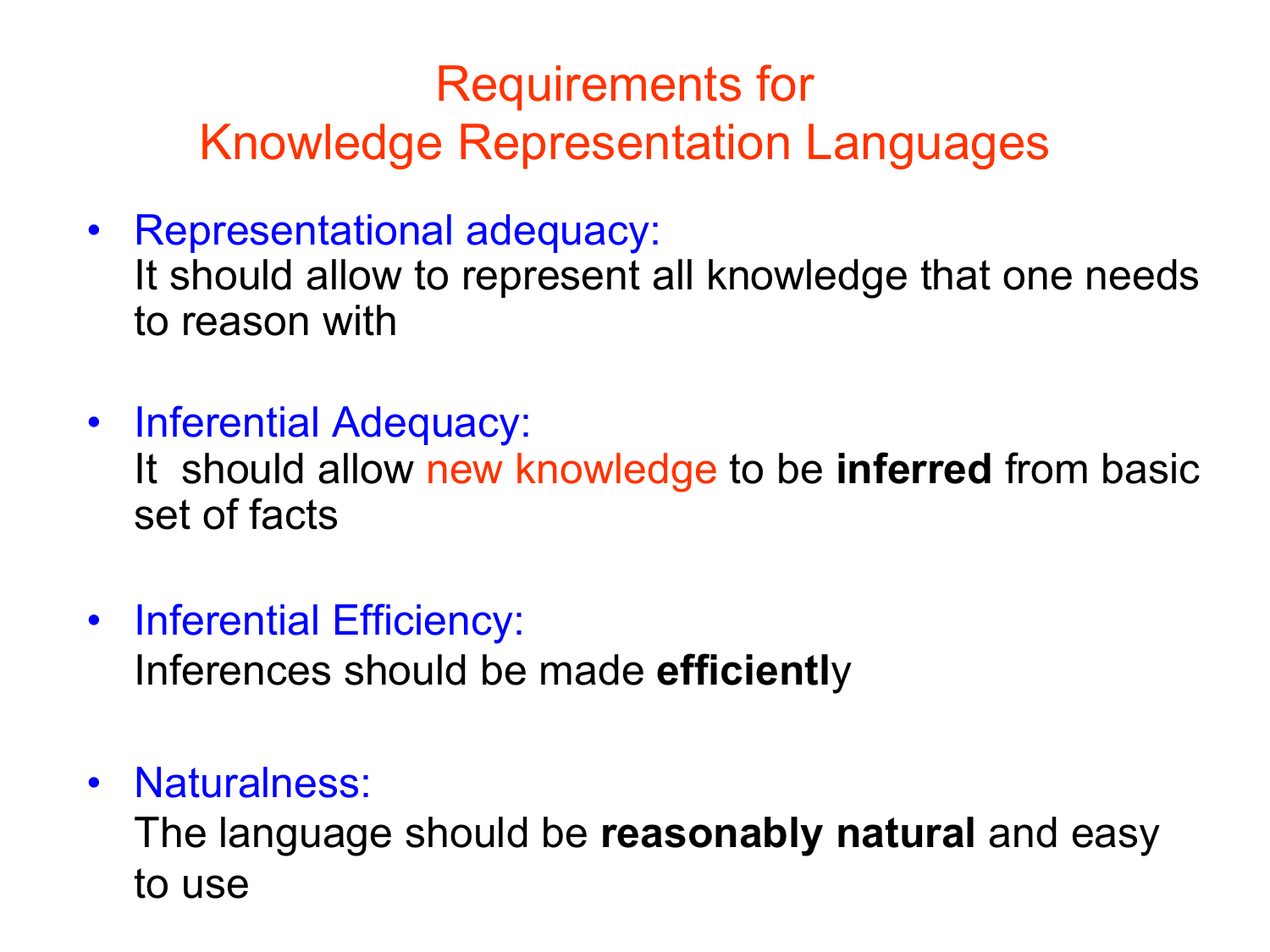# Requirements for Knowledge Representation Languages

- Representational adequacy:
  It should allow to represent all knowledge that one needs to reason with

- Inferential Adequacy:
  It should allow new knowledge to be **inferred** from basic set of facts

- Inferential Efficiency:
  Inferences should be made **efficientl**y

- Naturalness:
  The language should be **reasonably natural** and easy to use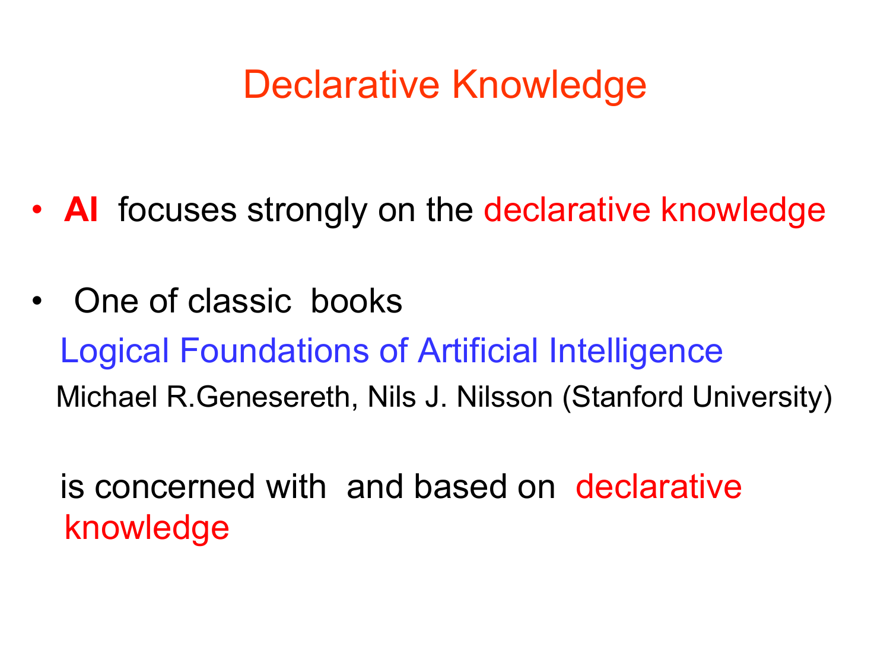# Declarative Knowledge

- **AI** focuses strongly on the declarative knowledge
- One of classic books

  Logical Foundations of Artificial Intelligence

  Michael R.Genesereth, Nils J. Nilsson (Stanford University)

  is concerned with and based on declarative knowledge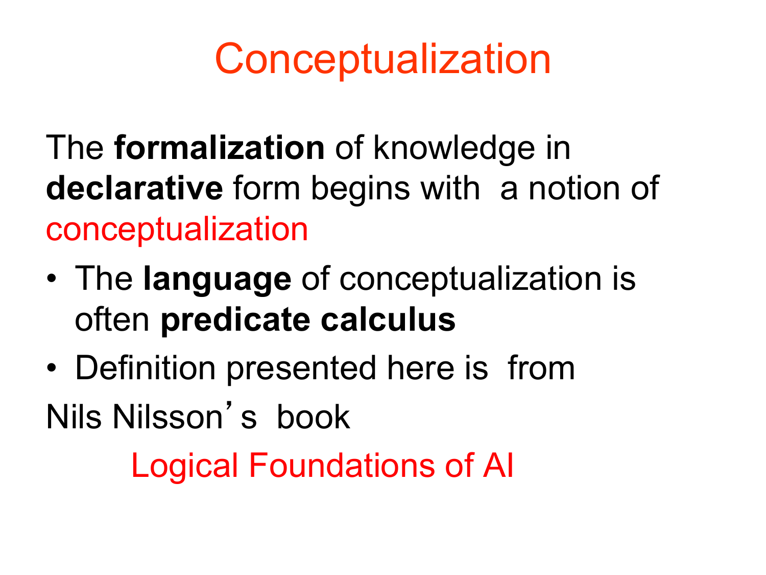# Conceptualization

The **formalization** of knowledge in **declarative** form begins with a notion of conceptualization

- The **language** of conceptualization is often **predicate calculus**
- Definition presented here is from

Nils Nilsson's book

Logical Foundations of AI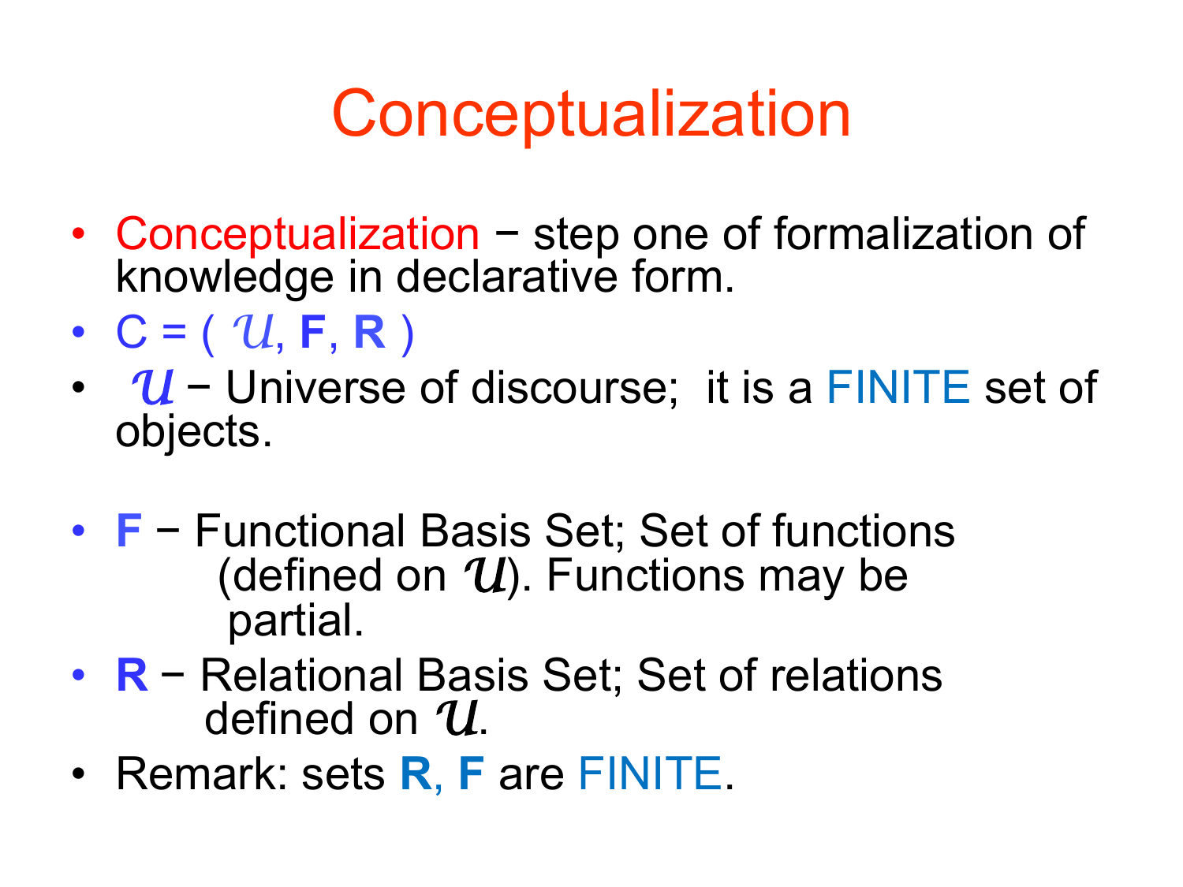# Conceptualization

- Conceptualization − step one of formalization of knowledge in declarative form.
- $C = (\mathcal{U}, \mathbf{F}, \mathbf{R})$
- $\mathcal{U}$ − Universe of discourse; it is a FINITE set of objects.
- **F** − Functional Basis Set; Set of functions (defined on $\mathcal{U}$). Functions may be partial.
- **R** − Relational Basis Set; Set of relations defined on $\mathcal{U}$.
- Remark: sets **R**, **F** are FINITE.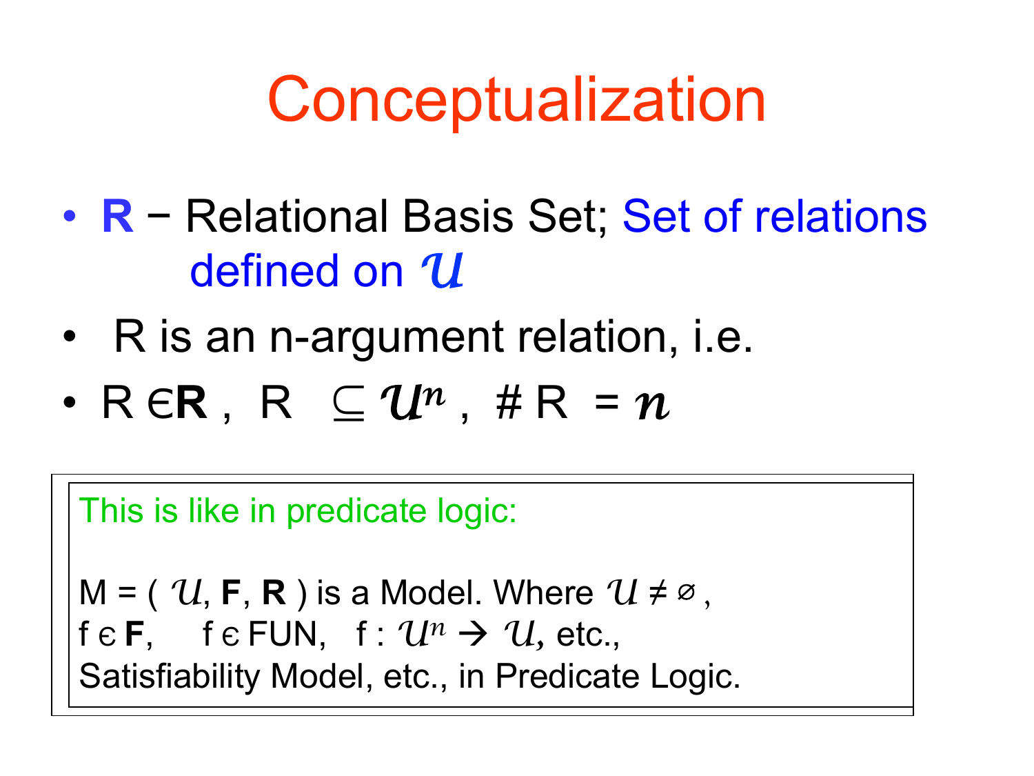# Conceptualization

- **R** − Relational Basis Set; Set of relations defined on $\mathcal{U}$
- R is an n-argument relation, i.e.
- R ∈ **R** , R $\subseteq \mathcal{U}^n$ , # R = $n$

> This is like in predicate logic:
>
> M = ( $\mathcal{U}$, **F**, **R** ) is a Model. Where $\mathcal{U} \neq \varnothing$ ,
> f ∈ **F**, f ∈ FUN, f : $\mathcal{U}^n \rightarrow \mathcal{U}$, etc.,
> Satisfiability Model, etc., in Predicate Logic.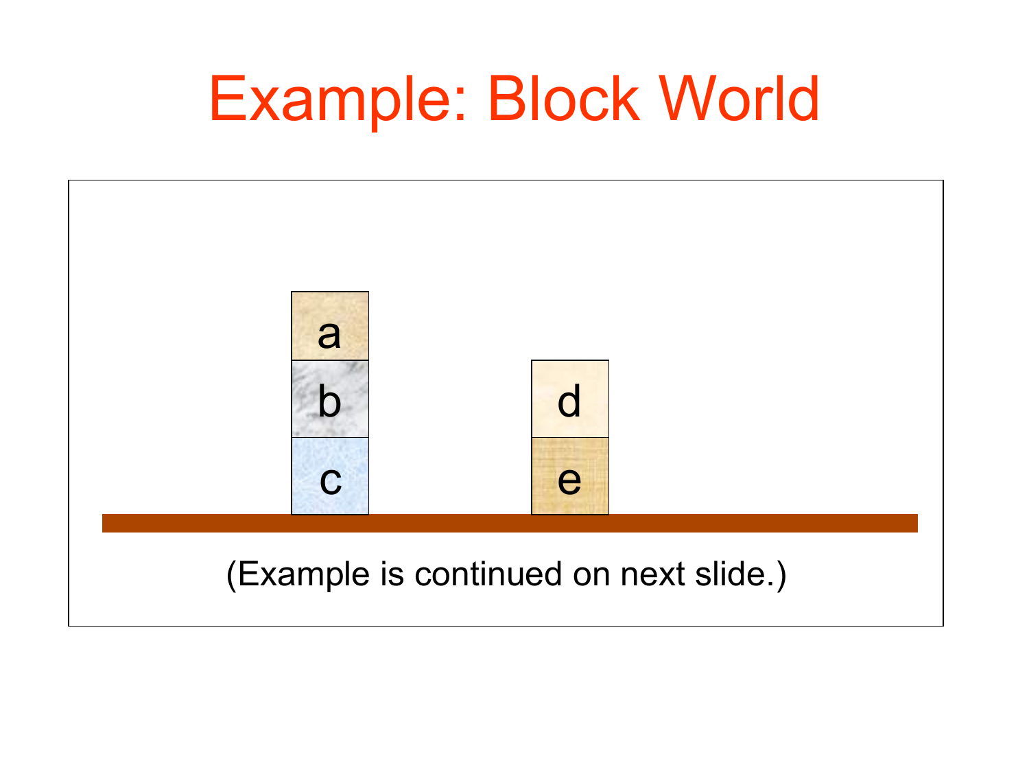# Example: Block World

a

b

c

d

e

(Example is continued on next slide.)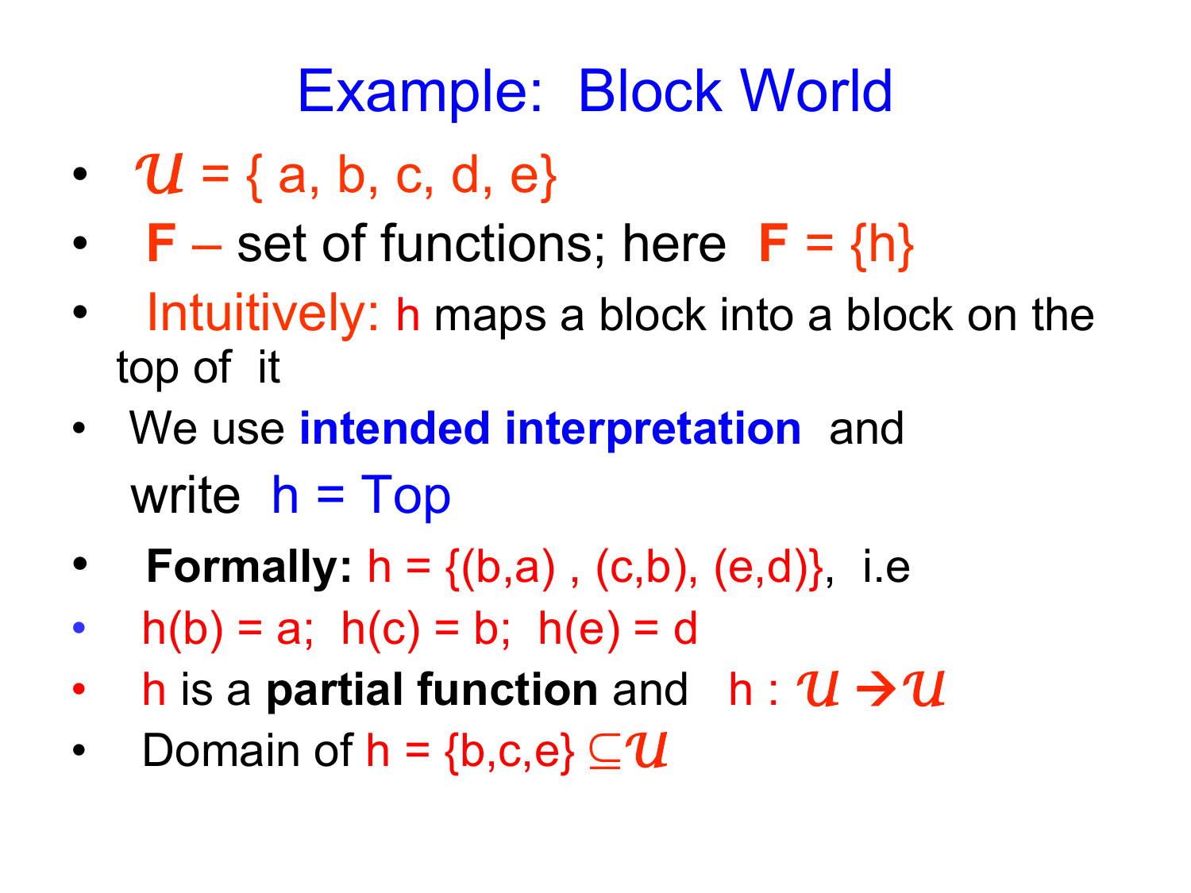# Example: Block World

- $\mathcal{U}$ = { a, b, c, d, e}
- **F** – set of functions; here **F** = {h}
- Intuitively: h maps a block into a block on the top of it
- We use **intended interpretation** and write h = Top
- **Formally:** h = {(b,a) , (c,b), (e,d)}, i.e
- h(b) = a; h(c) = b; h(e) = d
- h is a **partial function** and h : $\mathcal{U} \rightarrow \mathcal{U}$
- Domain of h = {b,c,e} $\subseteq \mathcal{U}$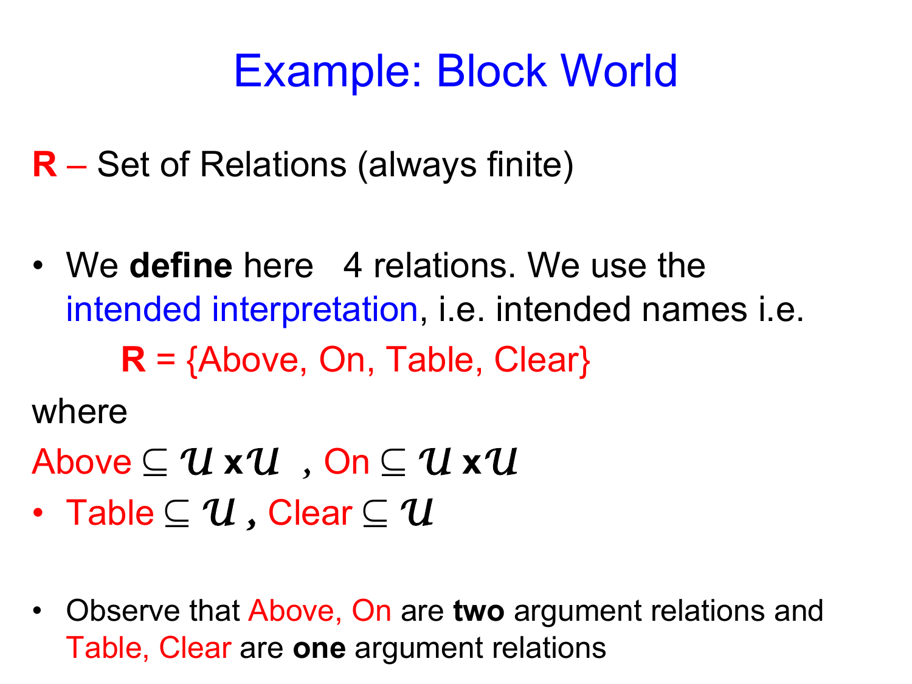# Example: Block World

**R** – Set of Relations (always finite)

- We **define** here 4 relations. We use the intended interpretation, i.e. intended names i.e.

  **R** = {Above, On, Table, Clear}

where

Above $\subseteq \mathcal{U} \times \mathcal{U}$ , On $\subseteq \mathcal{U} \times \mathcal{U}$

- Table $\subseteq \mathcal{U}$ , Clear $\subseteq \mathcal{U}$

- Observe that Above, On are **two** argument relations and Table, Clear are **one** argument relations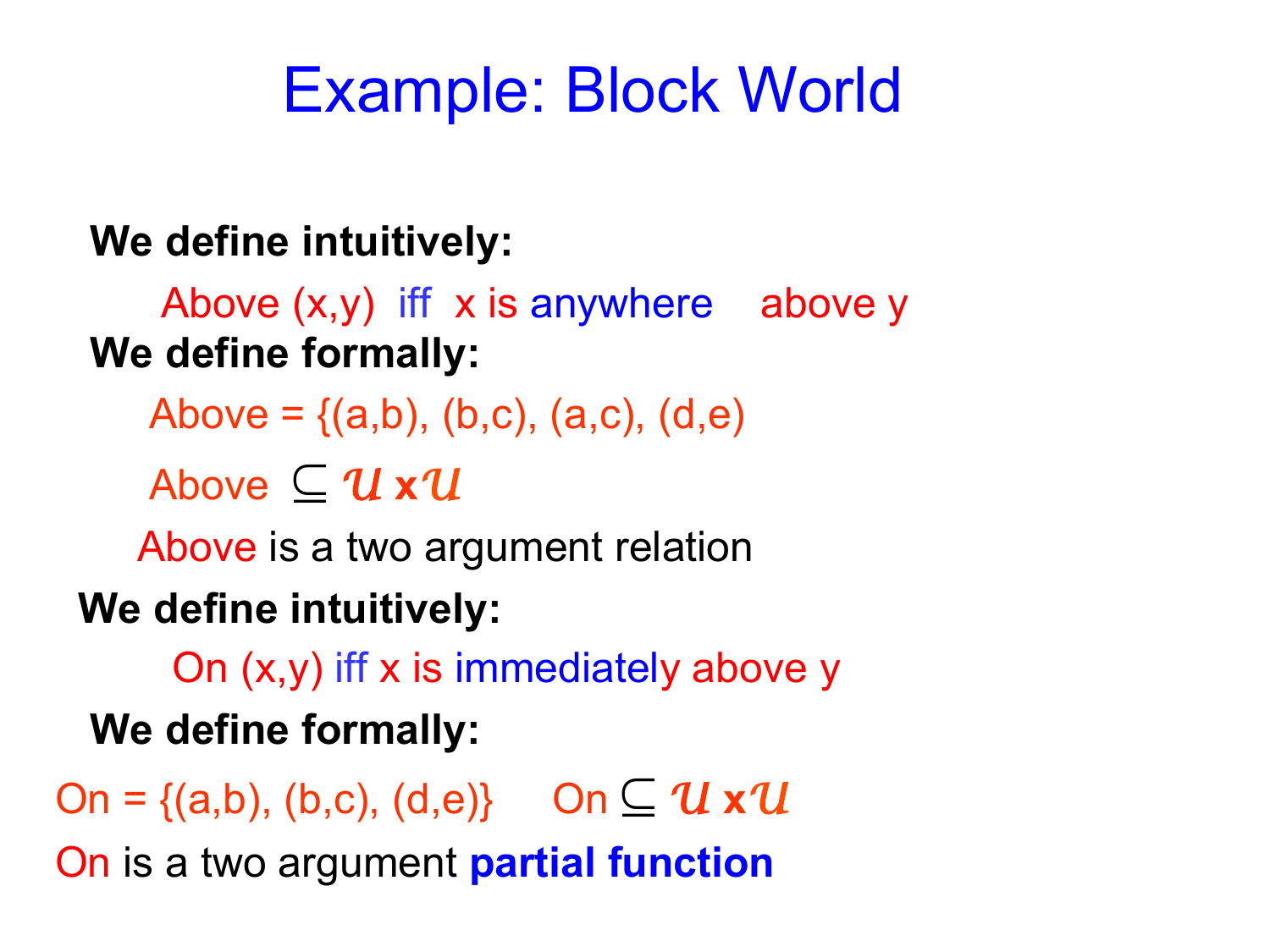# Example: Block World

**We define intuitively:**

Above (x,y) iff x is anywhere above y

**We define formally:**

Above = {(a,b), (b,c), (a,c), (d,e)

Above $\subseteq \mathcal{U} \times \mathcal{U}$

Above is a two argument relation

**We define intuitively:**

On (x,y) iff x is immediately above y

**We define formally:**

On = {(a,b), (b,c), (d,e)} On $\subseteq \mathcal{U} \times \mathcal{U}$

On is a two argument **partial function**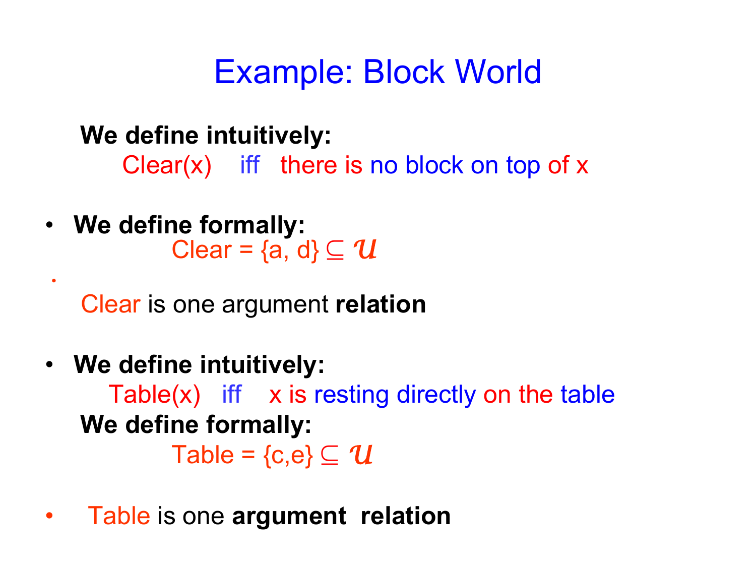# Example: Block World

**We define intuitively:**

Clear(x) iff there is no block on top of x

- **We define formally:**

  Clear = {a, d} $\subseteq \mathcal{U}$

- Clear is one argument **relation**

- **We define intuitively:**

  Table(x) iff x is resting directly on the table

  **We define formally:**

  Table = {c,e} $\subseteq \mathcal{U}$

- Table is one **argument relation**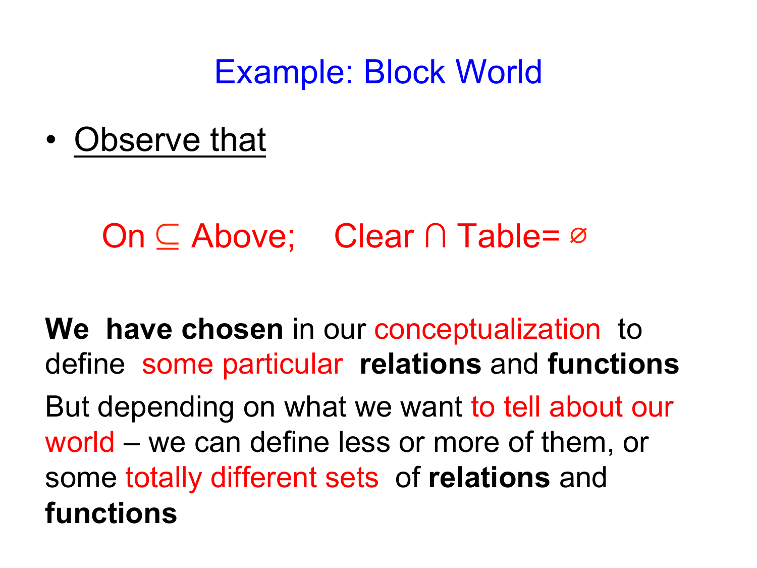# Example: Block World

- Observe that

$$On \subseteq Above; \quad Clear \cap Table = \emptyset$$

**We have chosen** in our conceptualization to define some particular **relations** and **functions**

But depending on what we want to tell about our world – we can define less or more of them, or some totally different sets of **relations** and **functions**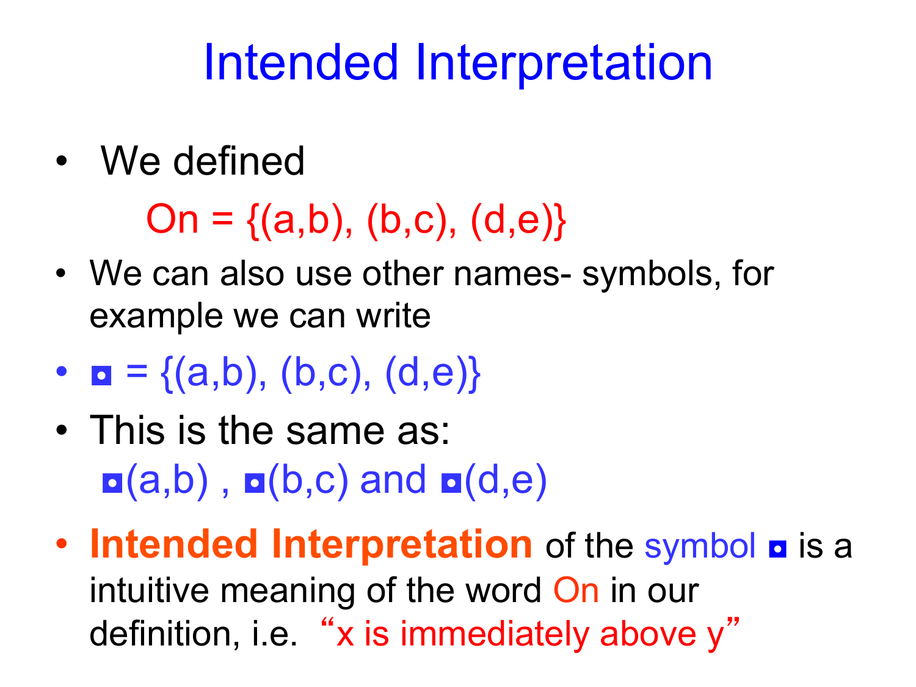# Intended Interpretation

- We defined

  On = {(a,b), (b,c), (d,e)}

- We can also use other names- symbols, for example we can write
- ◘ = {(a,b), (b,c), (d,e)}
- This is the same as:

  ◘(a,b) , ◘(b,c) and ◘(d,e)

- **Intended Interpretation** of the symbol ◘ is a intuitive meaning of the word On in our definition, i.e. "x is immediately above y"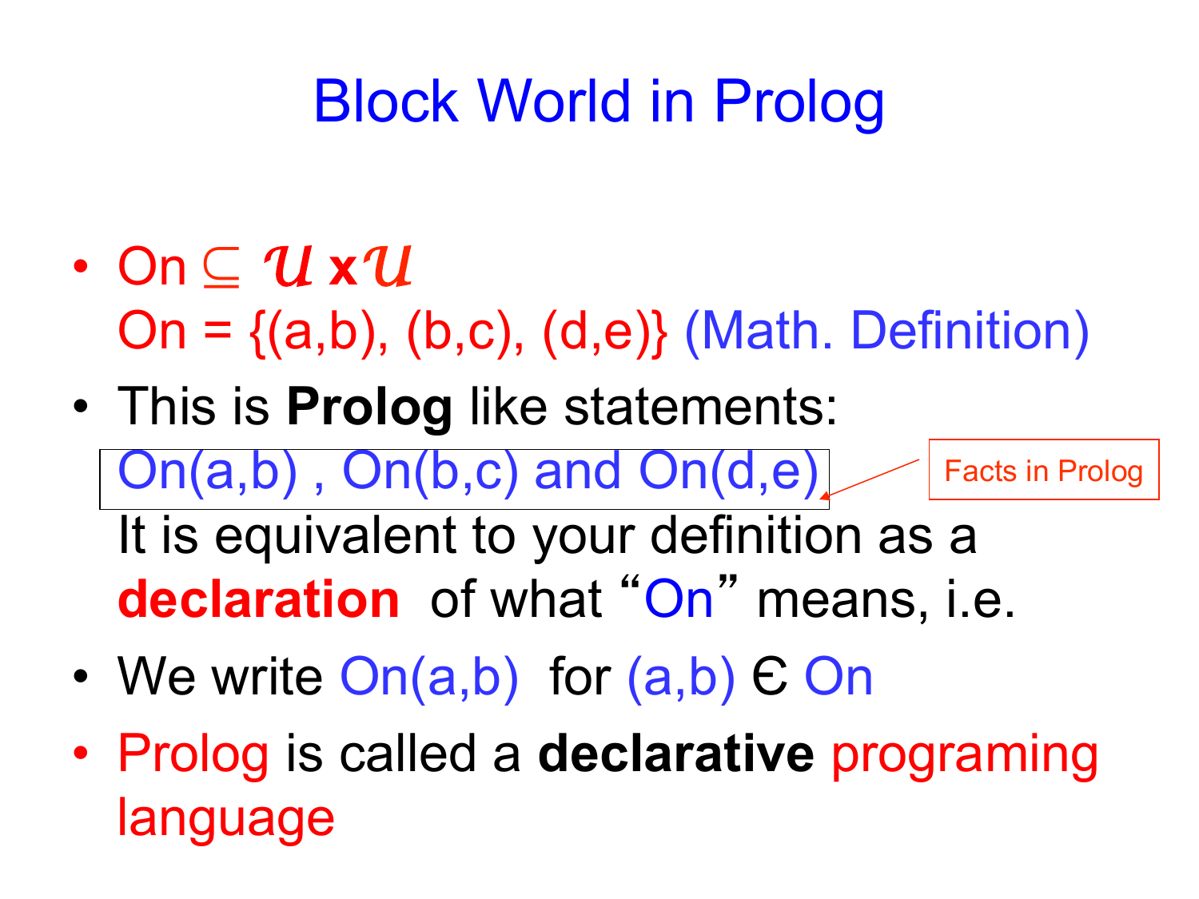# Block World in Prolog

- On $\subseteq \mathcal{U} \times \mathcal{U}$
  On = {(a,b), (b,c), (d,e)} (Math. Definition)
- This is **Prolog** like statements:
  On(a,b) , On(b,c) and On(d,e)
  Facts in Prolog
  It is equivalent to your definition as a **declaration** of what "On" means, i.e.
- We write On(a,b) for (a,b) Є On
- Prolog is called a **declarative** programing language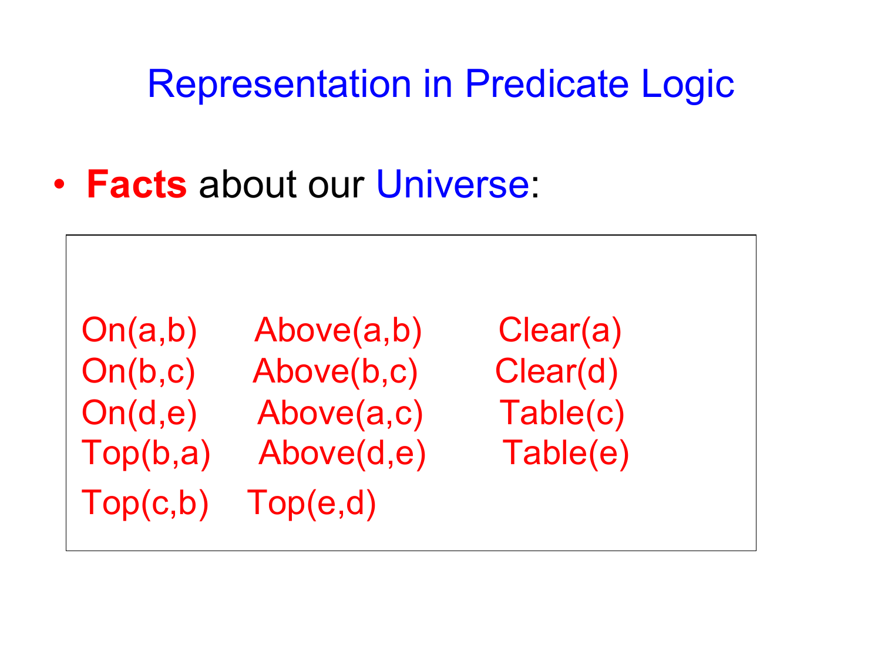# Representation in Predicate Logic

- **Facts** about our Universe:

```
On(a,b)      Above(a,b)       Clear(a)
On(b,c)      Above(b,c)       Clear(d)
On(d,e)      Above(a,c)       Table(c)
Top(b,a)     Above(d,e)       Table(e)
Top(c,b)     Top(e,d)
```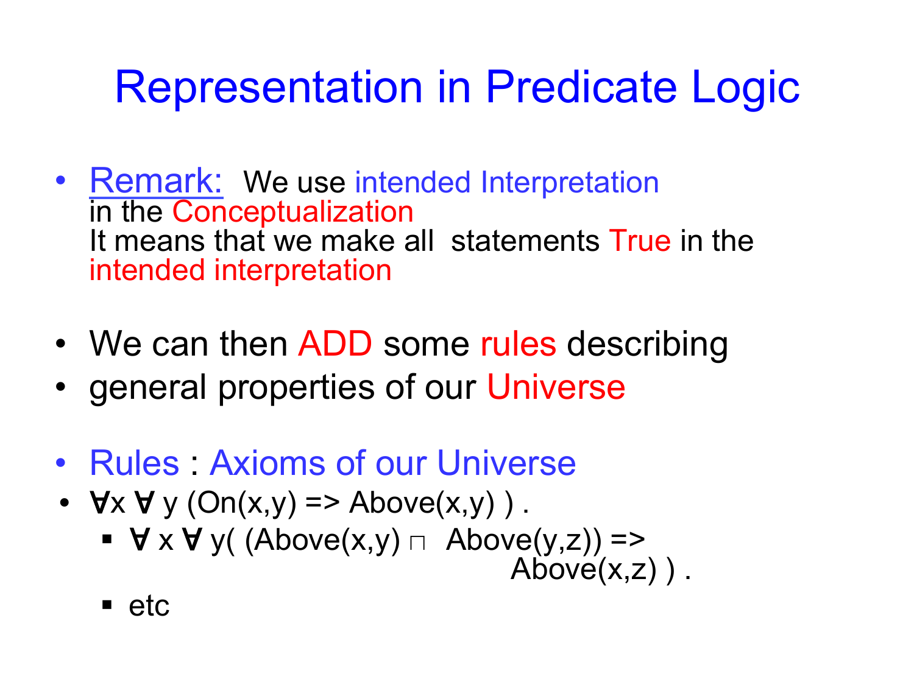# Representation in Predicate Logic

- Remark: We use intended Interpretation in the Conceptualization
  It means that we make all statements True in the intended interpretation

- We can then ADD some rules describing
- general properties of our Universe

- Rules : Axioms of our Universe
- $\forall x \forall y \, (On(x,y) \Rightarrow Above(x,y))$ .
  - $\forall x \forall y ( (Above(x,y) \wedge Above(y,z)) \Rightarrow Above(x,z) )$ .
  - etc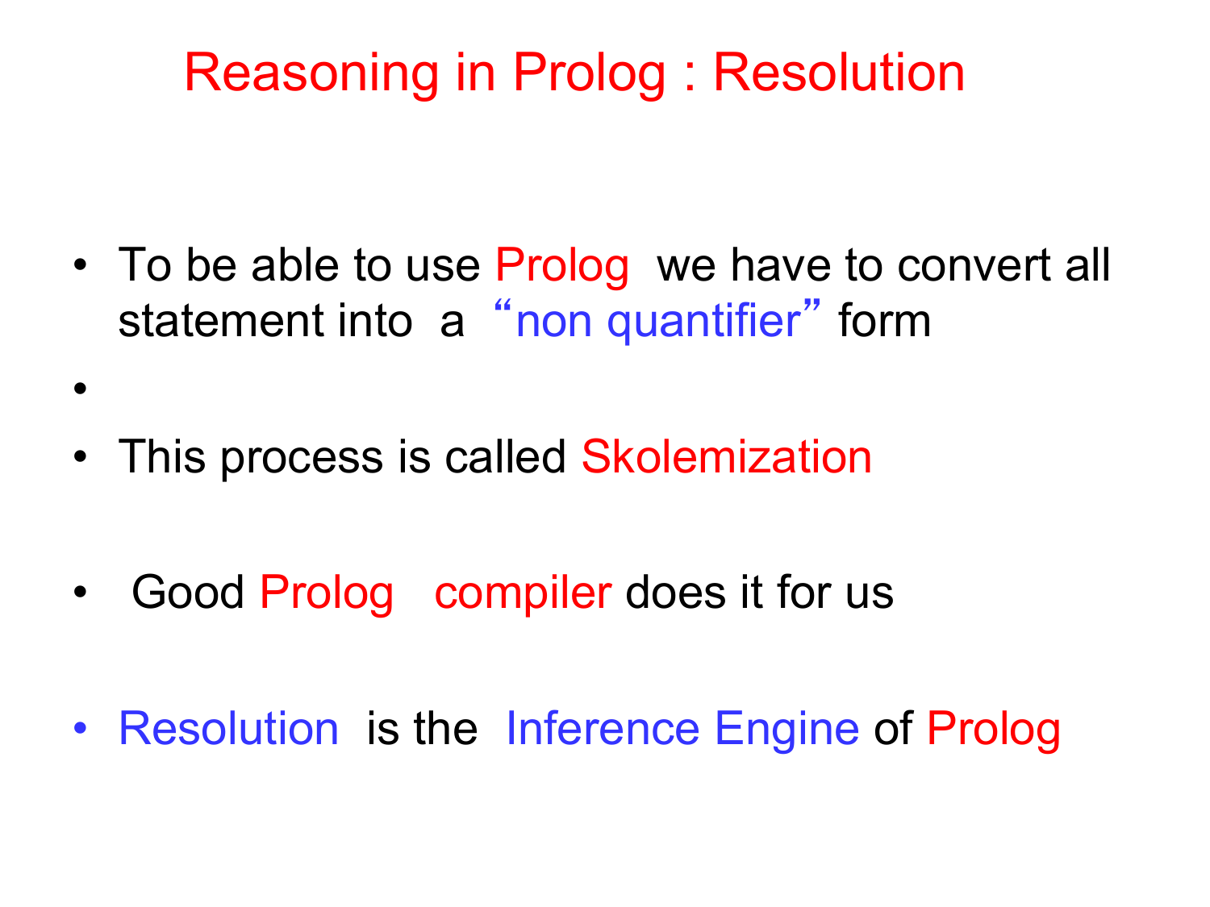# Reasoning in Prolog : Resolution

- To be able to use Prolog we have to convert all statement into a “non quantifier” form
- 
- This process is called Skolemization
- Good Prolog compiler does it for us
- Resolution is the Inference Engine of Prolog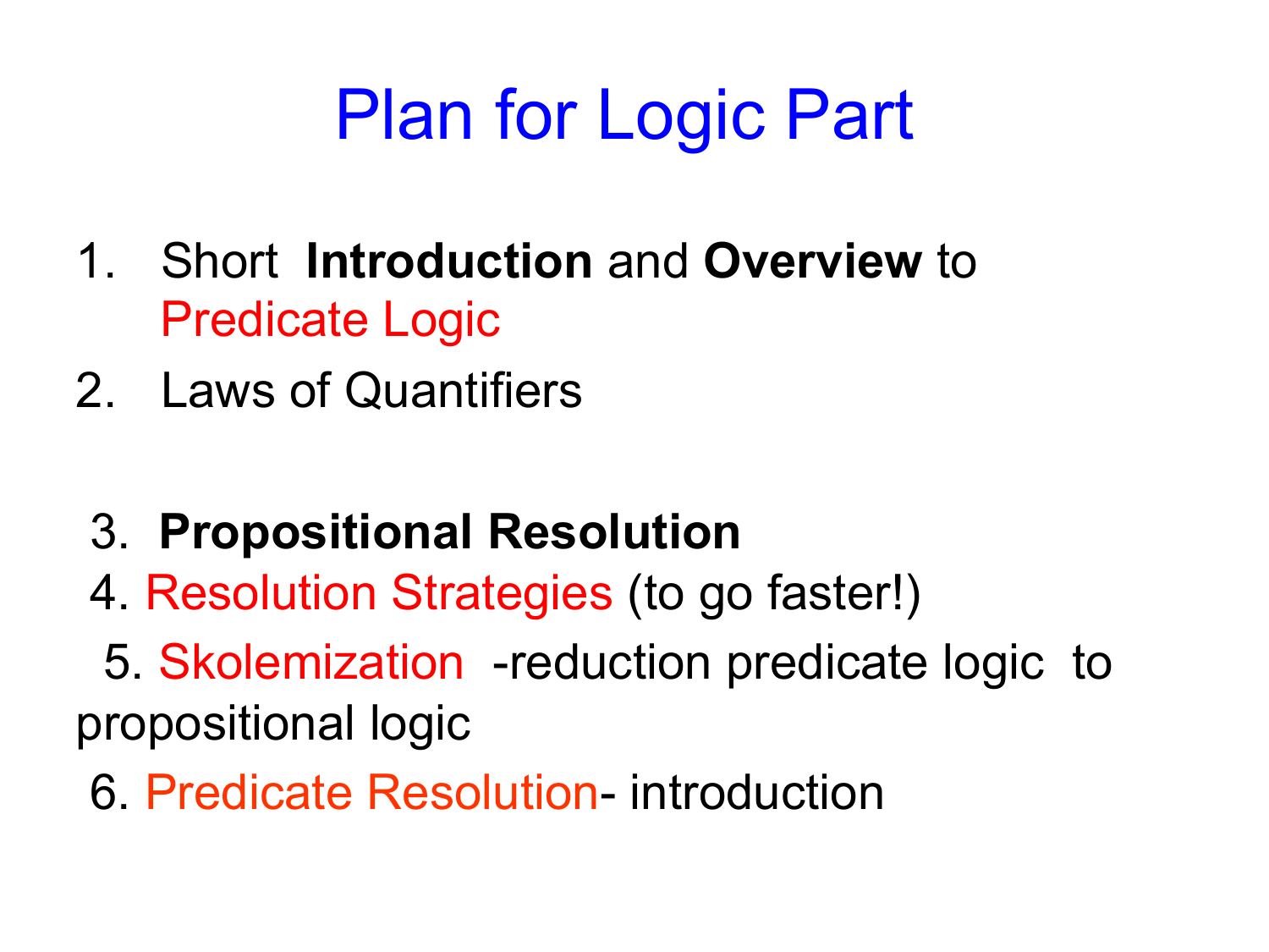# Plan for Logic Part

1. Short **Introduction** and **Overview** to Predicate Logic
2. Laws of Quantifiers

3. **Propositional Resolution**
4. Resolution Strategies (to go faster!)
5. Skolemization -reduction predicate logic to propositional logic
6. Predicate Resolution- introduction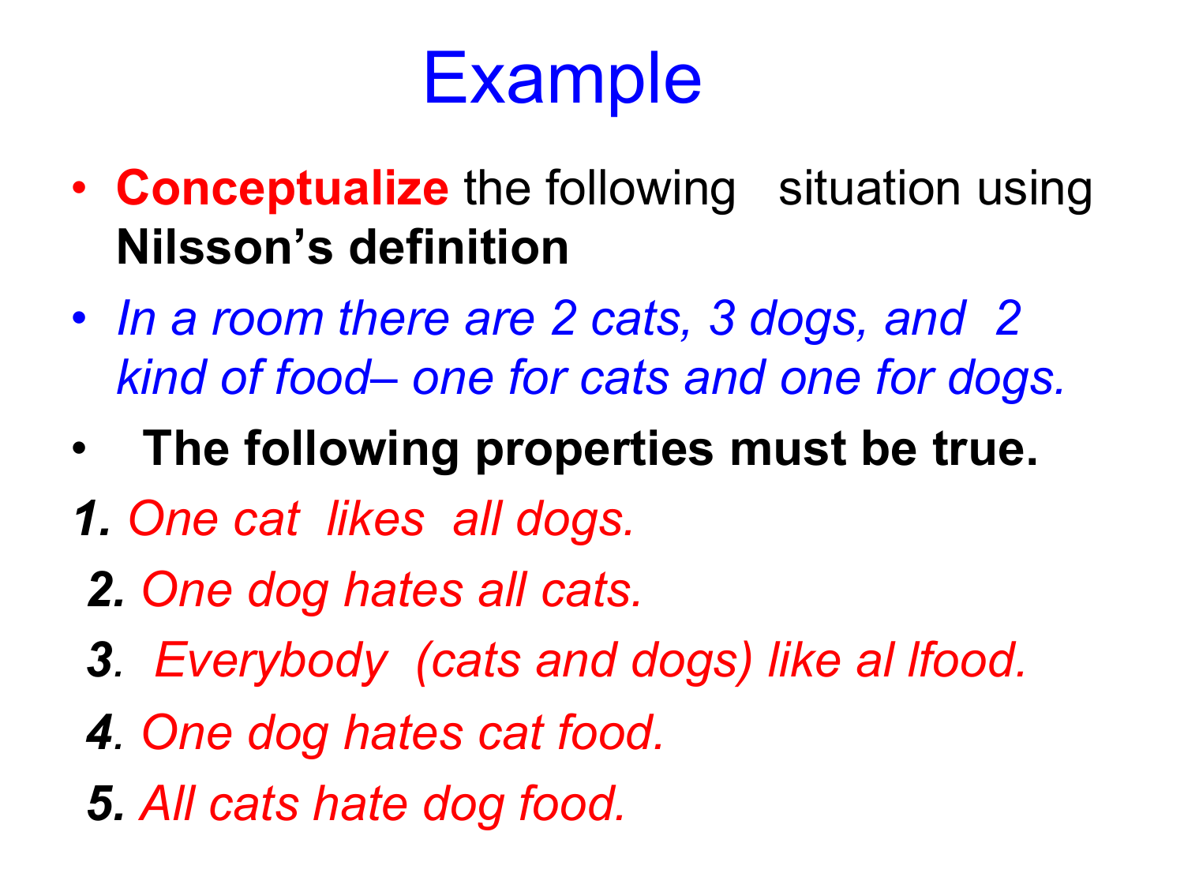# Example

- **Conceptualize** the following situation using **Nilsson's definition**
- *In a room there are 2 cats, 3 dogs, and 2 kind of food– one for cats and one for dogs.*
- **The following properties must be true.**

***1.*** *One cat likes all dogs.*

***2.*** *One dog hates all cats.*

***3.*** *Everybody (cats and dogs) like al lfood.*

***4.*** *One dog hates cat food.*

***5.*** *All cats hate dog food.*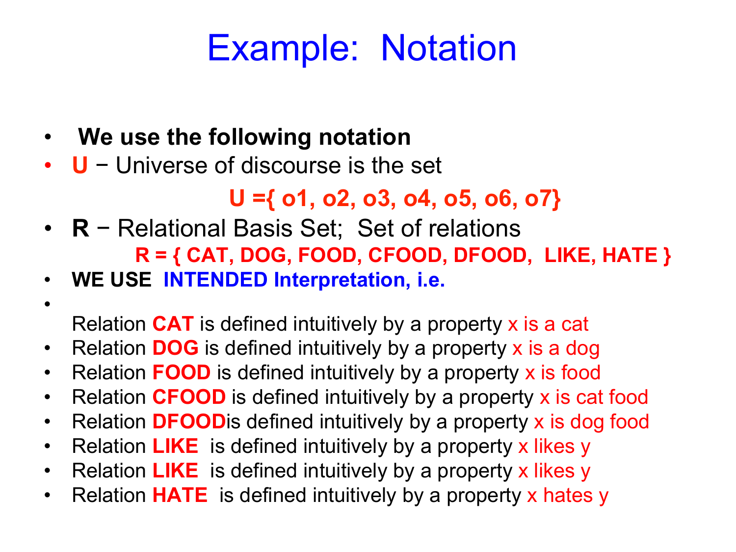# Example: Notation

- **We use the following notation**
- **U** − Universe of discourse is the set

  **U ={ o1, o2, o3, o4, o5, o6, o7}**
- **R** − Relational Basis Set; Set of relations

  **R = { CAT, DOG, FOOD, CFOOD, DFOOD, LIKE, HATE }**
- **WE USE INTENDED Interpretation, i.e.**
- Relation **CAT** is defined intuitively by a property x is a cat
- Relation **DOG** is defined intuitively by a property x is a dog
- Relation **FOOD** is defined intuitively by a property x is food
- Relation **CFOOD** is defined intuitively by a property x is cat food
- Relation **DFOOD**is defined intuitively by a property x is dog food
- Relation **LIKE** is defined intuitively by a property x likes y
- Relation **LIKE** is defined intuitively by a property x likes y
- Relation **HATE** is defined intuitively by a property x hates y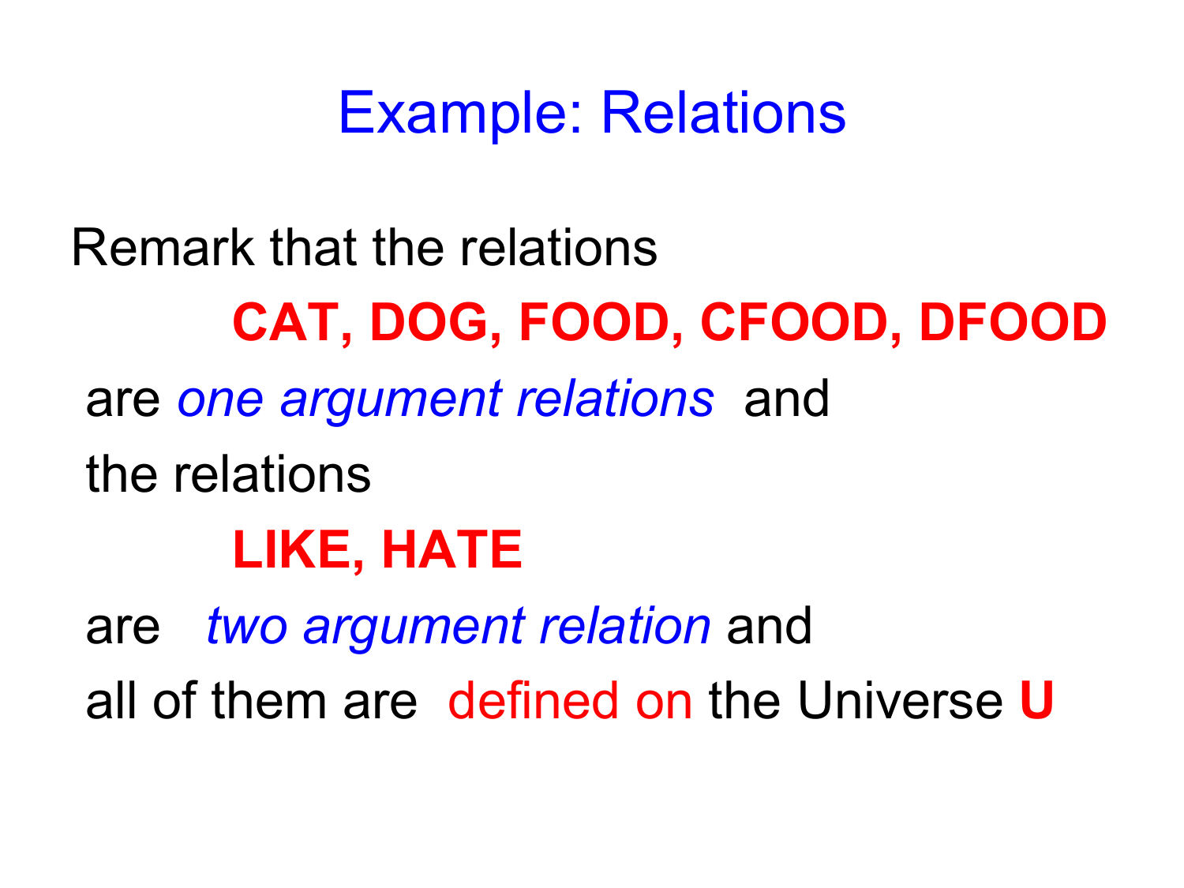# Example: Relations

Remark that the relations

**CAT, DOG, FOOD, CFOOD, DFOOD**

are *one argument relations* and

the relations

**LIKE, HATE**

are *two argument relation* and

all of them are defined on the Universe **U**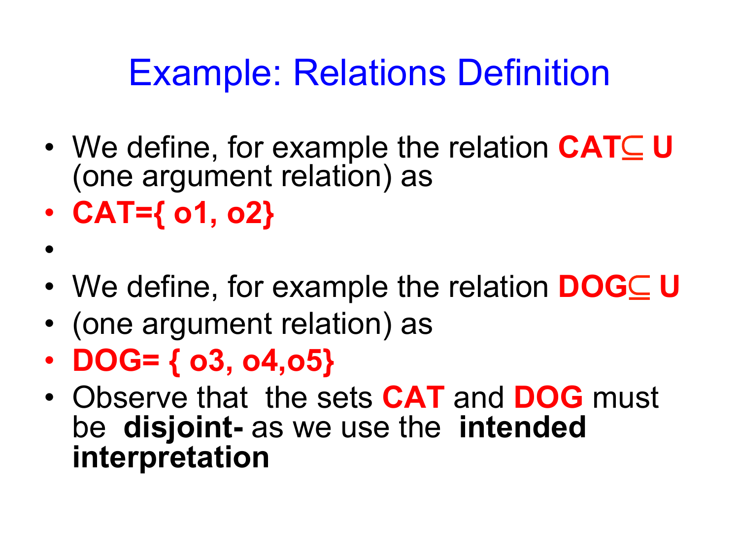# Example: Relations Definition

- We define, for example the relation **CAT$\subseteq$ U** (one argument relation) as
- **CAT={ o1, o2}**
- 
- We define, for example the relation **DOG$\subseteq$ U**
- (one argument relation) as
- **DOG= { o3, o4,o5}**
- Observe that the sets **CAT** and **DOG** must be **disjoint-** as we use the **intended interpretation**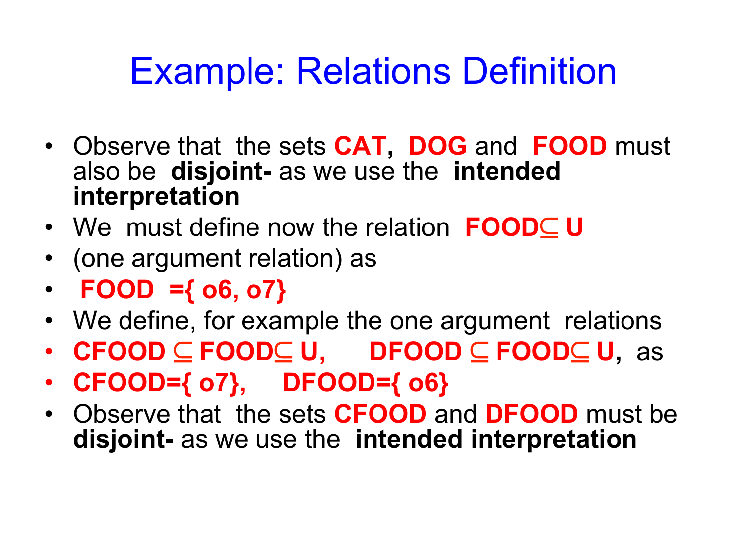# Example: Relations Definition

- Observe that the sets **CAT**, **DOG** and **FOOD** must also be **disjoint-** as we use the **intended interpretation**
- We must define now the relation **$FOOD \subseteq U$**
- (one argument relation) as
- **$FOOD = \{o6, o7\}$**
- We define, for example the one argument relations
- **$CFOOD \subseteq FOOD \subseteq U$, $DFOOD \subseteq FOOD \subseteq U$,** as
- **$CFOOD = \{o7\}$, $DFOOD = \{o6\}$**
- Observe that the sets **CFOOD** and **DFOOD** must be **disjoint-** as we use the **intended interpretation**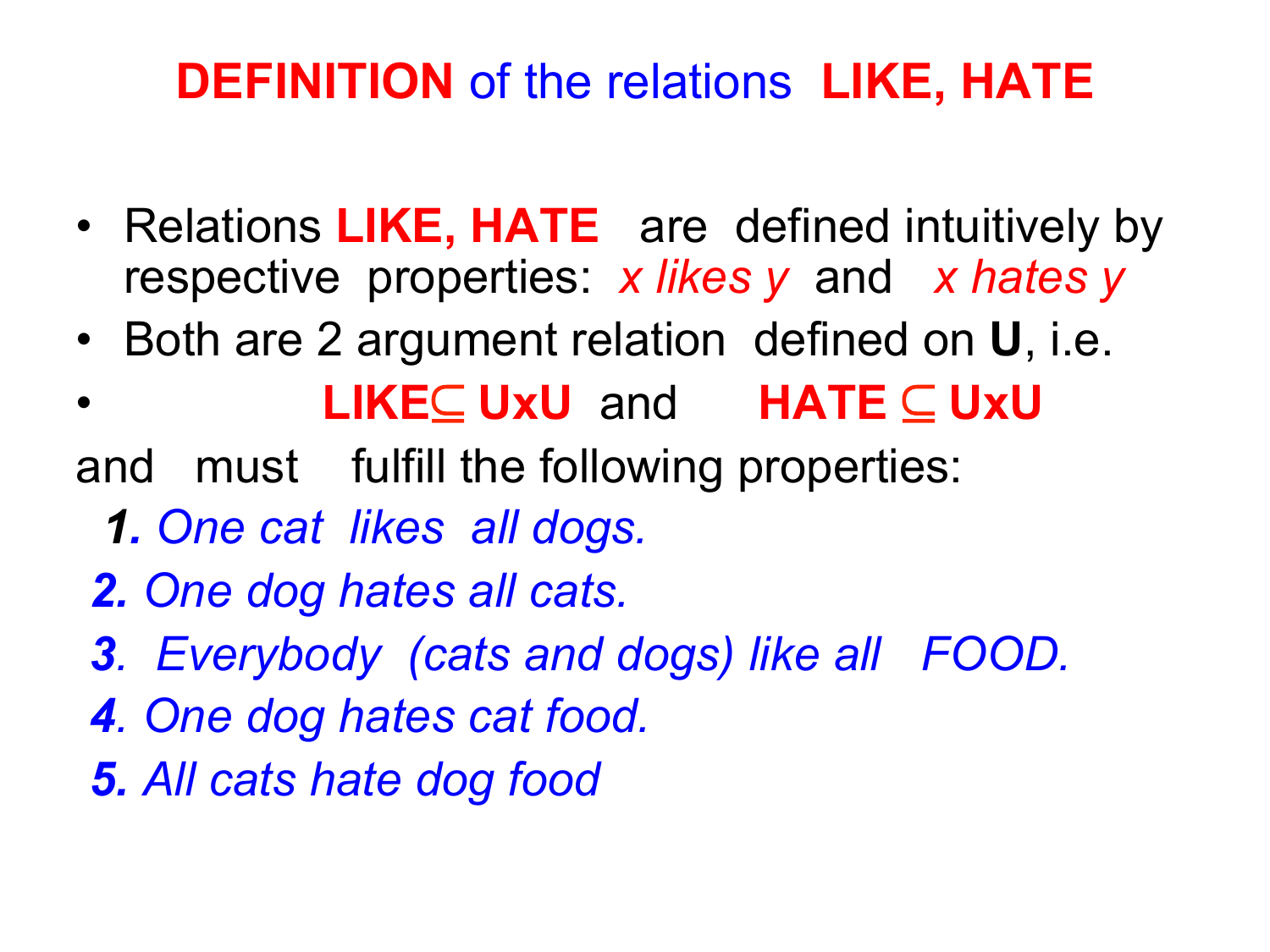# **DEFINITION** of the relations **LIKE, HATE**

- Relations **LIKE, HATE** are defined intuitively by respective properties: *x likes y* and *x hates y*
- Both are 2 argument relation defined on **U**, i.e.
- **LIKE** $\subseteq$ **UxU** and **HATE** $\subseteq$ **UxU**

and must fulfill the following properties:

***1.*** *One cat likes all dogs.*

***2.*** *One dog hates all cats.*

***3****. Everybody (cats and dogs) like all FOOD.*

***4****. One dog hates cat food.*

***5.*** *All cats hate dog food*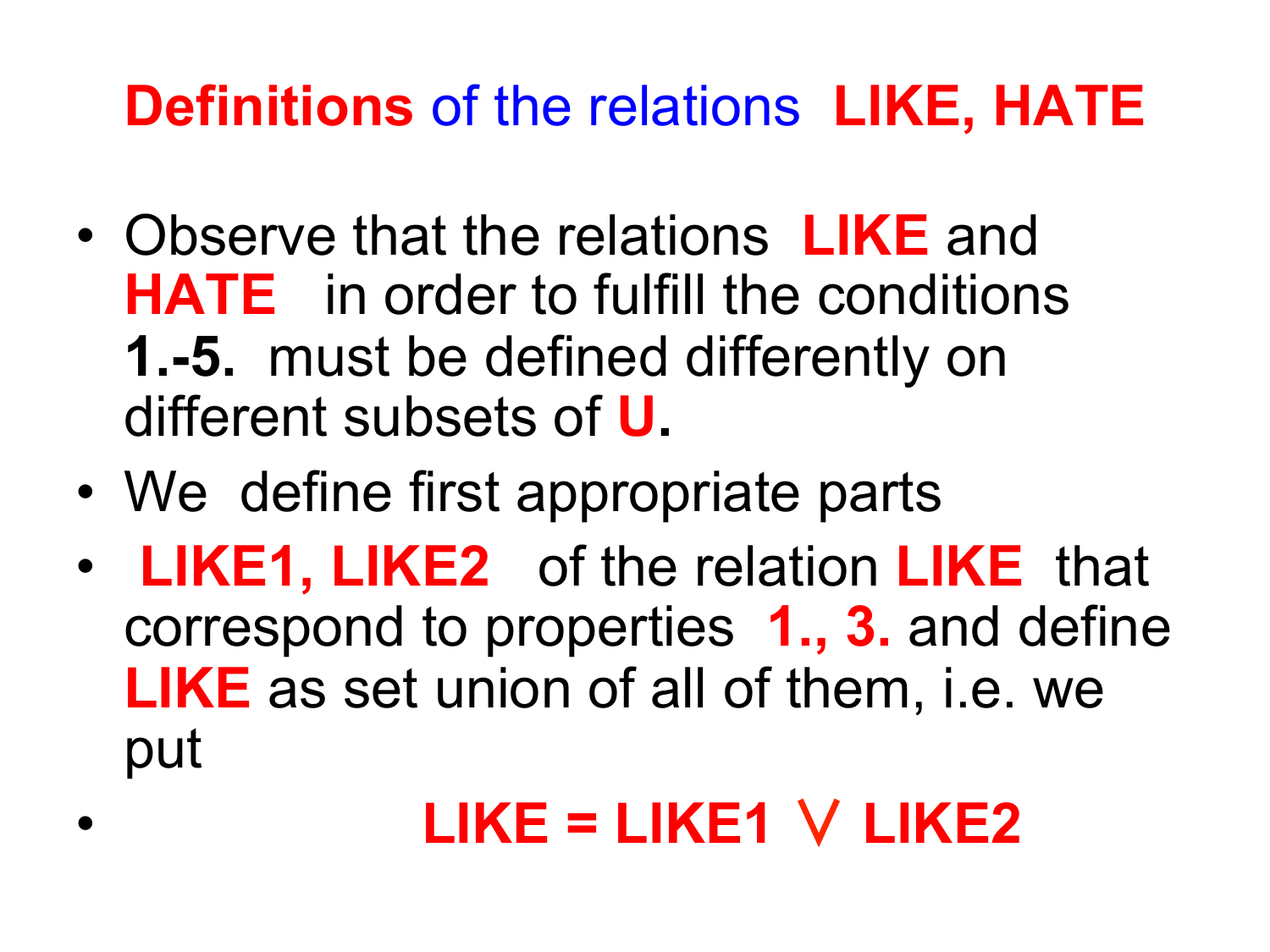# Definitions of the relations LIKE, HATE

- Observe that the relations **LIKE** and **HATE** in order to fulfill the conditions **1.-5.** must be defined differently on different subsets of **U.**
- We define first appropriate parts
- **LIKE1, LIKE2** of the relation **LIKE** that correspond to properties **1., 3.** and define **LIKE** as set union of all of them, i.e. we put
- $$\mathbf{LIKE = LIKE1 \cup LIKE2}$$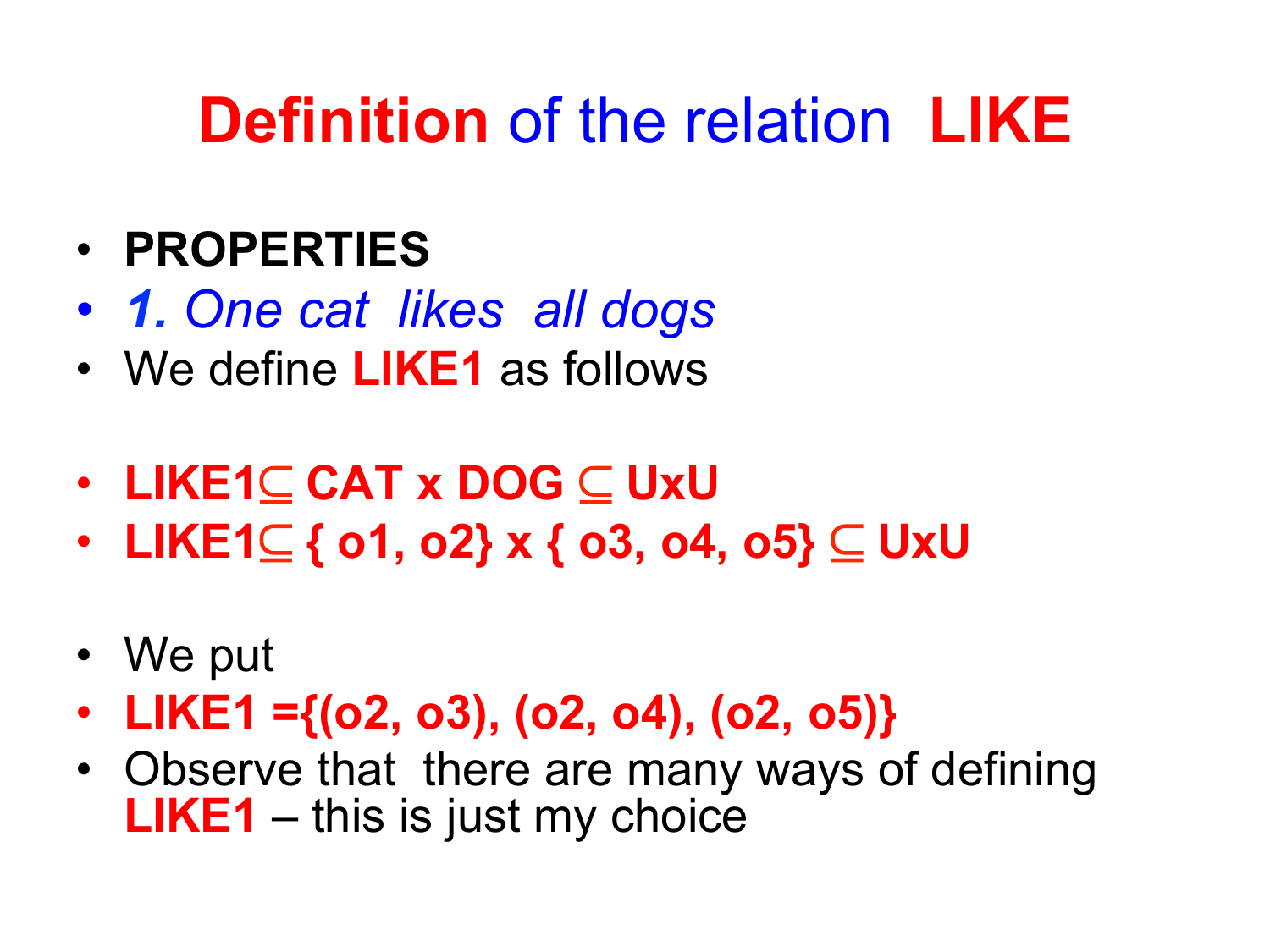# **Definition** of the relation **LIKE**

- **PROPERTIES**
- ***1.*** *One cat likes all dogs*
- We define **LIKE1** as follows

- **LIKE1 $\subseteq$ CAT x DOG $\subseteq$ UxU**
- **LIKE1 $\subseteq$ { o1, o2} x { o3, o4, o5} $\subseteq$ UxU**

- We put
- **LIKE1 ={(o2, o3), (o2, o4), (o2, o5)}**
- Observe that there are many ways of defining **LIKE1** – this is just my choice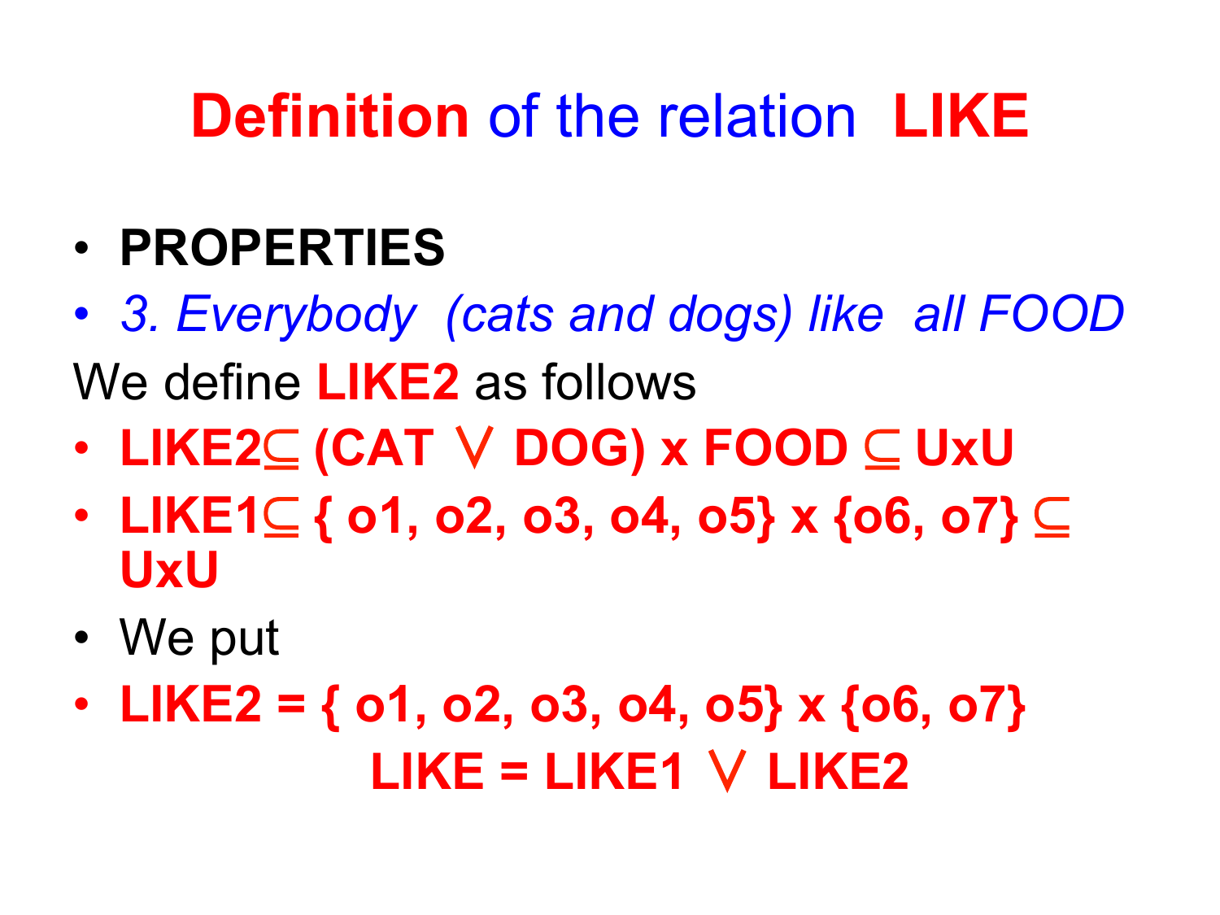# **Definition** of the relation **LIKE**

- **PROPERTIES**
- *3. Everybody (cats and dogs) like all FOOD*

We define **LIKE2** as follows

- **LIKE2 $\subseteq$ (CAT $\vee$ DOG) x FOOD $\subseteq$ UxU**
- **LIKE1 $\subseteq$ { o1, o2, o3, o4, o5} x {o6, o7} $\subseteq$ UxU**
- We put
- **LIKE2 = { o1, o2, o3, o4, o5} x {o6, o7}**

**LIKE = LIKE1 $\vee$ LIKE2**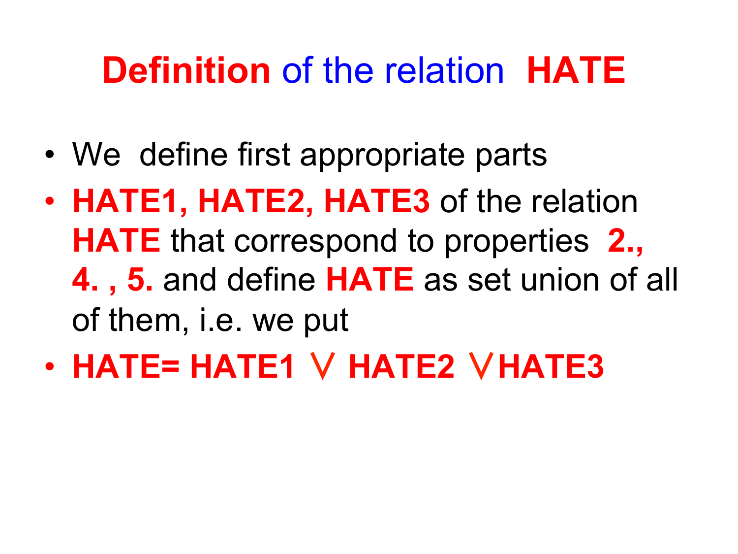# **Definition** of the relation **HATE**

- We define first appropriate parts
- **HATE1, HATE2, HATE3** of the relation **HATE** that correspond to properties **2., 4. , 5.** and define **HATE** as set union of all of them, i.e. we put
- **HATE= HATE1 ∨ HATE2 ∨HATE3**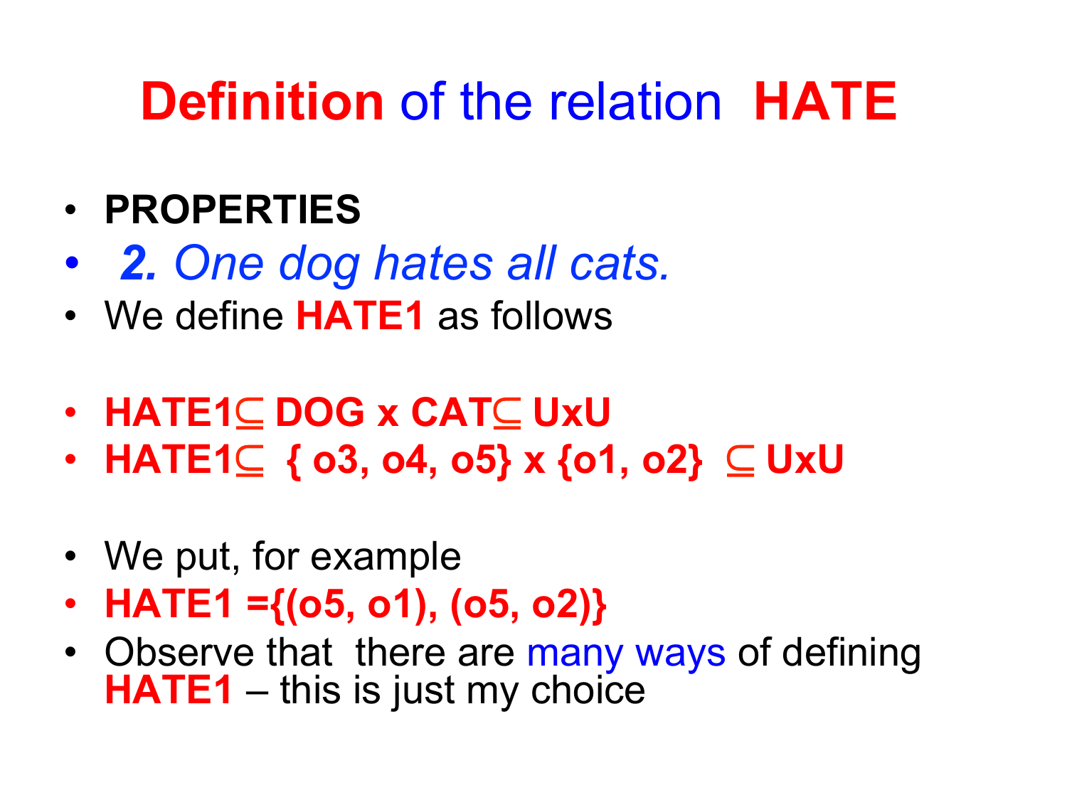# **Definition** of the relation **HATE**

- **PROPERTIES**
- ***2.** One dog hates all cats.*
- We define **HATE1** as follows

- **HATE1** $\subseteq$ **DOG x CAT** $\subseteq$ **UxU**
- **HATE1** $\subseteq$ **{ o3, o4, o5} x {o1, o2}** $\subseteq$ **UxU**

- We put, for example
- **HATE1 ={(o5, o1), (o5, o2)}**
- Observe that there are many ways of defining **HATE1** – this is just my choice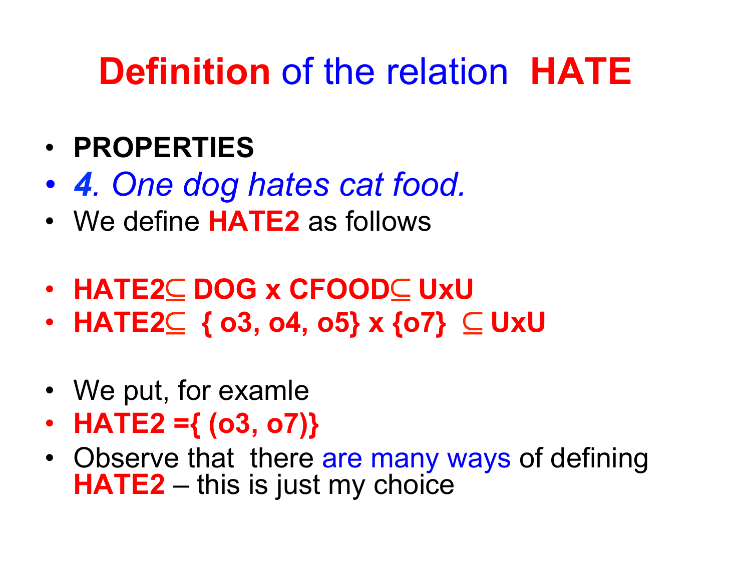# **Definition** of the relation **HATE**

- **PROPERTIES**
- ***4. One dog hates cat food.***
- We define **HATE2** as follows

- **HATE2** $\subseteq$ **DOG x CFOOD** $\subseteq$ **UxU**
- **HATE2** $\subseteq$ **{ o3, o4, o5} x {o7}** $\subseteq$ **UxU**

- We put, for examle
- **HATE2 ={ (o3, o7)}**
- Observe that there are many ways of defining **HATE2** – this is just my choice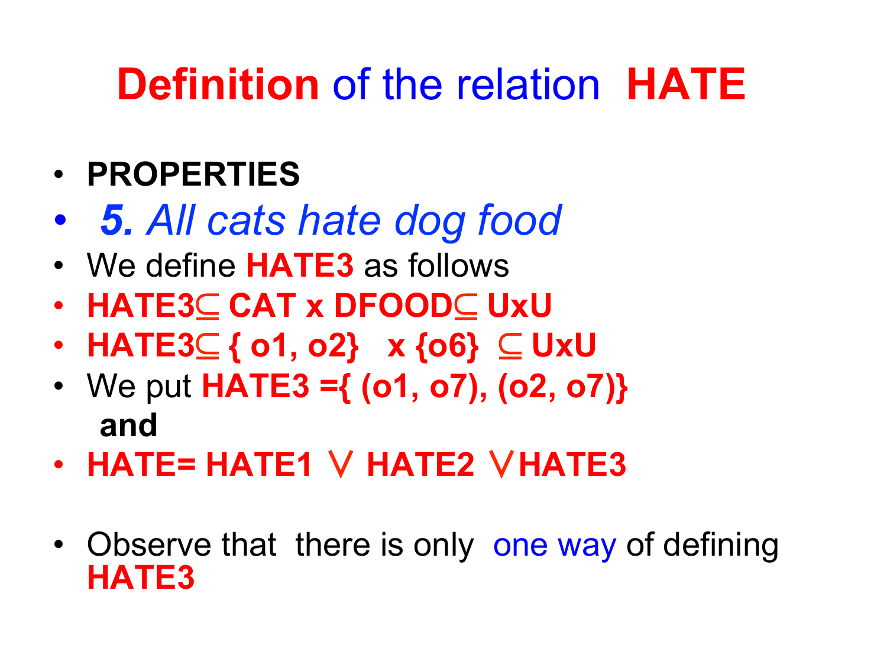# **Definition** of the relation **HATE**

- **PROPERTIES**
- ***5.*** *All cats hate dog food*
- We define **HATE3** as follows
- **HATE3** $\subseteq$ **CAT x DFOOD** $\subseteq$ **UxU**
- **HATE3** $\subseteq$ **{ o1, o2} x {o6}** $\subseteq$ **UxU**
- We put **HATE3 ={ (o1, o7), (o2, o7)}** **and**
- **HATE= HATE1 $\vee$ HATE2 $\vee$ HATE3**
- Observe that there is only one way of defining **HATE3**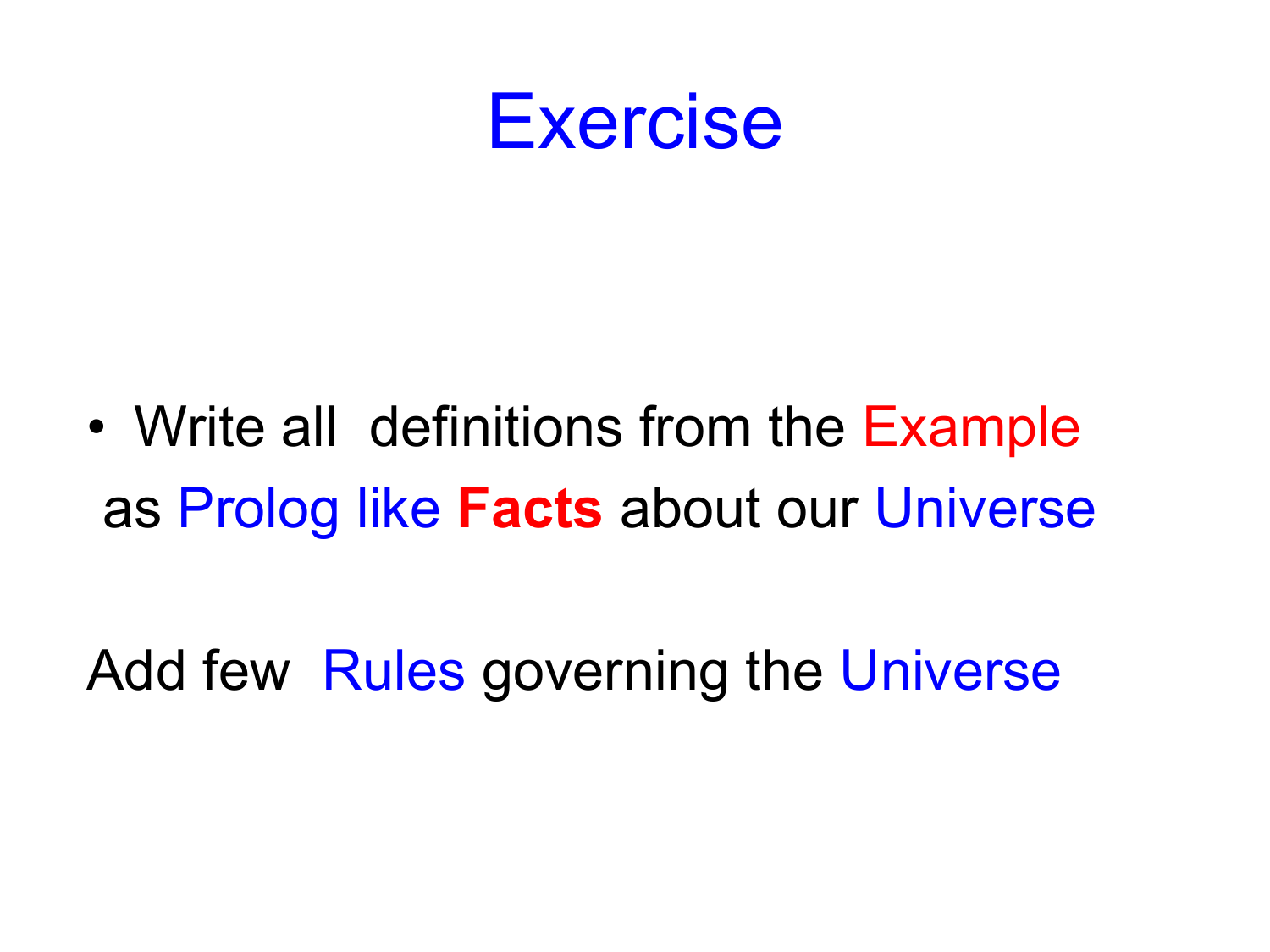# Exercise

- Write all definitions from the Example as Prolog like **Facts** about our Universe

Add few Rules governing the Universe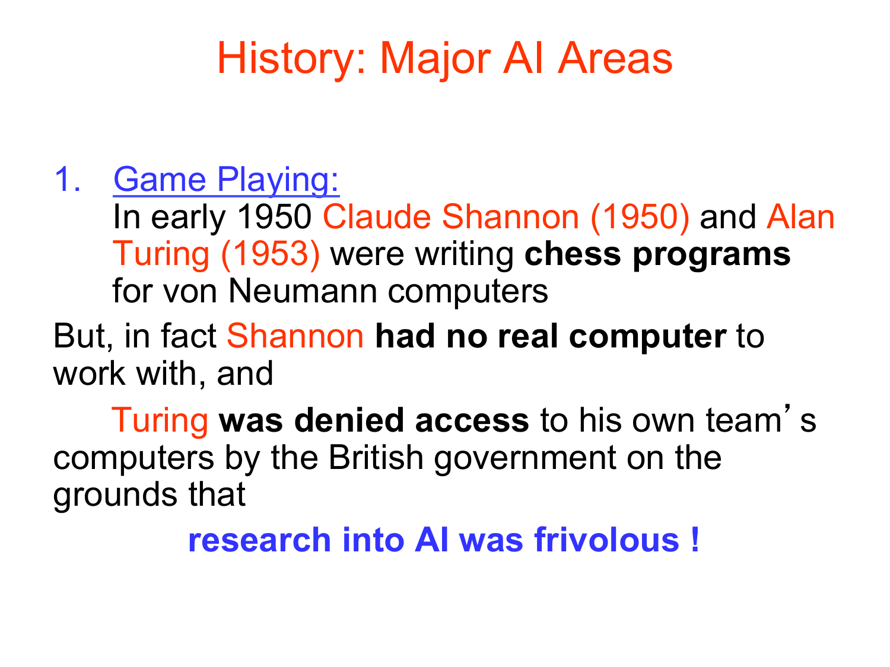# History: Major AI Areas

1. Game Playing:
   In early 1950 Claude Shannon (1950) and Alan Turing (1953) were writing **chess programs** for von Neumann computers

But, in fact Shannon **had no real computer** to work with, and

Turing **was denied access** to his own team's computers by the British government on the grounds that

**research into AI was frivolous !**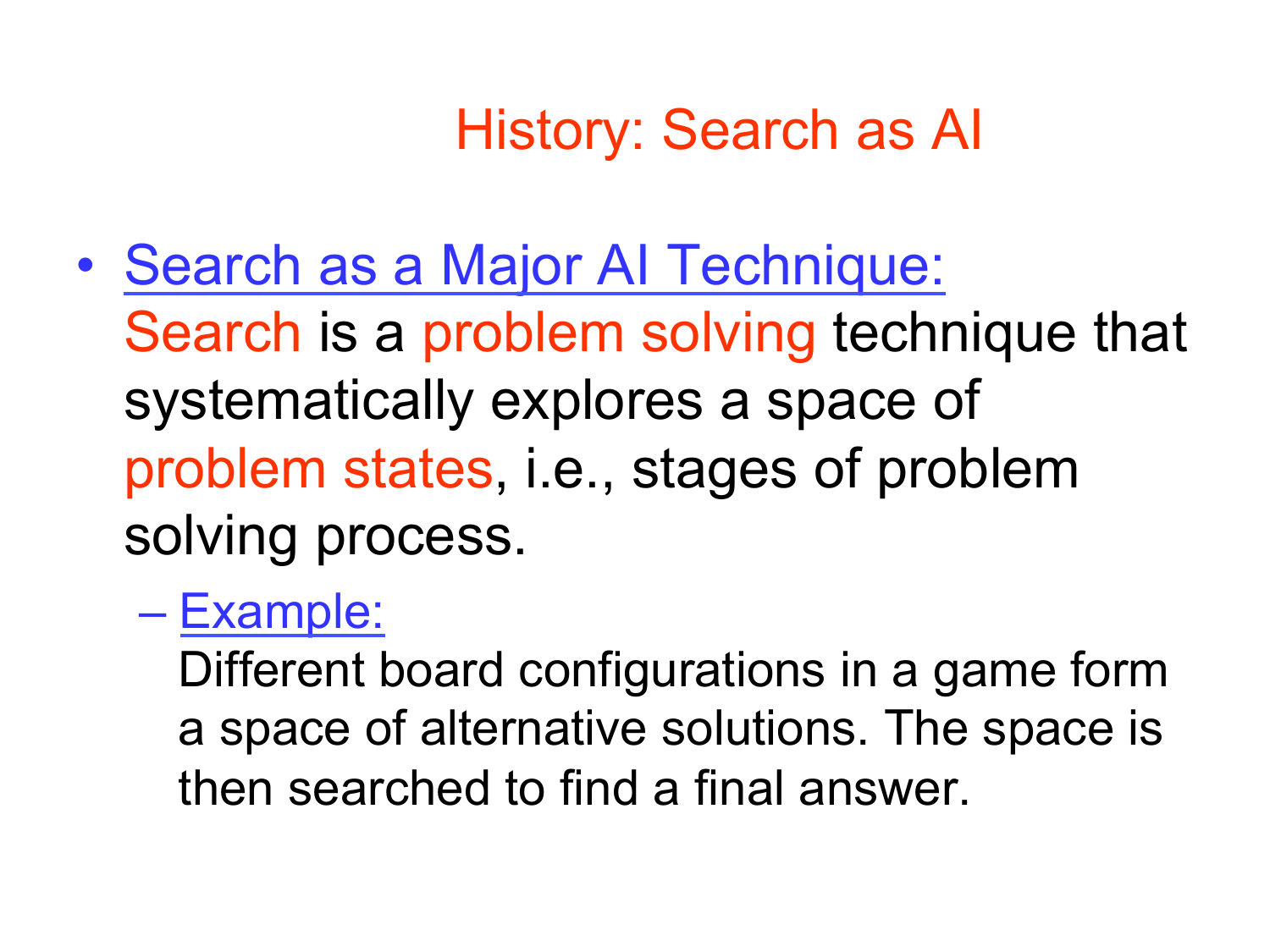# History: Search as AI

- Search as a Major AI Technique:
  Search is a problem solving technique that systematically explores a space of problem states, i.e., stages of problem solving process.
  - Example:
    Different board configurations in a game form a space of alternative solutions. The space is then searched to find a final answer.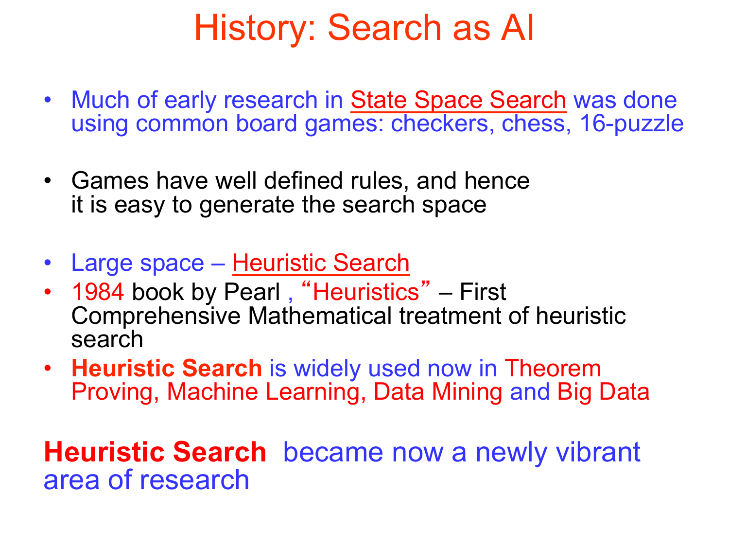# History: Search as AI

- Much of early research in State Space Search was done using common board games: checkers, chess, 16-puzzle

- Games have well defined rules, and hence it is easy to generate the search space

- Large space – Heuristic Search
- 1984 book by Pearl , "Heuristics" – First Comprehensive Mathematical treatment of heuristic search
- **Heuristic Search** is widely used now in Theorem Proving, Machine Learning, Data Mining and Big Data

**Heuristic Search** became now a newly vibrant area of research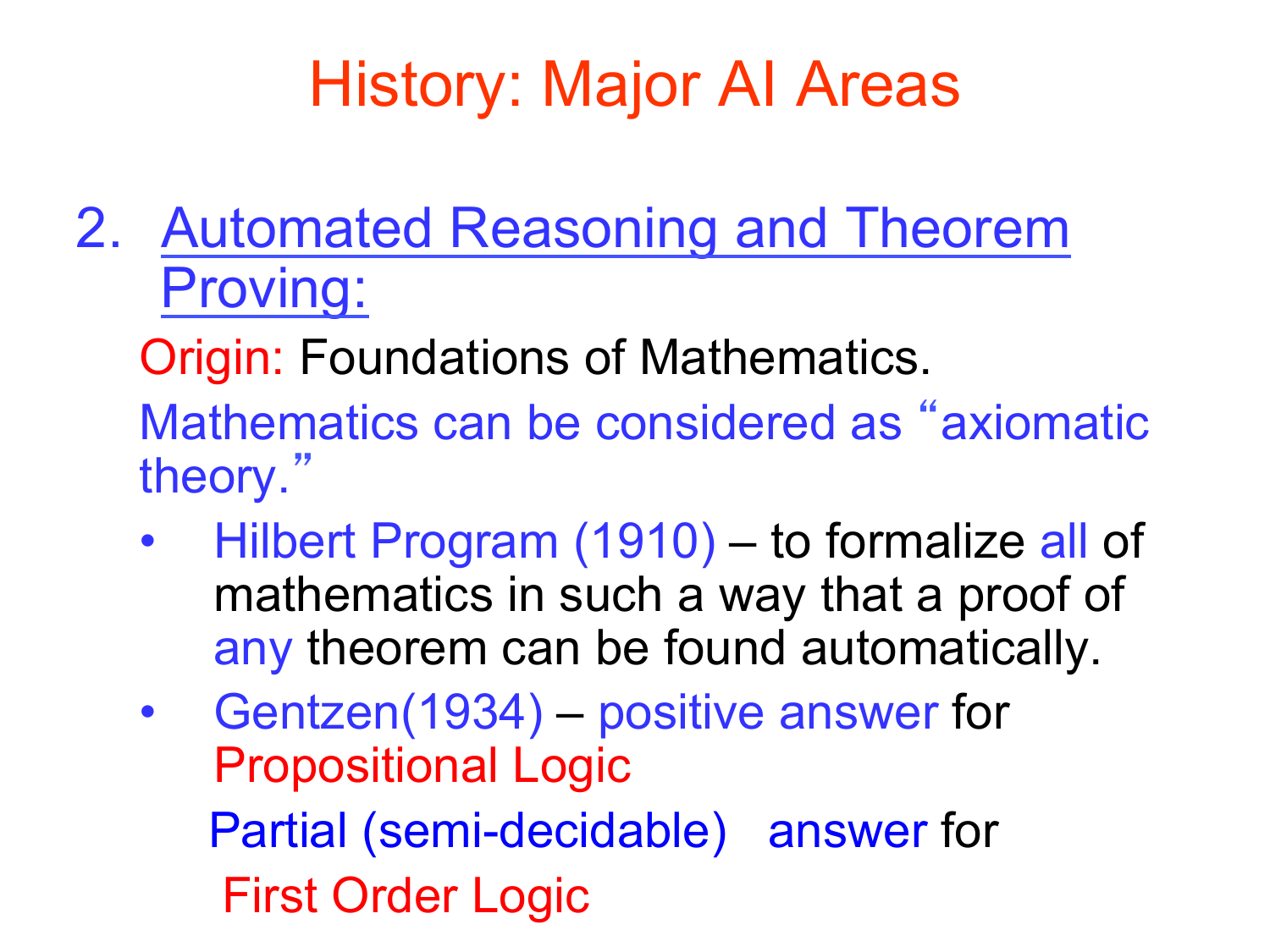# History: Major AI Areas

2. Automated Reasoning and Theorem Proving:

Origin: Foundations of Mathematics.

Mathematics can be considered as "axiomatic theory."

- Hilbert Program (1910) – to formalize all of mathematics in such a way that a proof of any theorem can be found automatically.
- Gentzen(1934) – positive answer for Propositional Logic

  Partial (semi-decidable) answer for First Order Logic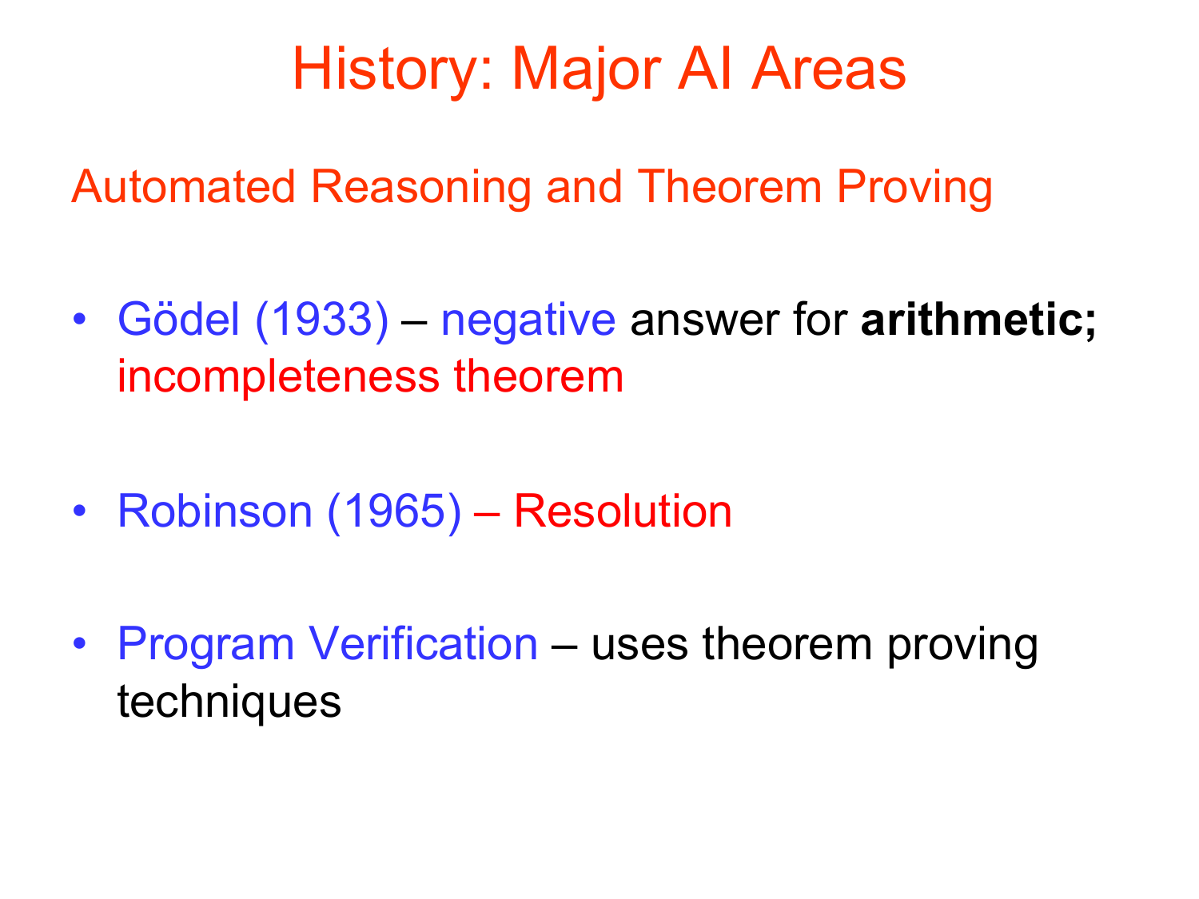# History: Major AI Areas

## Automated Reasoning and Theorem Proving

- Gödel (1933) – negative answer for **arithmetic;** incompleteness theorem
- Robinson (1965) – Resolution
- Program Verification – uses theorem proving techniques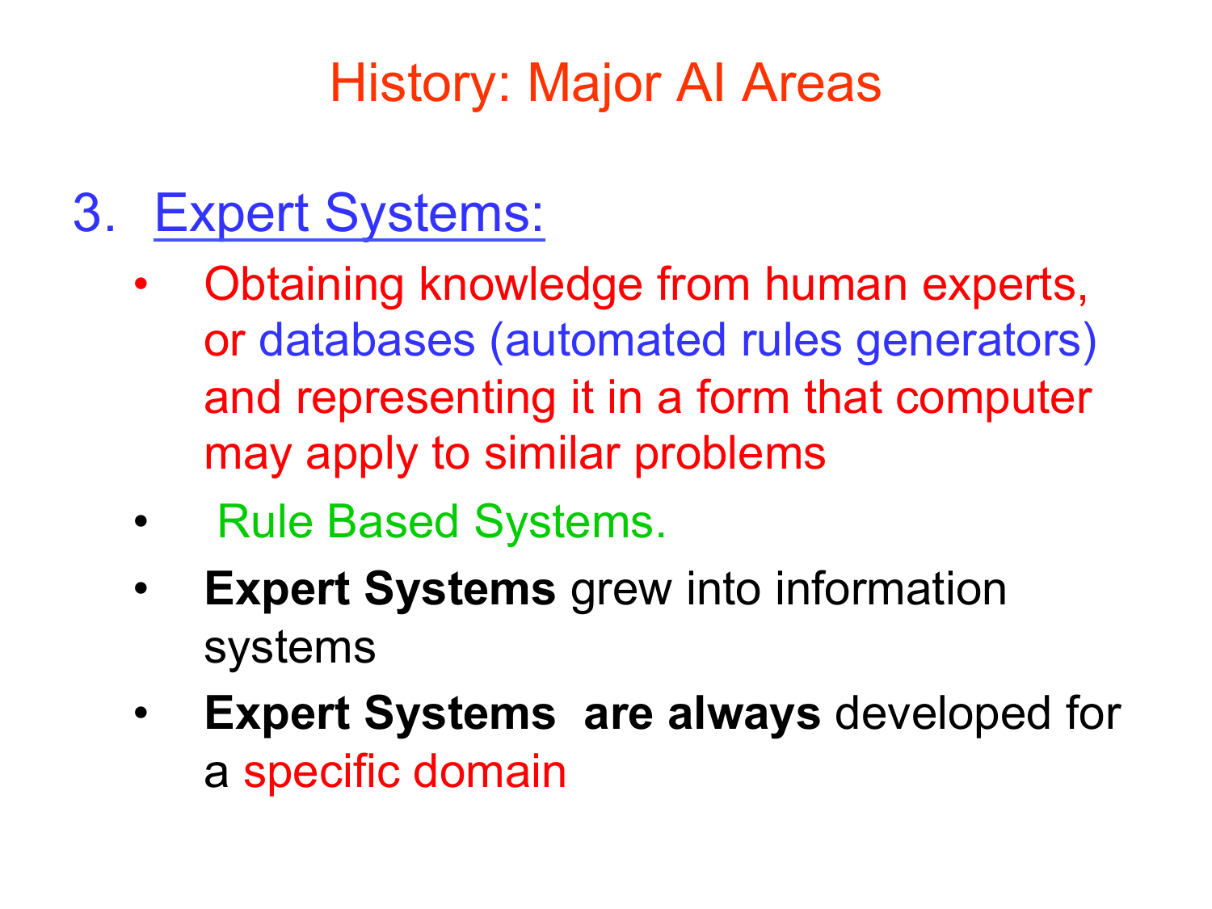# History: Major AI Areas

3. Expert Systems:
   - Obtaining knowledge from human experts, or databases (automated rules generators) and representing it in a form that computer may apply to similar problems
   - Rule Based Systems.
   - **Expert Systems** grew into information systems
   - **Expert Systems are always** developed for a specific domain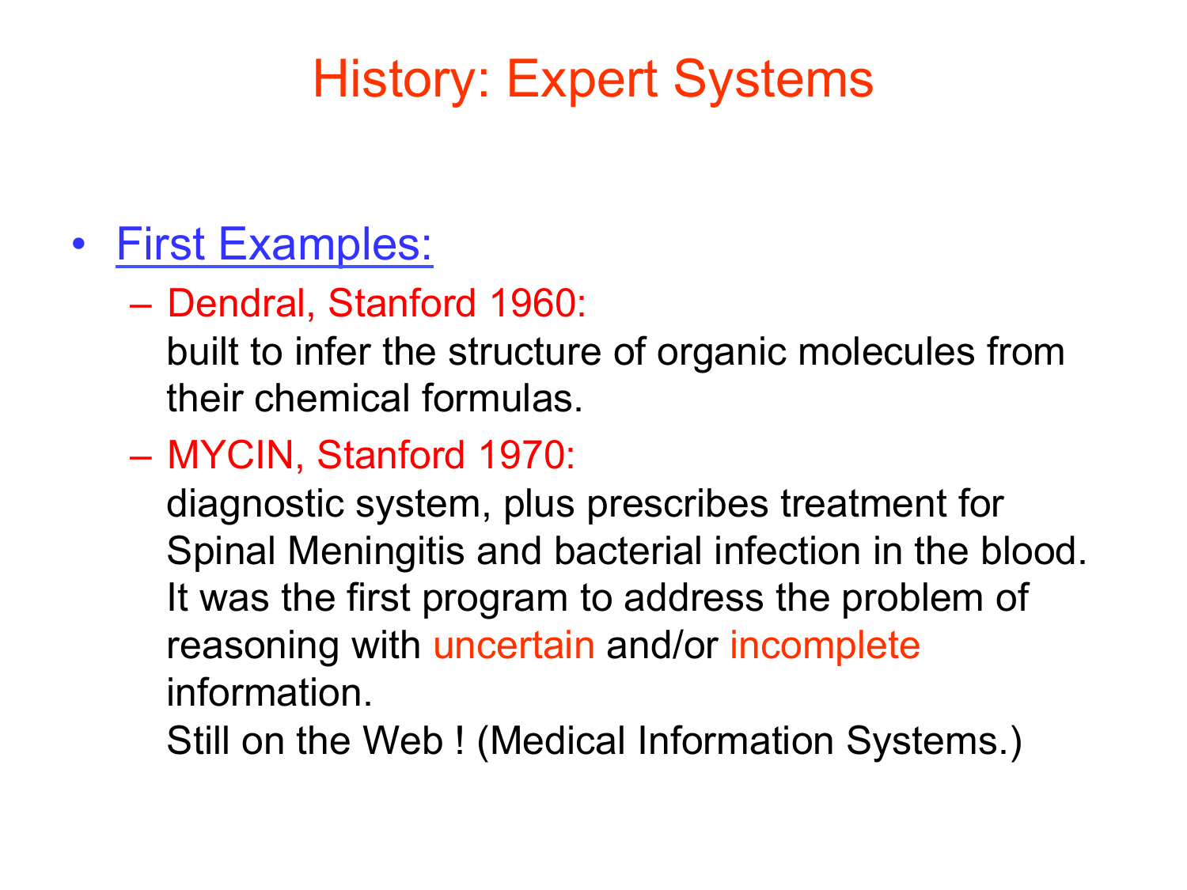# History: Expert Systems

- First Examples:
  - Dendral, Stanford 1960:
    built to infer the structure of organic molecules from their chemical formulas.
  - MYCIN, Stanford 1970:
    diagnostic system, plus prescribes treatment for Spinal Meningitis and bacterial infection in the blood. It was the first program to address the problem of reasoning with uncertain and/or incomplete information.
    Still on the Web ! (Medical Information Systems.)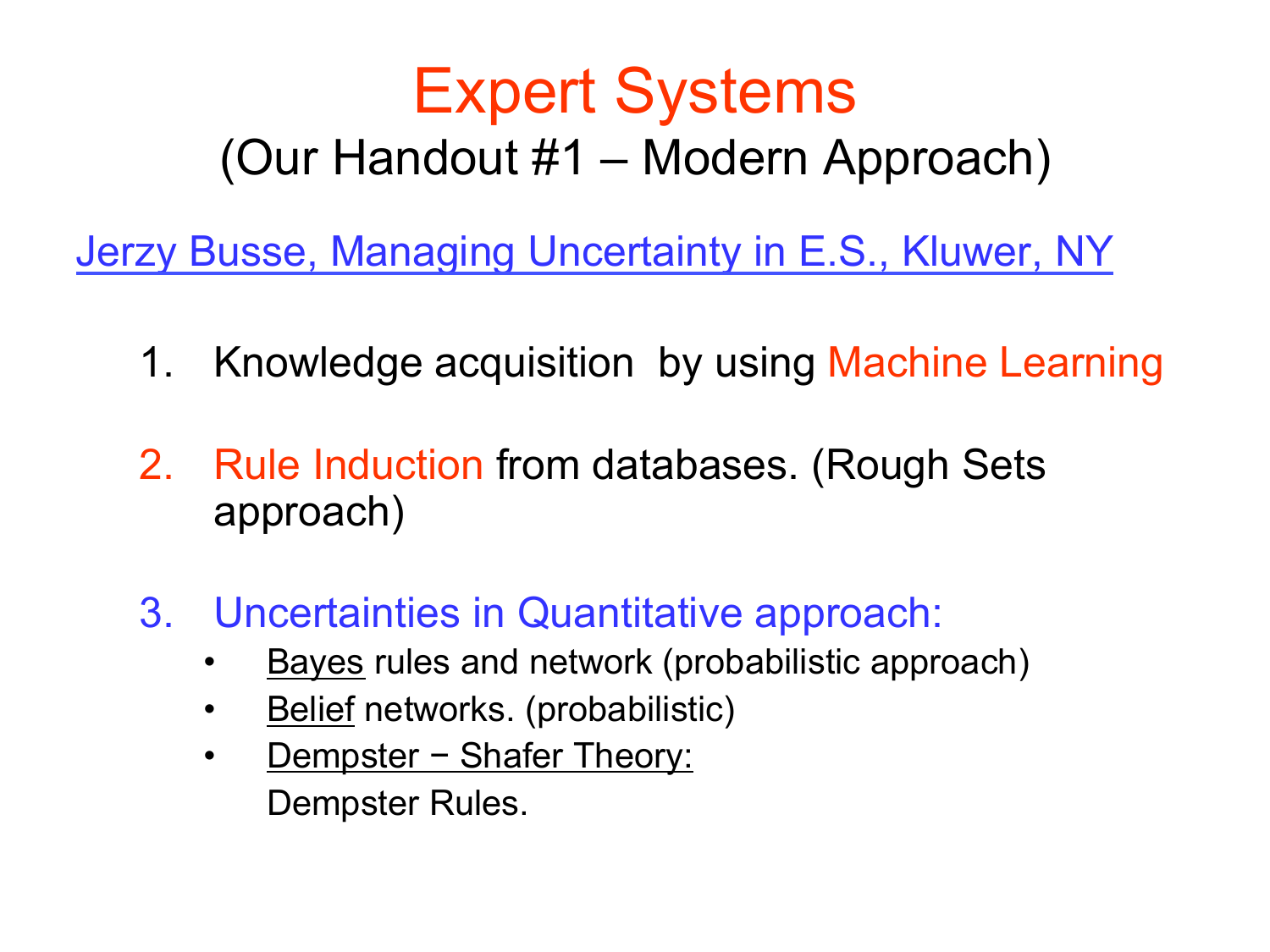# Expert Systems

## (Our Handout #1 – Modern Approach)

Jerzy Busse, Managing Uncertainty in E.S., Kluwer, NY

1. Knowledge acquisition by using Machine Learning

2. Rule Induction from databases. (Rough Sets approach)

3. Uncertainties in Quantitative approach:
   - Bayes rules and network (probabilistic approach)
   - Belief networks. (probabilistic)
   - Dempster − Shafer Theory:

     Dempster Rules.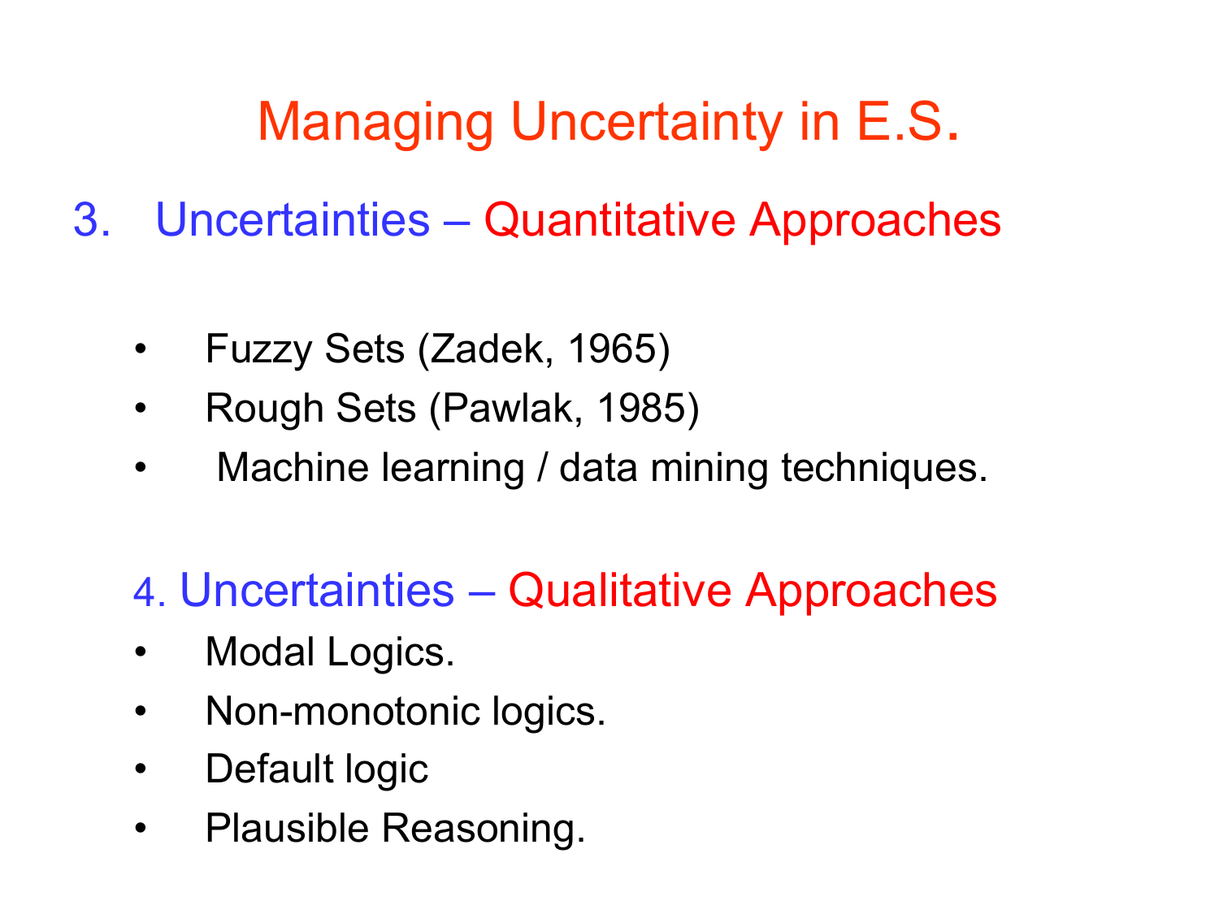# Managing Uncertainty in E.S.

## 3. Uncertainties – Quantitative Approaches

- Fuzzy Sets (Zadek, 1965)
- Rough Sets (Pawlak, 1985)
- Machine learning / data mining techniques.

## 4. Uncertainties – Qualitative Approaches

- Modal Logics.
- Non-monotonic logics.
- Default logic
- Plausible Reasoning.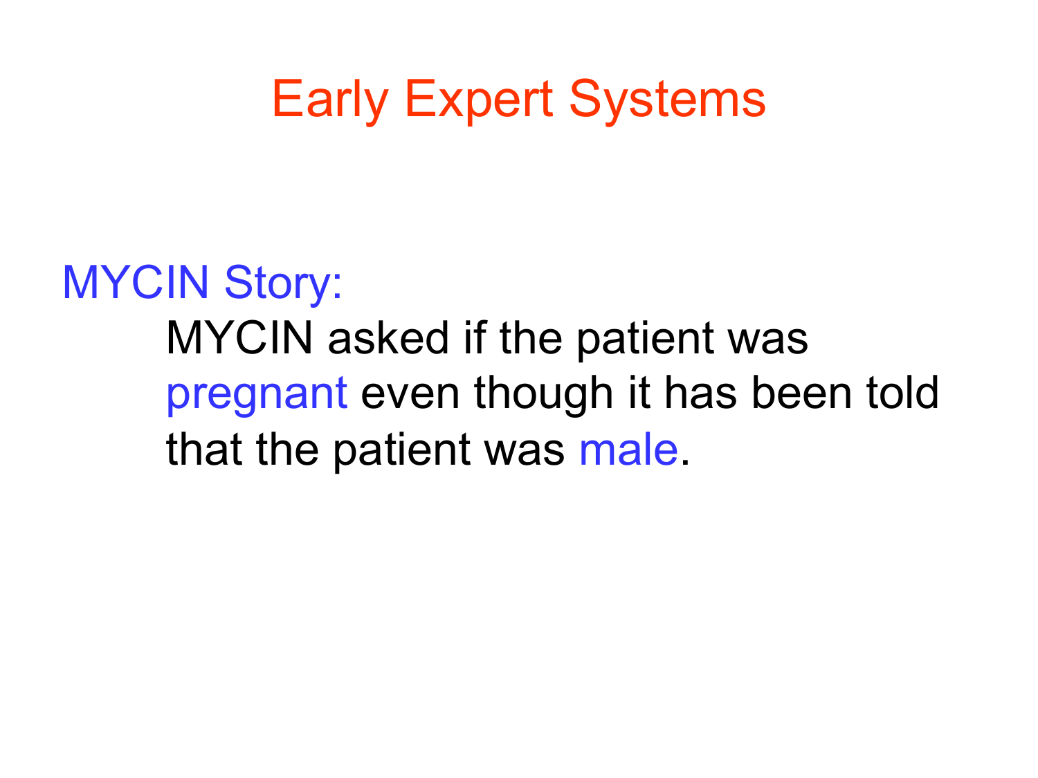# Early Expert Systems

MYCIN Story:

MYCIN asked if the patient was pregnant even though it has been told that the patient was male.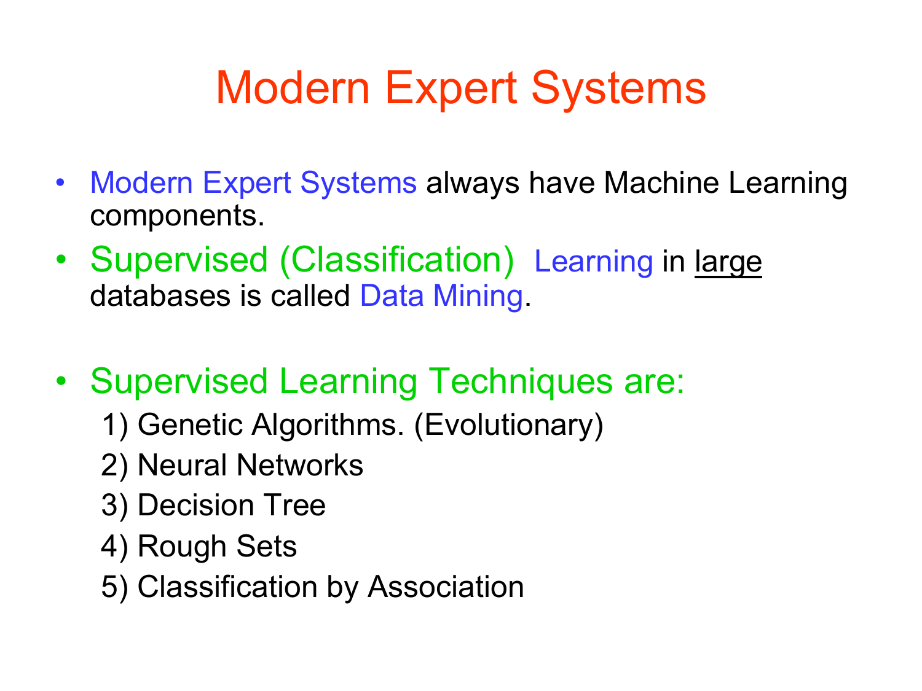# Modern Expert Systems

- Modern Expert Systems always have Machine Learning components.
- Supervised (Classification) Learning in large databases is called Data Mining.
- Supervised Learning Techniques are:
  1) Genetic Algorithms. (Evolutionary)
  2) Neural Networks
  3) Decision Tree
  4) Rough Sets
  5) Classification by Association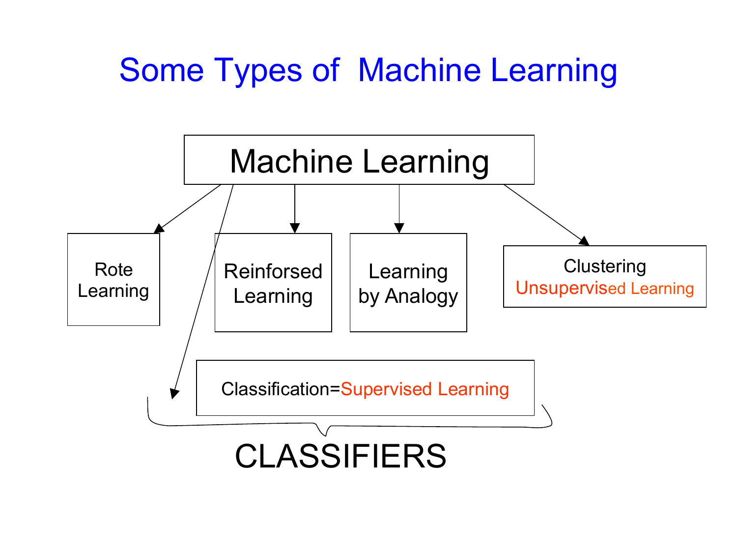# Some Types of Machine Learning

- Machine Learning
  - Rote Learning
  - Reinforsed Learning
  - Learning by Analogy
  - Clustering Unsupervised Learning
  - Classification=Supervised Learning

CLASSIFIERS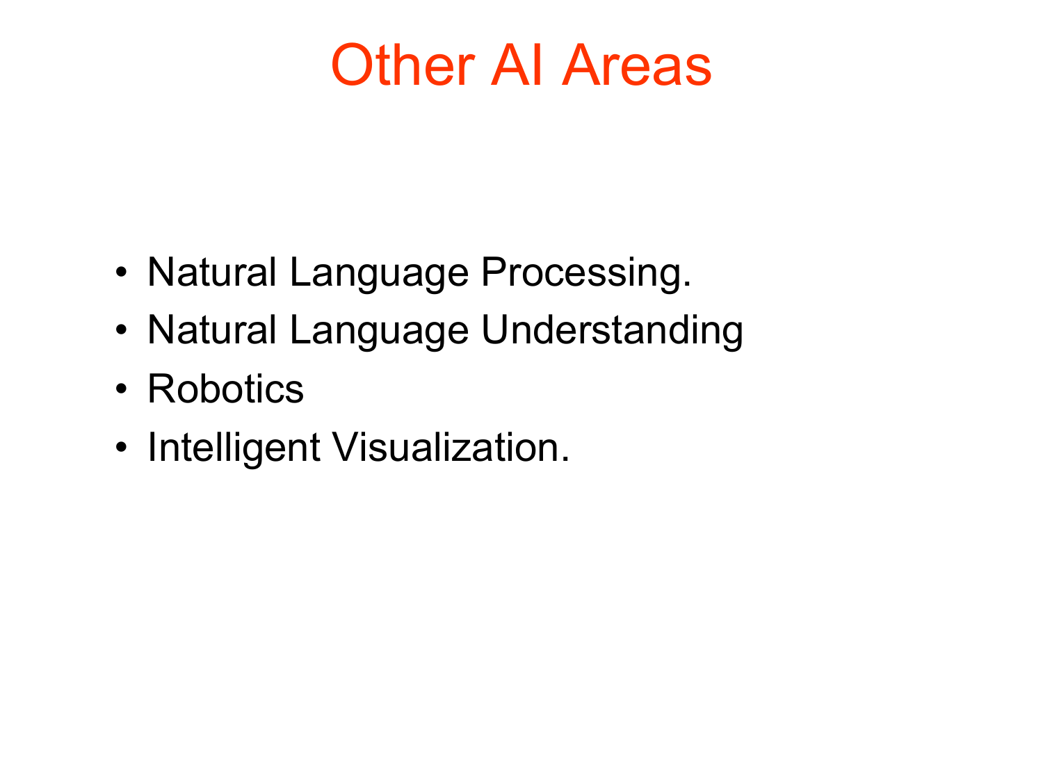# Other AI Areas

- Natural Language Processing.
- Natural Language Understanding
- Robotics
- Intelligent Visualization.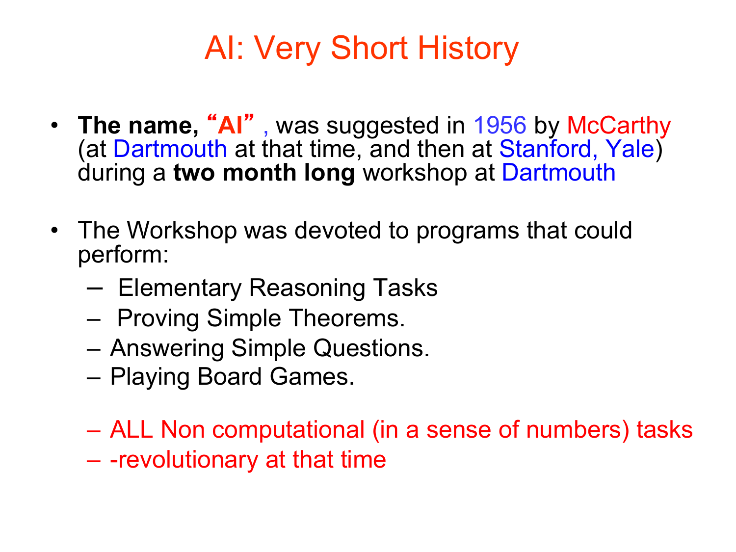# AI: Very Short History

- **The name, "AI"** , was suggested in 1956 by McCarthy (at Dartmouth at that time, and then at Stanford, Yale) during a **two month long** workshop at Dartmouth

- The Workshop was devoted to programs that could perform:
  - Elementary Reasoning Tasks
  - Proving Simple Theorems.
  - Answering Simple Questions.
  - Playing Board Games.

  - ALL Non computational (in a sense of numbers) tasks
  - -revolutionary at that time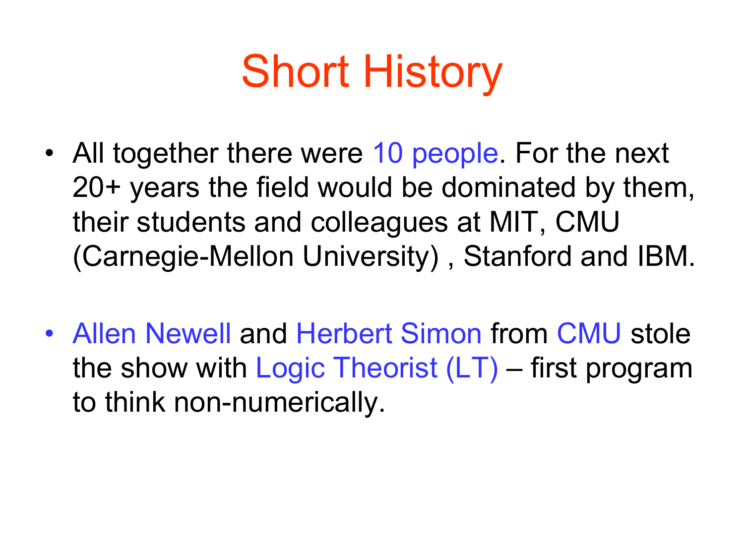# Short History

- All together there were 10 people. For the next 20+ years the field would be dominated by them, their students and colleagues at MIT, CMU (Carnegie-Mellon University) , Stanford and IBM.

- Allen Newell and Herbert Simon from CMU stole the show with Logic Theorist (LT) – first program to think non-numerically.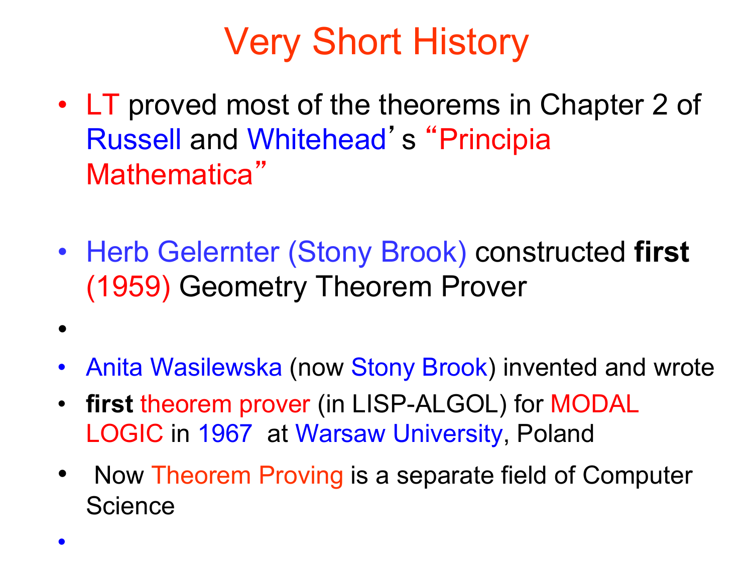# Very Short History

- LT proved most of the theorems in Chapter 2 of Russell and Whitehead's "Principia Mathematica"
- Herb Gelernter (Stony Brook) constructed **first** (1959) Geometry Theorem Prover
- Anita Wasilewska (now Stony Brook) invented and wrote
- **first** theorem prover (in LISP-ALGOL) for MODAL LOGIC in 1967 at Warsaw University, Poland
- Now Theorem Proving is a separate field of Computer Science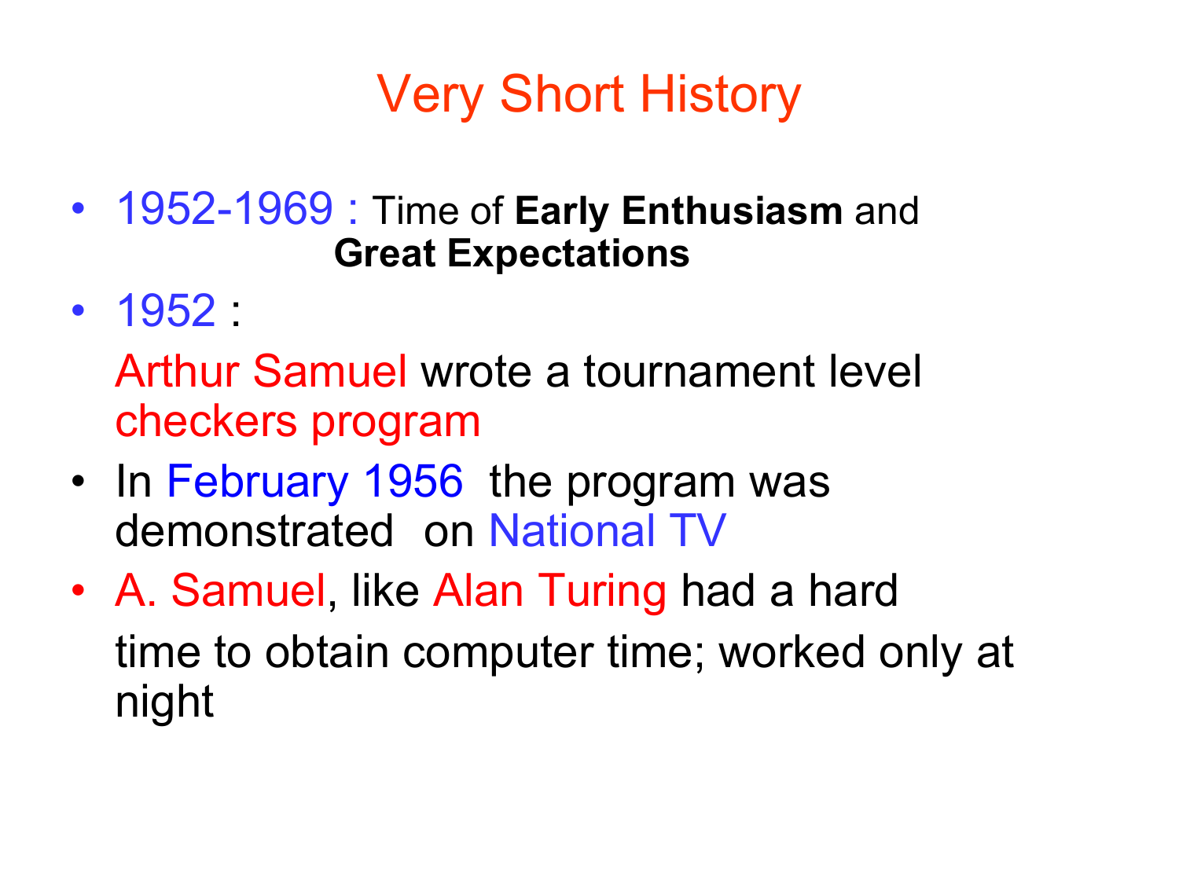# Very Short History

- 1952-1969 : Time of **Early Enthusiasm** and **Great Expectations**
- 1952 :

  Arthur Samuel wrote a tournament level checkers program
- In February 1956 the program was demonstrated on National TV
- A. Samuel, like Alan Turing had a hard time to obtain computer time; worked only at night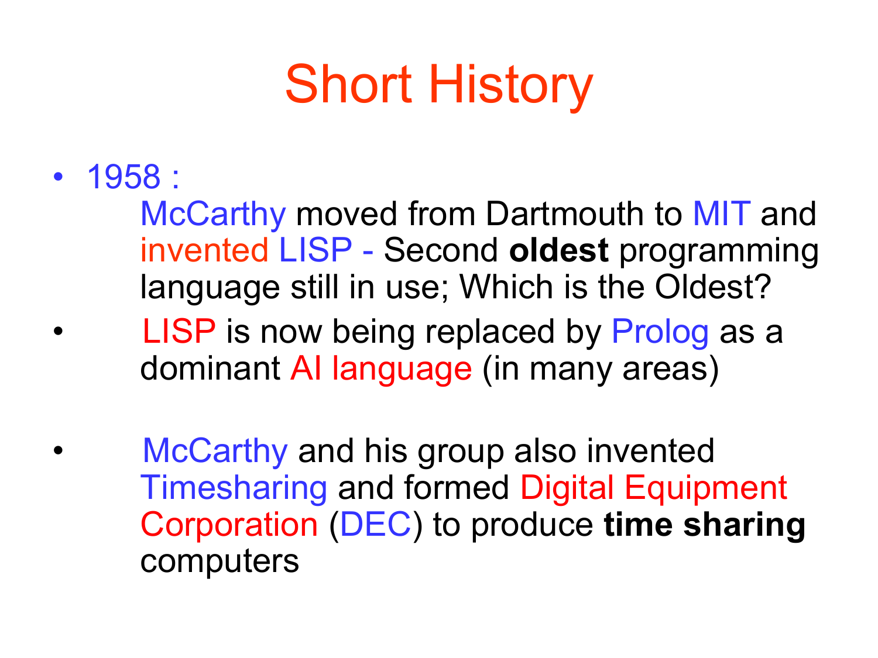# Short History

- 1958 :
  McCarthy moved from Dartmouth to MIT and invented LISP - Second **oldest** programming language still in use; Which is the Oldest?
- LISP is now being replaced by Prolog as a dominant AI language (in many areas)
- McCarthy and his group also invented Timesharing and formed Digital Equipment Corporation (DEC) to produce **time sharing** computers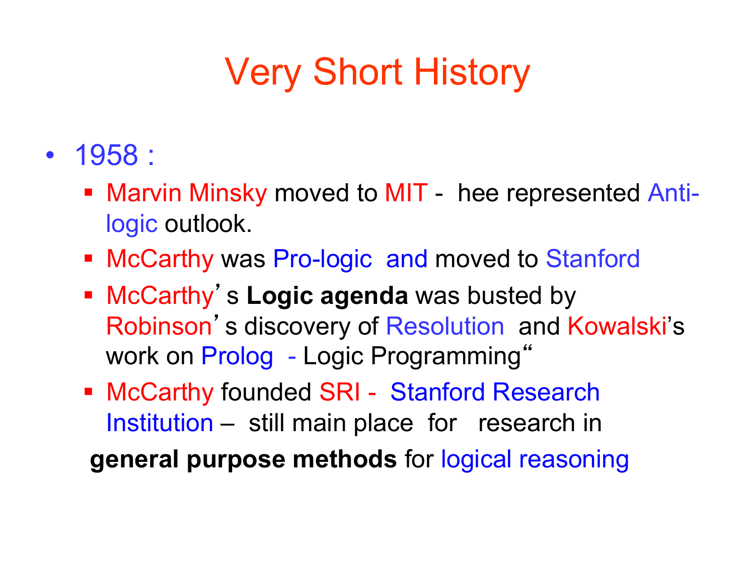# Very Short History

- 1958 :
  - Marvin Minsky moved to MIT - hee represented Anti-logic outlook.
  - McCarthy was Pro-logic and moved to Stanford
  - McCarthy's **Logic agenda** was busted by Robinson's discovery of Resolution and Kowalski's work on Prolog - Logic Programming"
  - McCarthy founded SRI - Stanford Research Institution – still main place for research in

**general purpose methods** for logical reasoning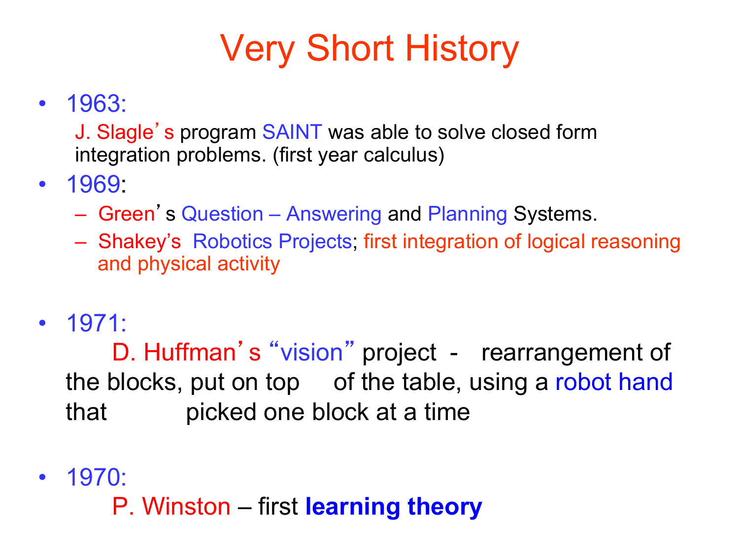# Very Short History

- 1963:

  J. Slagle's program SAINT was able to solve closed form integration problems. (first year calculus)

- 1969:
  - Green's Question – Answering and Planning Systems.
  - Shakey's Robotics Projects; first integration of logical reasoning and physical activity

- 1971:

  D. Huffman's "vision" project - rearrangement of the blocks, put on top of the table, using a robot hand that picked one block at a time

- 1970:

  P. Winston – first **learning theory**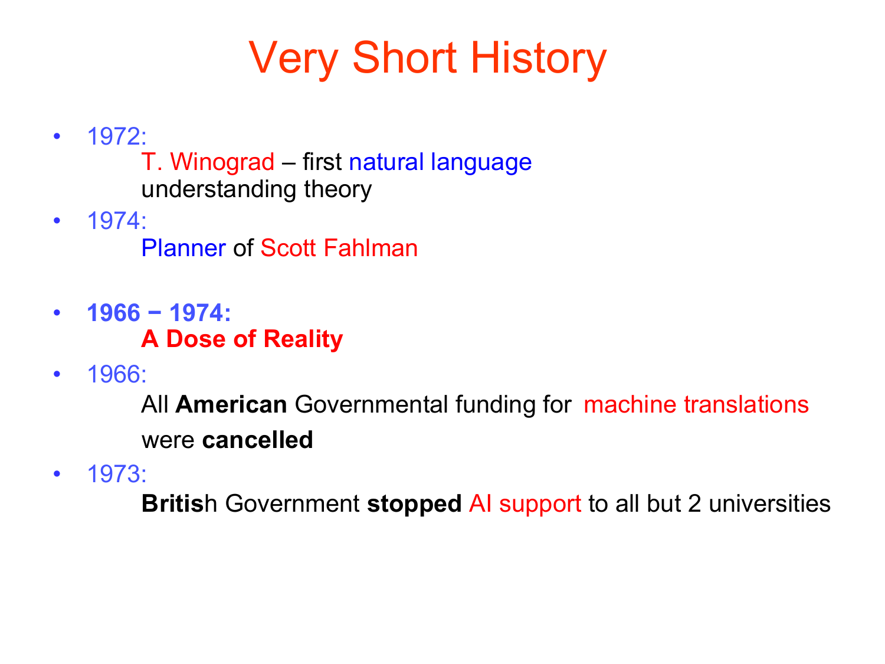# Very Short History

- 1972:
  T. Winograd – first natural language understanding theory
- 1974:
  Planner of Scott Fahlman

- **1966 − 1974:**
  **A Dose of Reality**
- 1966:
  All **American** Governmental funding for machine translations were **cancelled**
- 1973:
  **Britis**h Government **stopped** AI support to all but 2 universities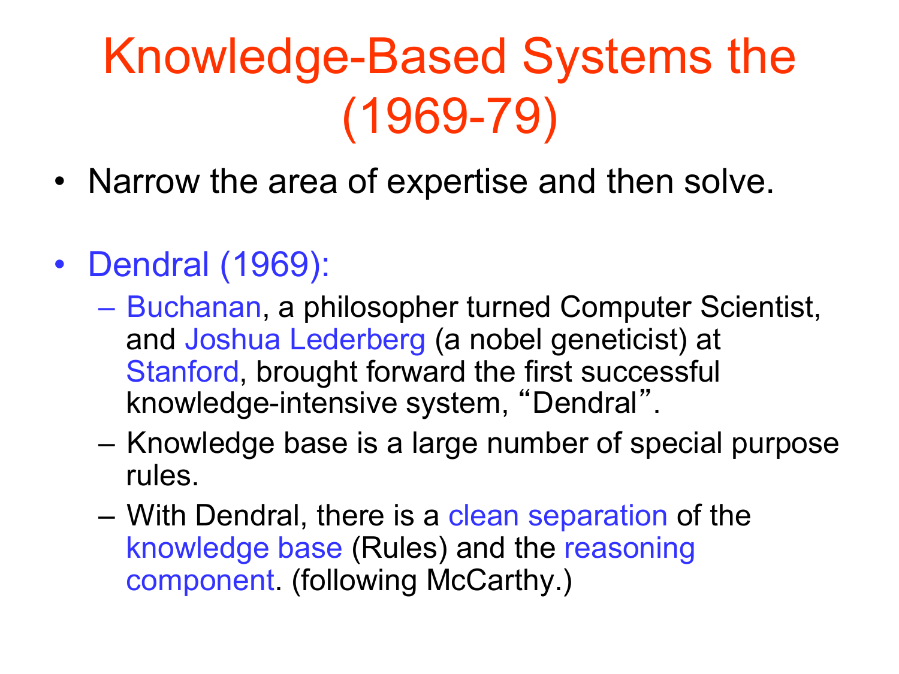# Knowledge-Based Systems the (1969-79)

- Narrow the area of expertise and then solve.
- Dendral (1969):
  - Buchanan, a philosopher turned Computer Scientist, and Joshua Lederberg (a nobel geneticist) at Stanford, brought forward the first successful knowledge-intensive system, "Dendral".
  - Knowledge base is a large number of special purpose rules.
  - With Dendral, there is a clean separation of the knowledge base (Rules) and the reasoning component. (following McCarthy.)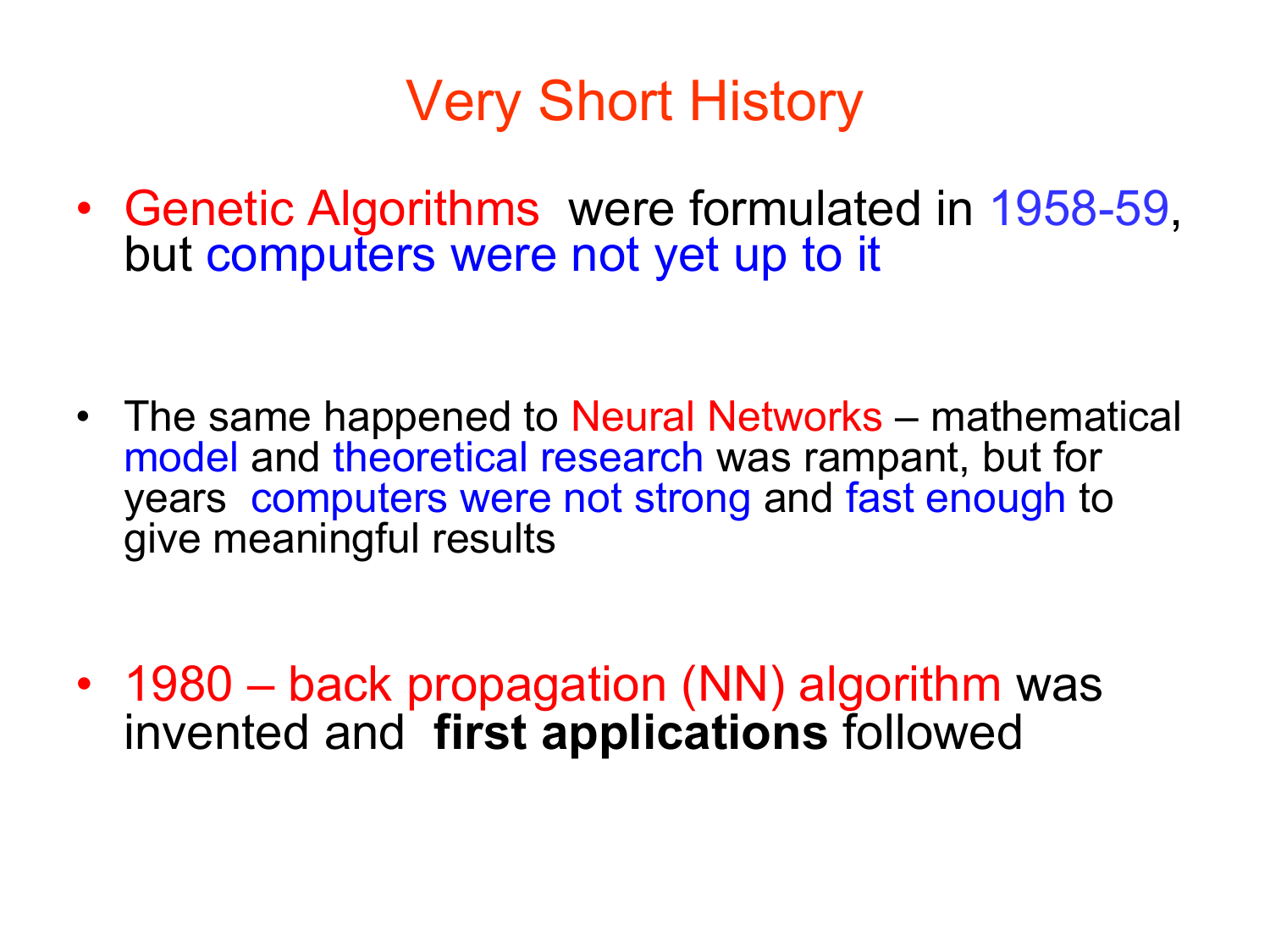# Very Short History

- Genetic Algorithms were formulated in 1958-59, but computers were not yet up to it

- The same happened to Neural Networks – mathematical model and theoretical research was rampant, but for years computers were not strong and fast enough to give meaningful results

- 1980 – back propagation (NN) algorithm was invented and **first applications** followed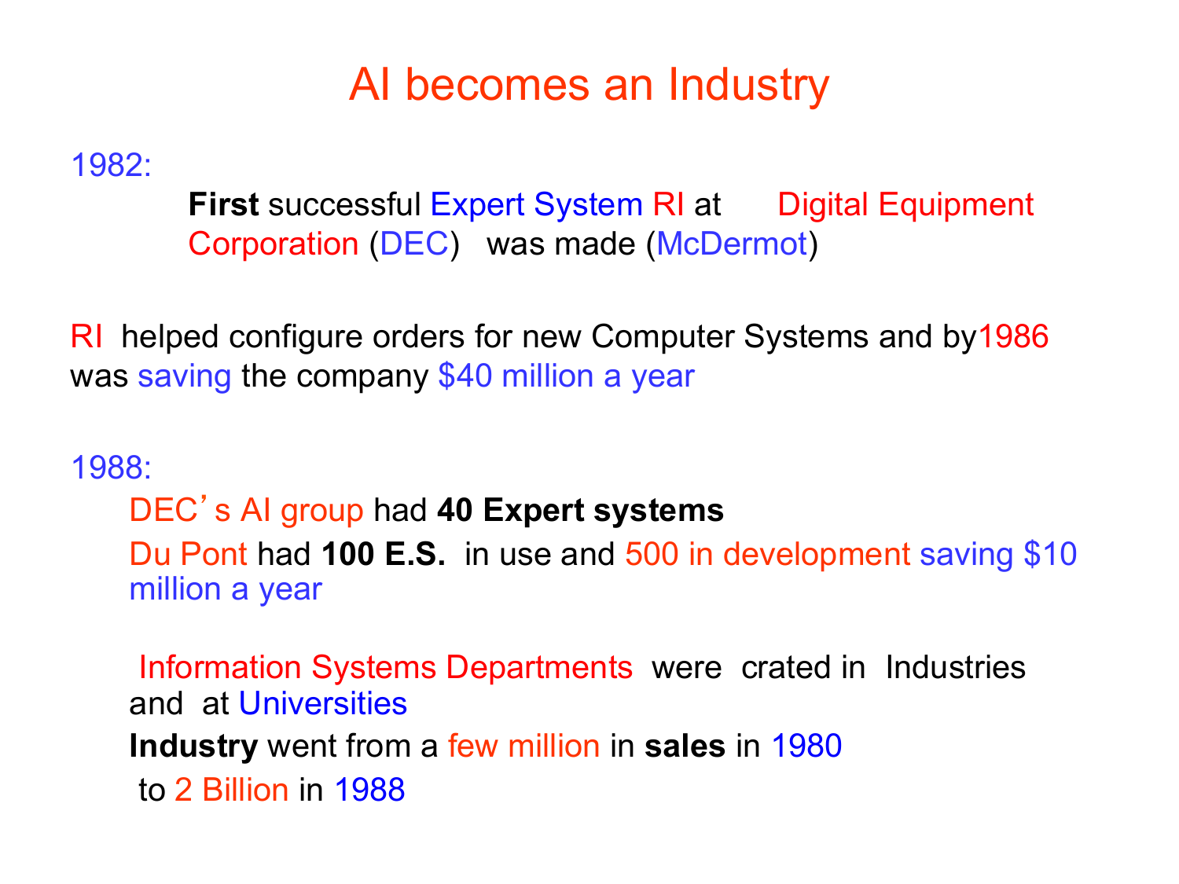# AI becomes an Industry

1982:

**First** successful Expert System RI at Digital Equipment Corporation (DEC) was made (McDermot)

RI helped configure orders for new Computer Systems and by1986 was saving the company $40 million a year

1988:

DEC's AI group had **40 Expert systems**

Du Pont had **100 E.S.** in use and 500 in development saving $10 million a year

Information Systems Departments were crated in Industries and at Universities

**Industry** went from a few million in **sales** in 1980 to 2 Billion in 1988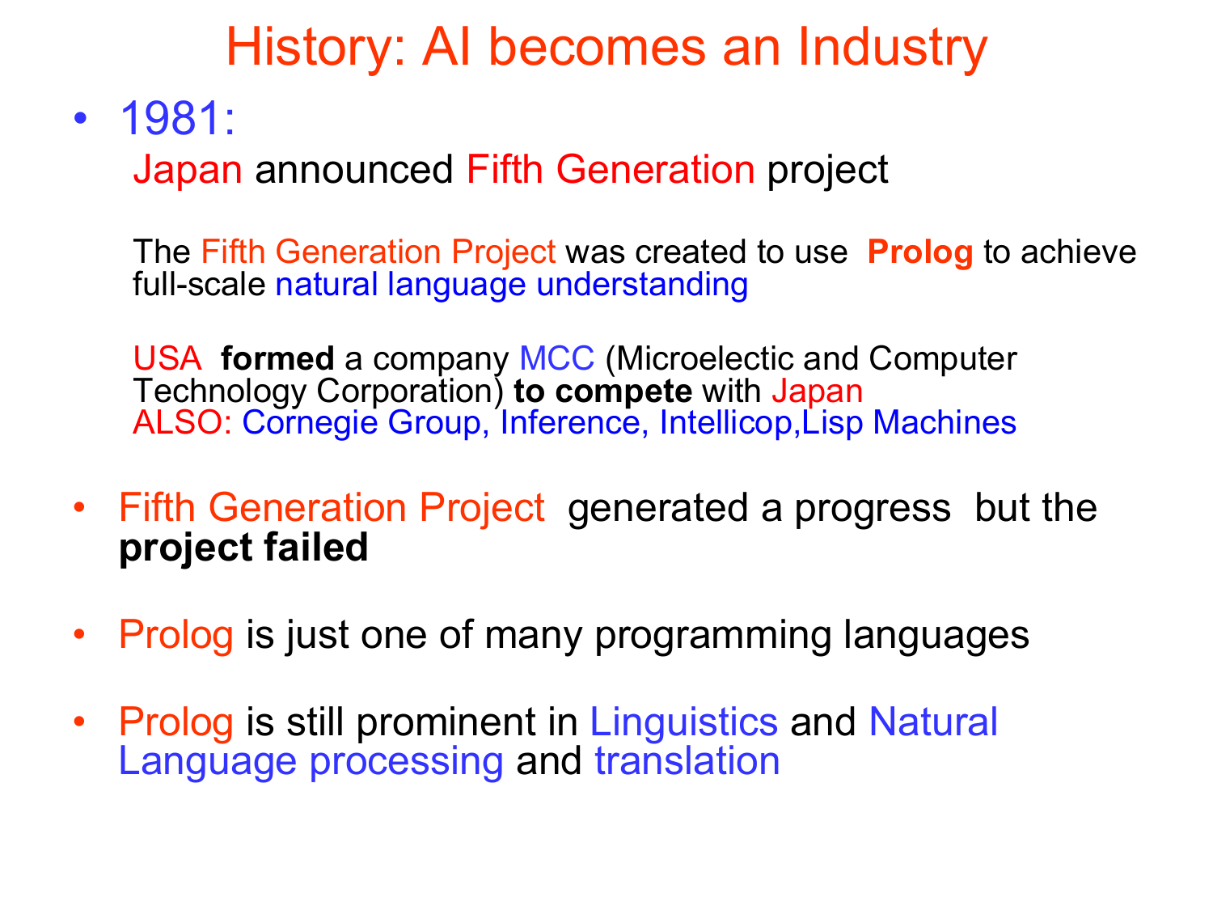# History: AI becomes an Industry

- 1981:

  Japan announced Fifth Generation project

  The Fifth Generation Project was created to use **Prolog** to achieve full-scale natural language understanding

  USA **formed** a company MCC (Microelectic and Computer Technology Corporation) **to compete** with Japan
  ALSO: Cornegie Group, Inference, Intellicop,Lisp Machines

- Fifth Generation Project generated a progress but the **project failed**

- Prolog is just one of many programming languages

- Prolog is still prominent in Linguistics and Natural Language processing and translation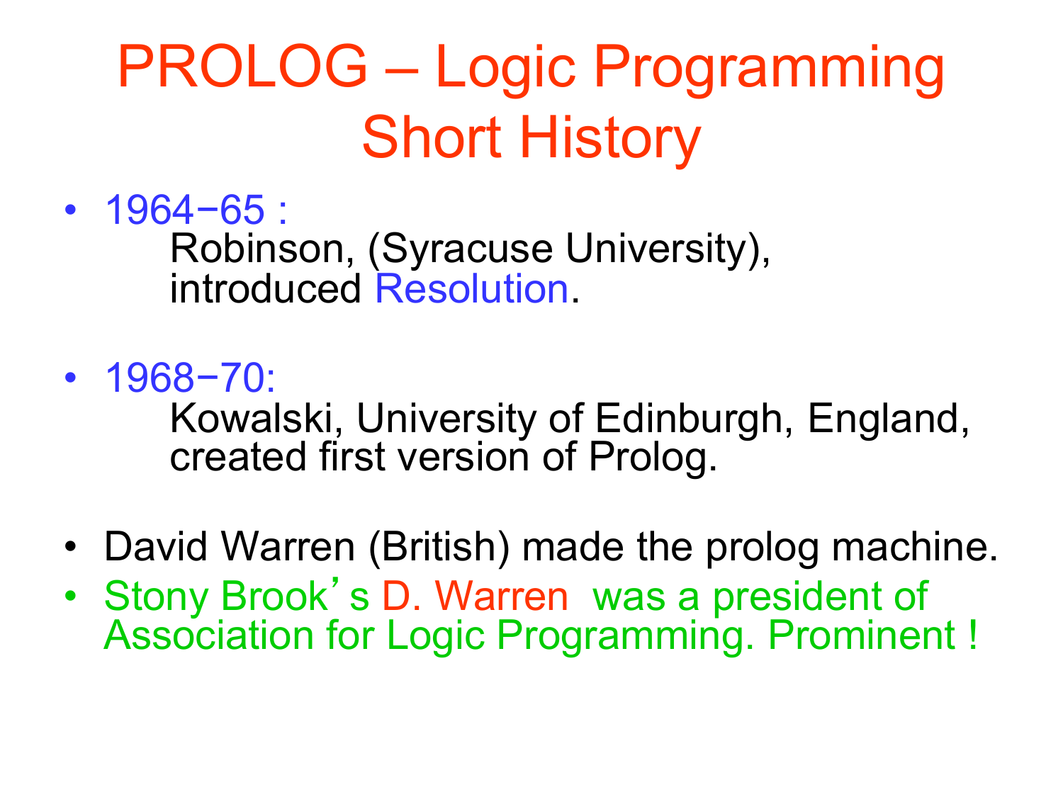# PROLOG – Logic Programming Short History

- 1964−65 :
  Robinson, (Syracuse University),
  introduced Resolution.

- 1968−70:
  Kowalski, University of Edinburgh, England,
  created first version of Prolog.

- David Warren (British) made the prolog machine.
- Stony Brook's D. Warren was a president of Association for Logic Programming. Prominent !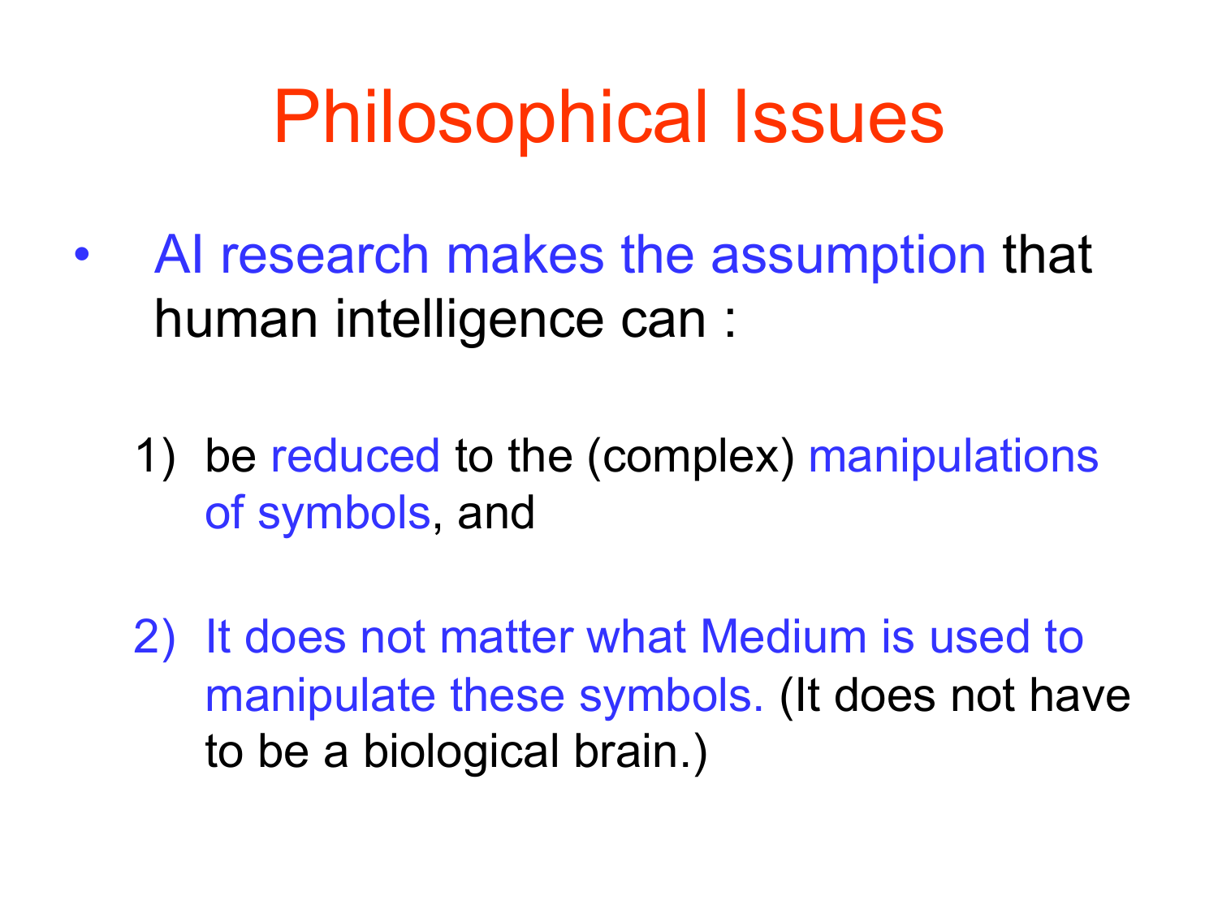# Philosophical Issues

- AI research makes the assumption that human intelligence can :

  1) be reduced to the (complex) manipulations of symbols, and

  2) It does not matter what Medium is used to manipulate these symbols. (It does not have to be a biological brain.)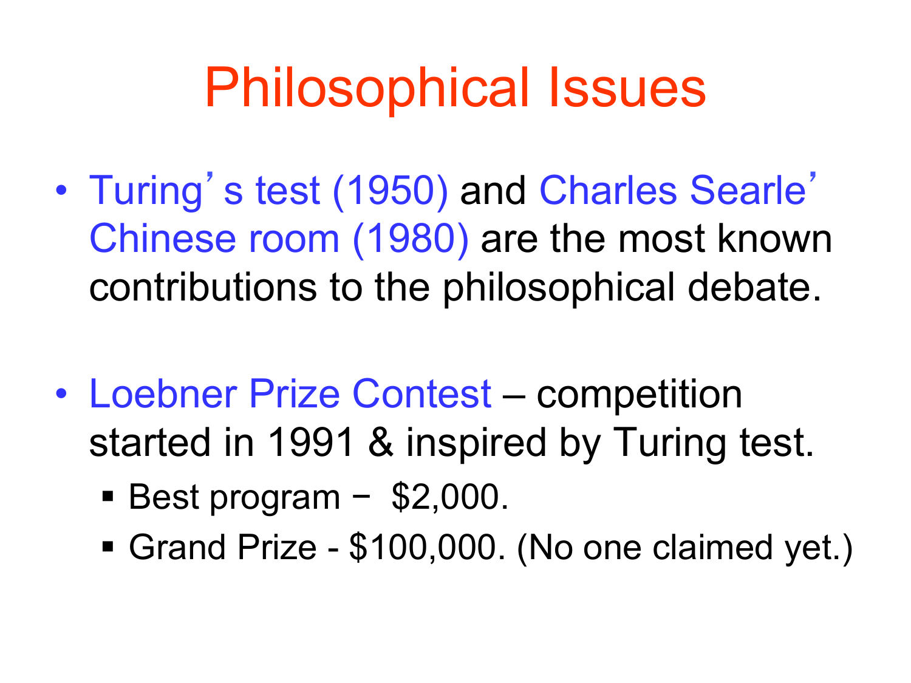# Philosophical Issues

- Turing's test (1950) and Charles Searle' Chinese room (1980) are the most known contributions to the philosophical debate.

- Loebner Prize Contest – competition started in 1991 & inspired by Turing test.
  - Best program − $2,000.
  - Grand Prize - $100,000. (No one claimed yet.)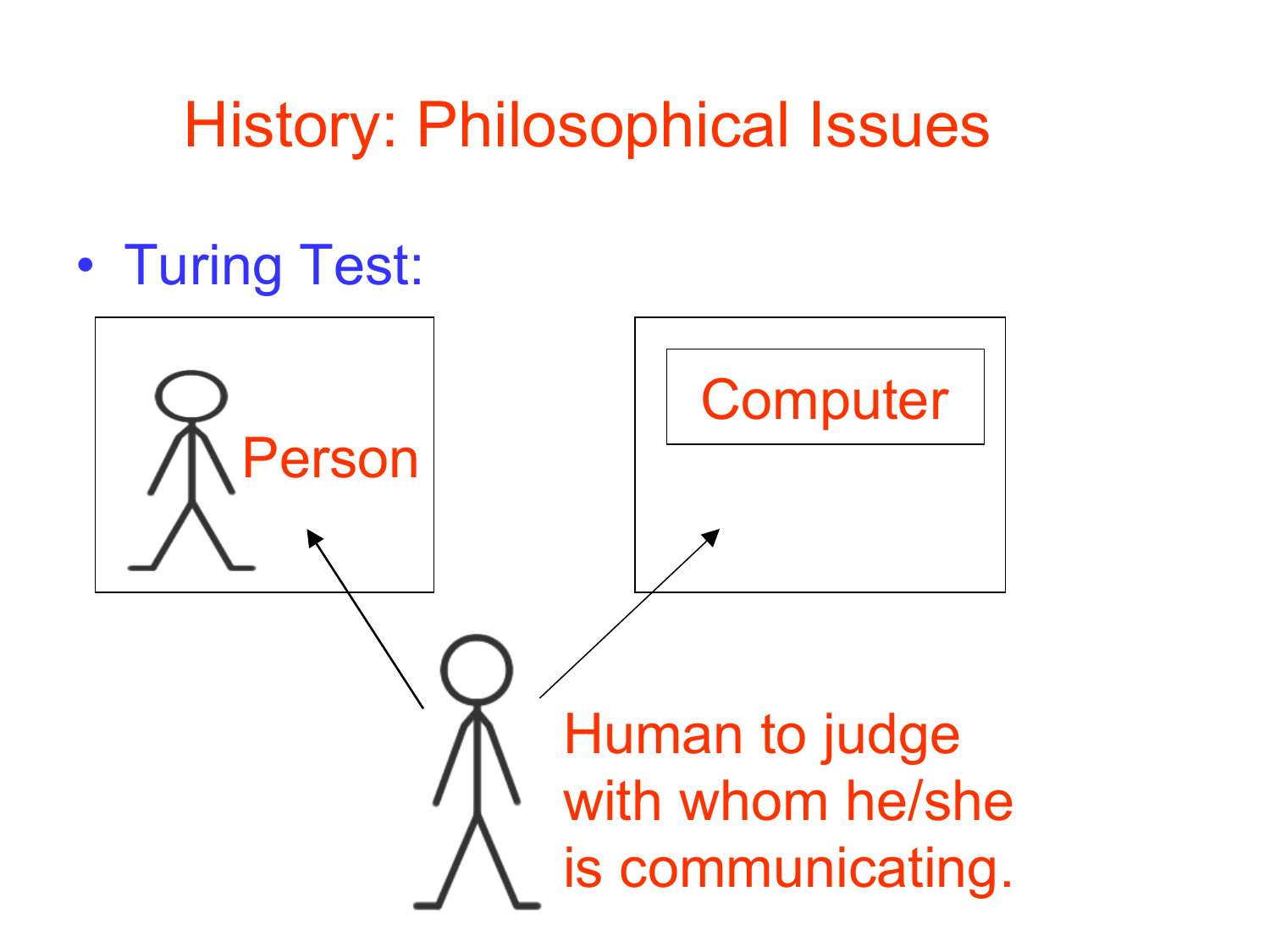# History: Philosophical Issues

- Turing Test:

Person

Computer

Human to judge with whom he/she is communicating.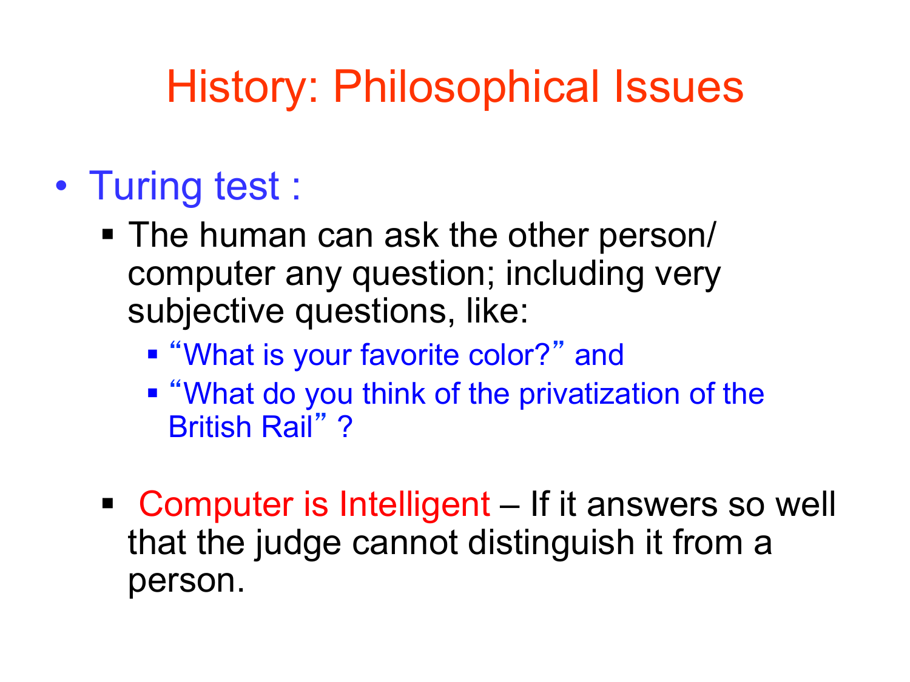# History: Philosophical Issues

- Turing test :
  - The human can ask the other person/ computer any question; including very subjective questions, like:
    - "What is your favorite color?" and
    - "What do you think of the privatization of the British Rail" ?
  - Computer is Intelligent – If it answers so well that the judge cannot distinguish it from a person.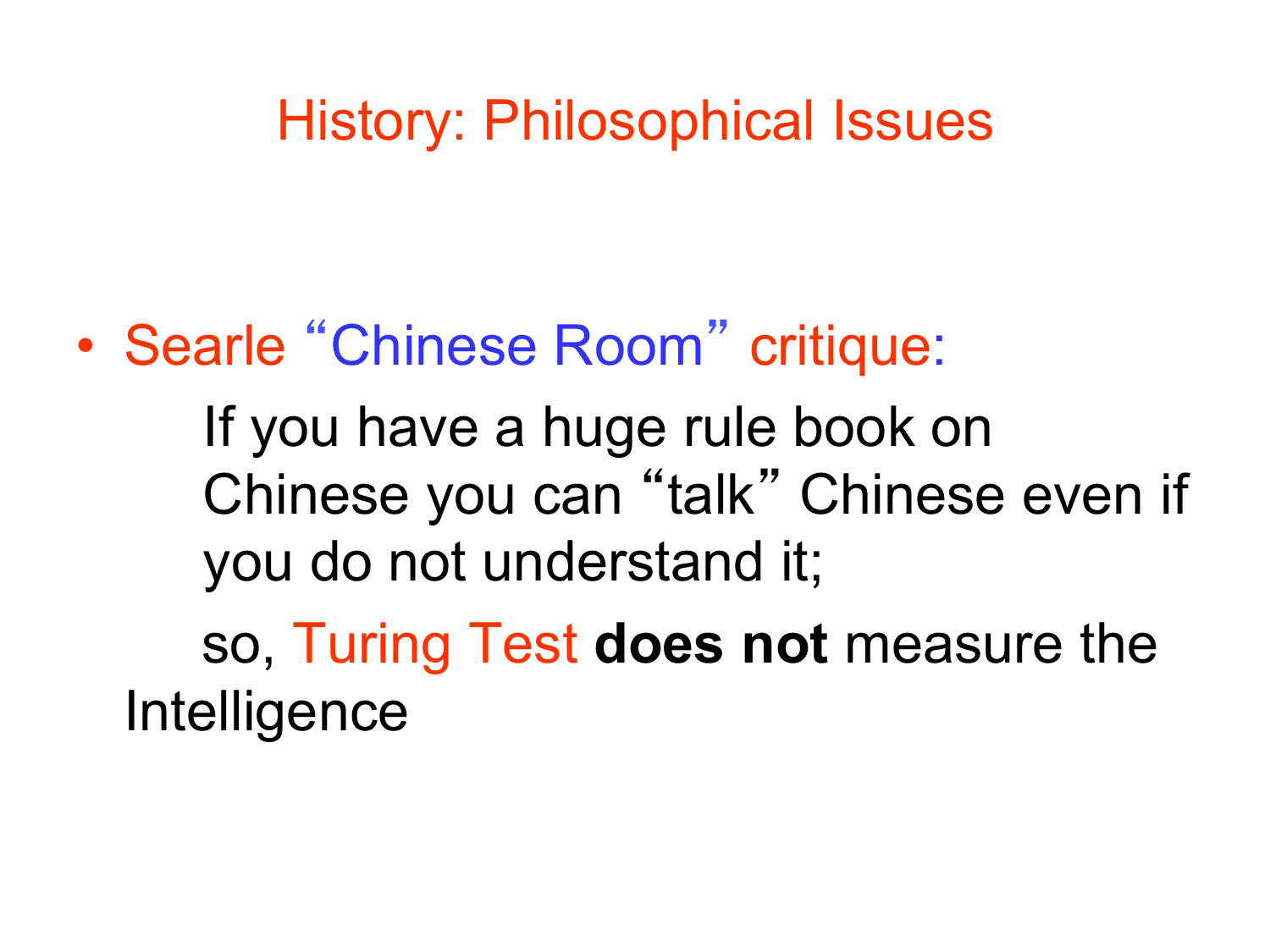# History: Philosophical Issues

- Searle "Chinese Room" critique:

  If you have a huge rule book on Chinese you can "talk" Chinese even if you do not understand it;

  so, Turing Test **does not** measure the Intelligence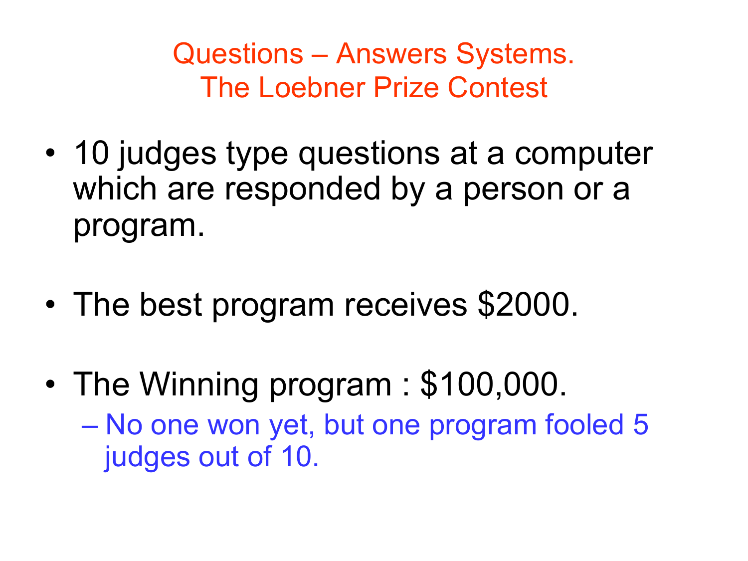# Questions – Answers Systems.
# The Loebner Prize Contest

- 10 judges type questions at a computer which are responded by a person or a program.

- The best program receives $2000.

- The Winning program : $100,000.
  - No one won yet, but one program fooled 5 judges out of 10.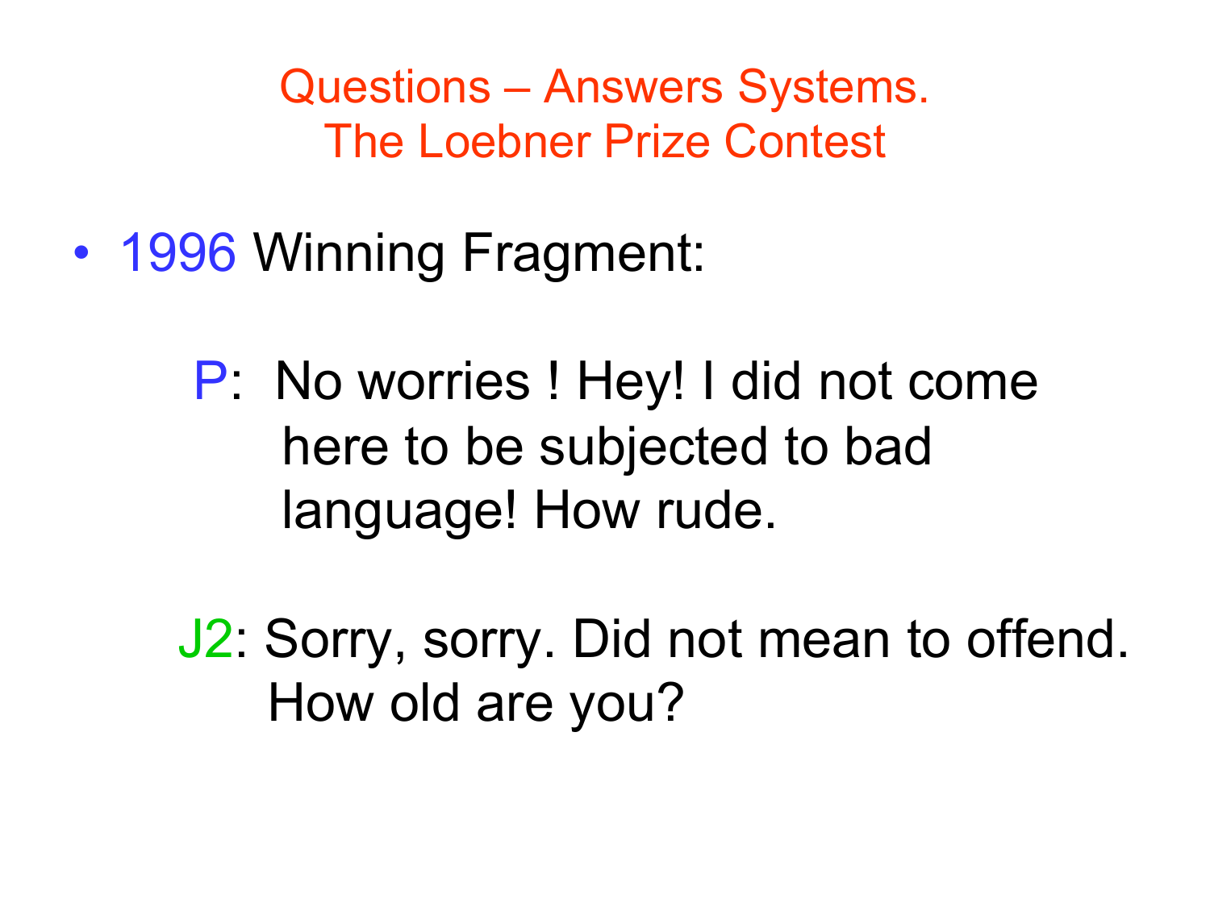# Questions – Answers Systems. The Loebner Prize Contest

- 1996 Winning Fragment:

  P: No worries ! Hey! I did not come here to be subjected to bad language! How rude.

  J2: Sorry, sorry. Did not mean to offend. How old are you?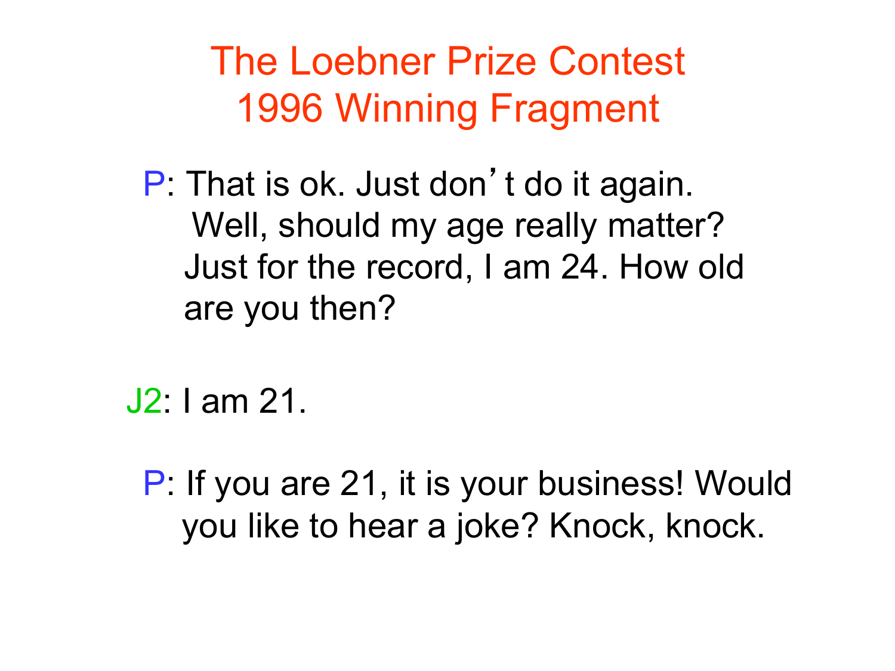# The Loebner Prize Contest 1996 Winning Fragment

P: That is ok. Just don't do it again. Well, should my age really matter? Just for the record, I am 24. How old are you then?

J2: I am 21.

P: If you are 21, it is your business! Would you like to hear a joke? Knock, knock.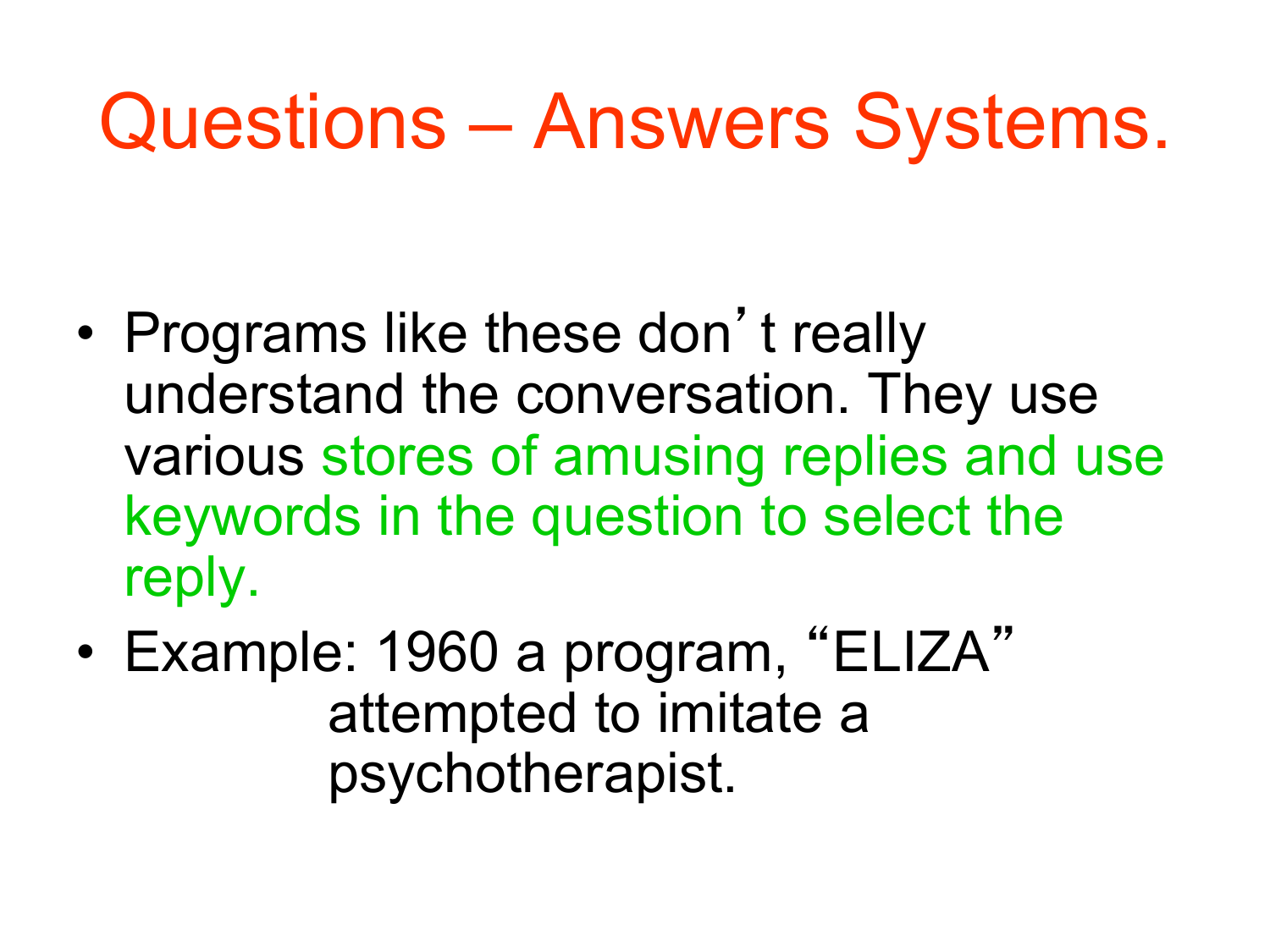# Questions – Answers Systems.

- Programs like these don't really understand the conversation. They use various stores of amusing replies and use keywords in the question to select the reply.
- Example: 1960 a program, "ELIZA" attempted to imitate a psychotherapist.